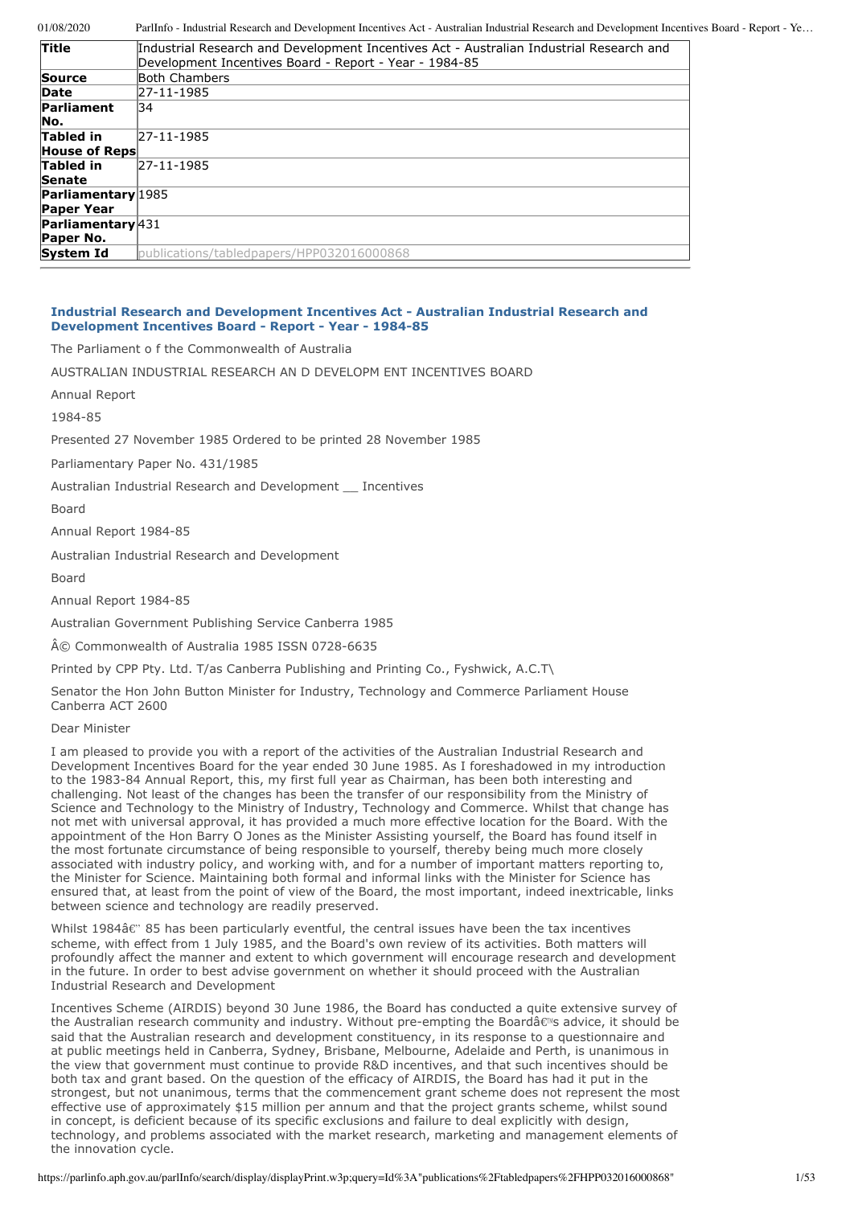| Title | Industrial Research and Development Incentives Act - Australian Industrial Research and Development Incentives Board - Report - Year - 1984-85 |
|---|---|
| Source | Both Chambers |
| Date | 27-11-1985 |
| Parliament No. | 34 |
| Tabled in House of Reps | 27-11-1985 |
| Tabled in Senate | 27-11-1985 |
| Parliamentary Paper Year | 1985 |
| Parliamentary Paper No. | 431 |
| System Id | publications/tabledpapers/HPP032016000868 |

## Industrial Research and Development Incentives Act - Australian Industrial Research and Development Incentives Board - Report - Year - 1984-85

The Parliament o f the Commonwealth of Australia

AUSTRALIAN INDUSTRIAL RESEARCH AN D DEVELOPM ENT INCENTIVES BOARD

Annual Report

1984-85

Presented 27 November 1985 Ordered to be printed 28 November 1985

Parliamentary Paper No. 431/1985

Australian Industrial Research and Development __ Incentives

Board

Annual Report 1984-85

Australian Industrial Research and Development

Board

Annual Report 1984-85

Australian Government Publishing Service Canberra 1985

Â© Commonwealth of Australia 1985 ISSN 0728-6635

Printed by CPP Pty. Ltd. T/as Canberra Publishing and Printing Co., Fyshwick, A.C.T\

Senator the Hon John Button Minister for Industry, Technology and Commerce Parliament House Canberra ACT 2600

Dear Minister

I am pleased to provide you with a report of the activities of the Australian Industrial Research and Development Incentives Board for the year ended 30 June 1985. As I foreshadowed in my introduction to the 1983-84 Annual Report, this, my first full year as Chairman, has been both interesting and challenging. Not least of the changes has been the transfer of our responsibility from the Ministry of Science and Technology to the Ministry of Industry, Technology and Commerce. Whilst that change has not met with universal approval, it has provided a much more effective location for the Board. With the appointment of the Hon Barry O Jones as the Minister Assisting yourself, the Board has found itself in the most fortunate circumstance of being responsible to yourself, thereby being much more closely associated with industry policy, and working with, and for a number of important matters reporting to, the Minister for Science. Maintaining both formal and informal links with the Minister for Science has ensured that, at least from the point of view of the Board, the most important, indeed inextricable, links between science and technology are readily preserved.

Whilst 1984â€" 85 has been particularly eventful, the central issues have been the tax incentives scheme, with effect from 1 July 1985, and the Board's own review of its activities. Both matters will profoundly affect the manner and extent to which government will encourage research and development in the future. In order to best advise government on whether it should proceed with the Australian Industrial Research and Development

Incentives Scheme (AIRDIS) beyond 30 June 1986, the Board has conducted a quite extensive survey of the Australian research community and industry. Without pre-empting the Boardâ€™s advice, it should be said that the Australian research and development constituency, in its response to a questionnaire and at public meetings held in Canberra, Sydney, Brisbane, Melbourne, Adelaide and Perth, is unanimous in the view that government must continue to provide R&D incentives, and that such incentives should be both tax and grant based. On the question of the efficacy of AIRDIS, the Board has had it put in the strongest, but not unanimous, terms that the commencement grant scheme does not represent the most effective use of approximately $15 million per annum and that the project grants scheme, whilst sound in concept, is deficient because of its specific exclusions and failure to deal explicitly with design, technology, and problems associated with the market research, marketing and management elements of the innovation cycle.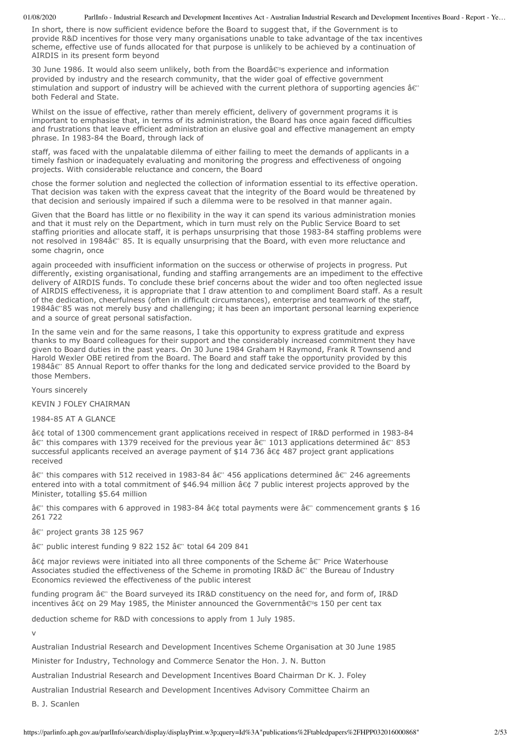In short, there is now sufficient evidence before the Board to suggest that, if the Government is to provide R&D incentives for those very many organisations unable to take advantage of the tax incentives scheme, effective use of funds allocated for that purpose is unlikely to be achieved by a continuation of AIRDIS in its present form beyond

30 June 1986. It would also seem unlikely, both from the Boardâ€™s experience and information provided by industry and the research community, that the wider goal of effective government stimulation and support of industry will be achieved with the current plethora of supporting agencies â€" both Federal and State.

Whilst on the issue of effective, rather than merely efficient, delivery of government programs it is important to emphasise that, in terms of its administration, the Board has once again faced difficulties and frustrations that leave efficient administration an elusive goal and effective management an empty phrase. In 1983-84 the Board, through lack of

staff, was faced with the unpalatable dilemma of either failing to meet the demands of applicants in a timely fashion or inadequately evaluating and monitoring the progress and effectiveness of ongoing projects. With considerable reluctance and concern, the Board

chose the former solution and neglected the collection of information essential to its effective operation. That decision was taken with the express caveat that the integrity of the Board would be threatened by that decision and seriously impaired if such a dilemma were to be resolved in that manner again.

Given that the Board has little or no flexibility in the way it can spend its various administration monies and that it must rely on the Department, which in turn must rely on the Public Service Board to set staffing priorities and allocate staff, it is perhaps unsurprising that those 1983-84 staffing problems were not resolved in 1984â€" 85. It is equally unsurprising that the Board, with even more reluctance and some chagrin, once

again proceeded with insufficient information on the success or otherwise of projects in progress. Put differently, existing organisational, funding and staffing arrangements are an impediment to the effective delivery of AIRDIS funds. To conclude these brief concerns about the wider and too often neglected issue of AIRDIS effectiveness, it is appropriate that I draw attention to and compliment Board staff. As a result of the dedication, cheerfulness (often in difficult circumstances), enterprise and teamwork of the staff, 1984â€"85 was not merely busy and challenging; it has been an important personal learning experience and a source of great personal satisfaction.

In the same vein and for the same reasons, I take this opportunity to express gratitude and express thanks to my Board colleagues for their support and the considerably increased commitment they have given to Board duties in the past years. On 30 June 1984 Graham H Raymond, Frank R Townsend and Harold Wexler OBE retired from the Board. The Board and staff take the opportunity provided by this 1984â€" 85 Annual Report to offer thanks for the long and dedicated service provided to the Board by those Members.

Yours sincerely

KEVIN J FOLEY CHAIRMAN

## 1984-85 AT A GLANCE

â€¢ total of 1300 commencement grant applications received in respect of IR&D performed in 1983-84 â€" this compares with 1379 received for the previous year â€" 1013 applications determined â€" 853 successful applicants received an average payment of $14 736 â€¢ 487 project grant applications received

â€" this compares with 512 received in 1983-84 â€" 456 applications determined â€" 246 agreements entered into with a total commitment of $46.94 million â€¢ 7 public interest projects approved by the Minister, totalling $5.64 million

â€" this compares with 6 approved in 1983-84 â€¢ total payments were â€" commencement grants $ 16 261 722

â€" project grants 38 125 967

â€" public interest funding 9 822 152 â€" total 64 209 841

â€¢ major reviews were initiated into all three components of the Scheme â€" Price Waterhouse Associates studied the effectiveness of the Scheme in promoting IR&D â€" the Bureau of Industry Economics reviewed the effectiveness of the public interest

funding program â€" the Board surveyed its IR&D constituency on the need for, and form of, IR&D incentives â€¢ on 29 May 1985, the Minister announced the Governmentâ€™s 150 per cent tax

deduction scheme for R&D with concessions to apply from 1 July 1985.

v

Australian Industrial Research and Development Incentives Scheme Organisation at 30 June 1985

Minister for Industry, Technology and Commerce Senator the Hon. J. N. Button

Australian Industrial Research and Development Incentives Board Chairman Dr K. J. Foley

Australian Industrial Research and Development Incentives Advisory Committee Chairm an

B. J. Scanlen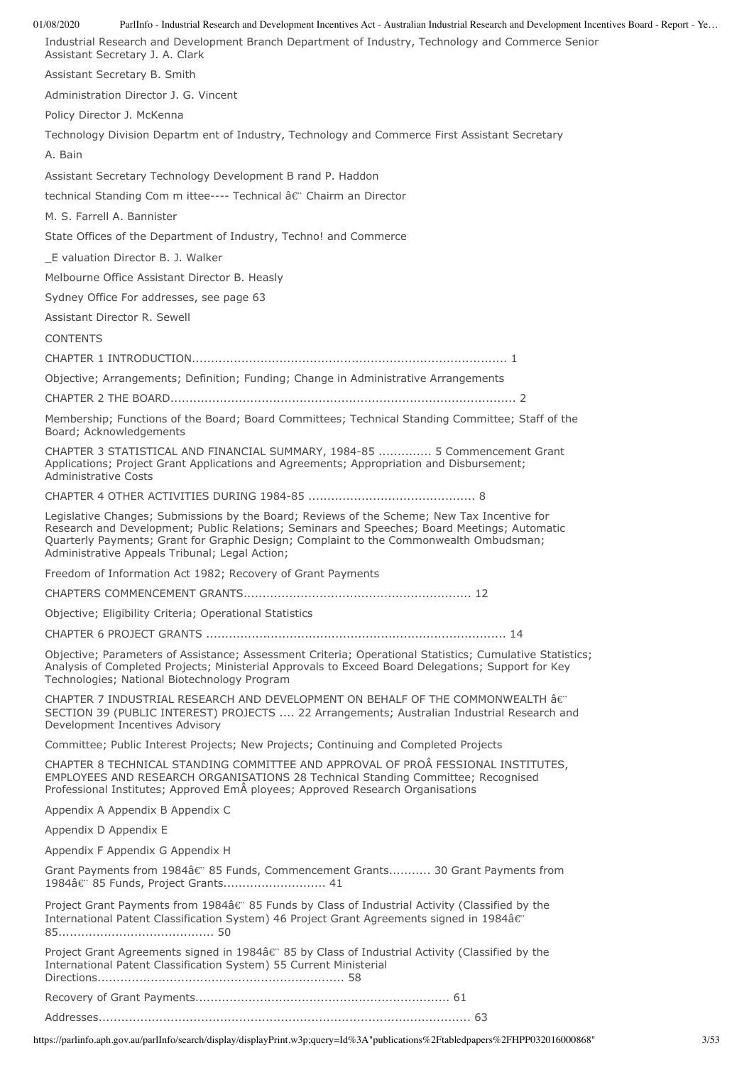Industrial Research and Development Branch Department of Industry, Technology and Commerce Senior Assistant Secretary J. A. Clark

Assistant Secretary B. Smith

Administration Director J. G. Vincent

Policy Director J. McKenna

Technology Division Departm ent of Industry, Technology and Commerce First Assistant Secretary

A. Bain

Assistant Secretary Technology Development B rand P. Haddon

technical Standing Com m ittee---- Technical â€" Chairm an Director

M. S. Farrell A. Bannister

State Offices of the Department of Industry, Techno! and Commerce

_E valuation Director B. J. Walker

Melbourne Office Assistant Director B. Heasly

Sydney Office For addresses, see page 63

Assistant Director R. Sewell

CONTENTS

CHAPTER 1 INTRODUCTION.................................................................................. 1

Objective; Arrangements; Definition; Funding; Change in Administrative Arrangements

CHAPTER 2 THE BOARD.......................................................................................... 2

Membership; Functions of the Board; Board Committees; Technical Standing Committee; Staff of the Board; Acknowledgements

CHAPTER 3 STATISTICAL AND FINANCIAL SUMMARY, 1984-85 ............. 5 Commencement Grant Applications; Project Grant Applications and Agreements; Appropriation and Disbursement; Administrative Costs

CHAPTER 4 OTHER ACTIVITIES DURING 1984-85 ........................................... 8

Legislative Changes; Submissions by the Board; Reviews of the Scheme; New Tax Incentive for Research and Development; Public Relations; Seminars and Speeches; Board Meetings; Automatic Quarterly Payments; Grant for Graphic Design; Complaint to the Commonwealth Ombudsman; Administrative Appeals Tribunal; Legal Action;

Freedom of Information Act 1982; Recovery of Grant Payments

CHAPTERS COMMENCEMENT GRANTS........................................................... 12

Objective; Eligibility Criteria; Operational Statistics

CHAPTER 6 PROJECT GRANTS .............................................................................. 14

Objective; Parameters of Assistance; Assessment Criteria; Operational Statistics; Cumulative Statistics; Analysis of Completed Projects; Ministerial Approvals to Exceed Board Delegations; Support for Key Technologies; National Biotechnology Program

CHAPTER 7 INDUSTRIAL RESEARCH AND DEVELOPMENT ON BEHALF OF THE COMMONWEALTH â€" SECTION 39 (PUBLIC INTEREST) PROJECTS .... 22 Arrangements; Australian Industrial Research and Development Incentives Advisory

Committee; Public Interest Projects; New Projects; Continuing and Completed Projects

CHAPTER 8 TECHNICAL STANDING COMMITTEE AND APPROVAL OF PROÂ FESSIONAL INSTITUTES, EMPLOYEES AND RESEARCH ORGANISATIONS 28 Technical Standing Committee; Recognised Professional Institutes; Approved EmÂ ployees; Approved Research Organisations

Appendix A Appendix B Appendix C

Appendix D Appendix E

Appendix F Appendix G Appendix H

Grant Payments from 1984â€" 85 Funds, Commencement Grants........... 30 Grant Payments from 1984â€" 85 Funds, Project Grants........................... 41

Project Grant Payments from 1984â€" 85 Funds by Class of Industrial Activity (Classified by the International Patent Classification System) 46 Project Grant Agreements signed in 1984â€" 85......................................... 50

Project Grant Agreements signed in 1984â€" 85 by Class of Industrial Activity (Classified by the International Patent Classification System) 55 Current Ministerial Directions................................................................ 58

Recovery of Grant Payments................................................................... 61

Addresses.................................................................................................. 63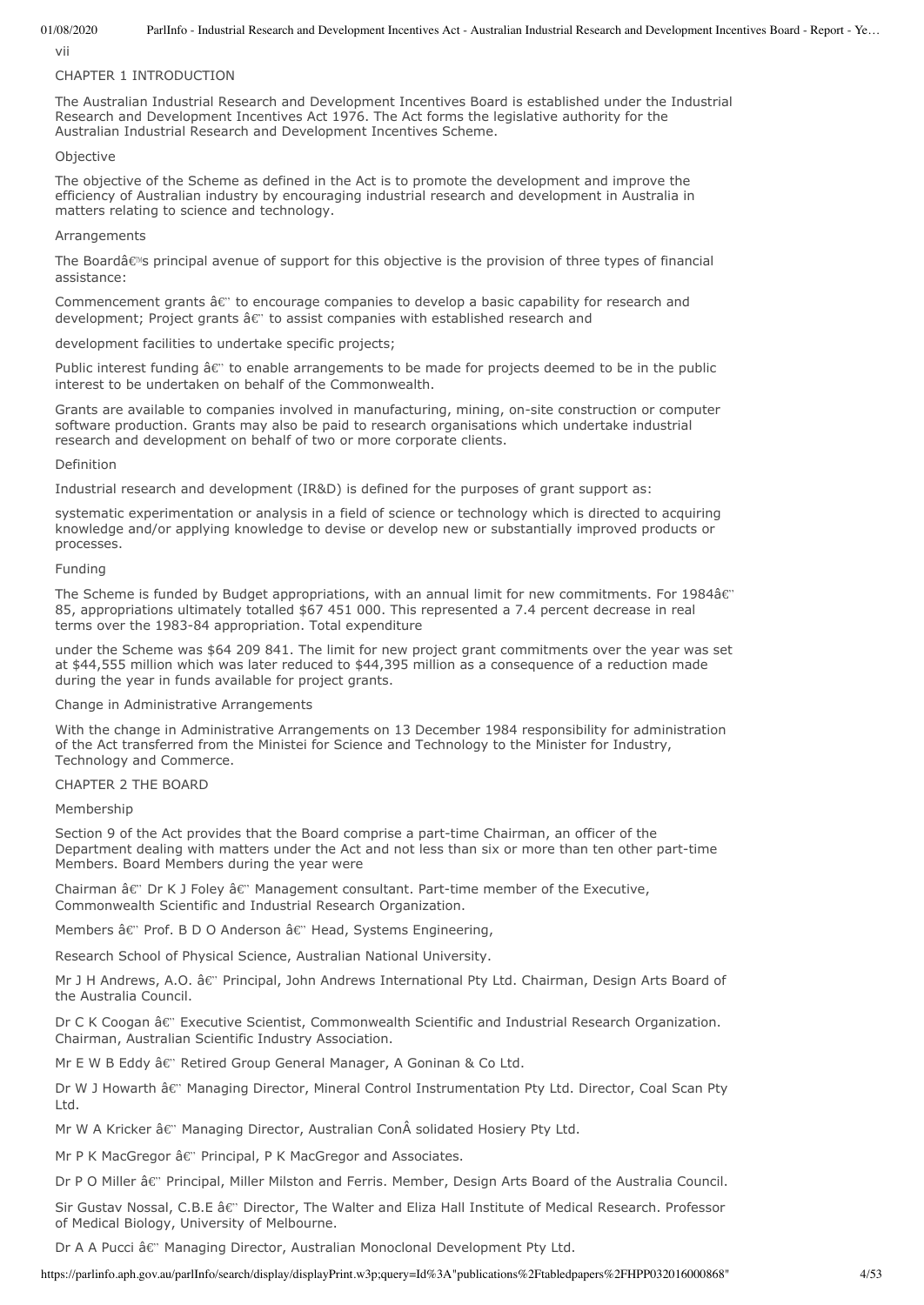vii

# CHAPTER 1 INTRODUCTION

The Australian Industrial Research and Development Incentives Board is established under the Industrial Research and Development Incentives Act 1976. The Act forms the legislative authority for the Australian Industrial Research and Development Incentives Scheme.

## Objective

The objective of the Scheme as defined in the Act is to promote the development and improve the efficiency of Australian industry by encouraging industrial research and development in Australia in matters relating to science and technology.

## Arrangements

The Boardâ€™s principal avenue of support for this objective is the provision of three types of financial assistance:

Commencement grants â€" to encourage companies to develop a basic capability for research and development; Project grants â€" to assist companies with established research and

development facilities to undertake specific projects;

Public interest funding â€" to enable arrangements to be made for projects deemed to be in the public interest to be undertaken on behalf of the Commonwealth.

Grants are available to companies involved in manufacturing, mining, on-site construction or computer software production. Grants may also be paid to research organisations which undertake industrial research and development on behalf of two or more corporate clients.

## Definition

Industrial research and development (IR&D) is defined for the purposes of grant support as:

systematic experimentation or analysis in a field of science or technology which is directed to acquiring knowledge and/or applying knowledge to devise or develop new or substantially improved products or processes.

## Funding

The Scheme is funded by Budget appropriations, with an annual limit for new commitments. For 1984â€" 85, appropriations ultimately totalled $67 451 000. This represented a 7.4 percent decrease in real terms over the 1983-84 appropriation. Total expenditure

under the Scheme was $64 209 841. The limit for new project grant commitments over the year was set at $44,555 million which was later reduced to $44,395 million as a consequence of a reduction made during the year in funds available for project grants.

## Change in Administrative Arrangements

With the change in Administrative Arrangements on 13 December 1984 responsibility for administration of the Act transferred from the Ministei for Science and Technology to the Minister for Industry, Technology and Commerce.

# CHAPTER 2 THE BOARD

## Membership

Section 9 of the Act provides that the Board comprise a part-time Chairman, an officer of the Department dealing with matters under the Act and not less than six or more than ten other part-time Members. Board Members during the year were

Chairman â€" Dr K J Foley â€" Management consultant. Part-time member of the Executive, Commonwealth Scientific and Industrial Research Organization.

Members â€" Prof. B D O Anderson â€" Head, Systems Engineering,

Research School of Physical Science, Australian National University.

Mr J H Andrews, A.O. â€" Principal, John Andrews International Pty Ltd. Chairman, Design Arts Board of the Australia Council.

Dr C K Coogan â€" Executive Scientist, Commonwealth Scientific and Industrial Research Organization. Chairman, Australian Scientific Industry Association.

Mr E W B Eddy â€" Retired Group General Manager, A Goninan & Co Ltd.

Dr W J Howarth â€" Managing Director, Mineral Control Instrumentation Pty Ltd. Director, Coal Scan Pty Ltd.

Mr W A Kricker â€" Managing Director, Australian ConÂ solidated Hosiery Pty Ltd.

Mr P K MacGregor â€" Principal, P K MacGregor and Associates.

Dr P O Miller â€" Principal, Miller Milston and Ferris. Member, Design Arts Board of the Australia Council.

Sir Gustav Nossal, C.B.E â€" Director, The Walter and Eliza Hall Institute of Medical Research. Professor of Medical Biology, University of Melbourne.

Dr A A Pucci â€" Managing Director, Australian Monoclonal Development Pty Ltd.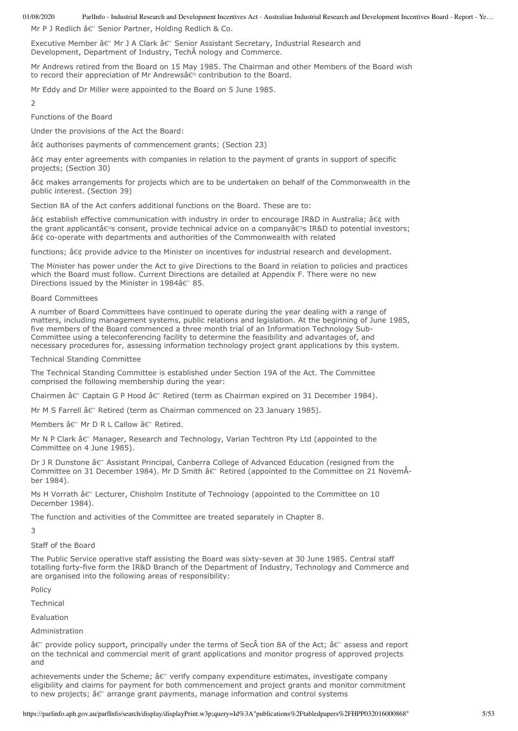Mr P J Redlich – Senior Partner, Holding Redlich & Co.

Executive Member – Mr J A Clark – Senior Assistant Secretary, Industrial Research and Development, Department of Industry, Technology and Commerce.

Mr Andrews retired from the Board on 15 May 1985. The Chairman and other Members of the Board wish to record their appreciation of Mr Andrews' contribution to the Board.

Mr Eddy and Dr Miller were appointed to the Board on 5 June 1985.

## Functions of the Board

Under the provisions of the Act the Board:

- authorises payments of commencement grants; (Section 23)
- may enter agreements with companies in relation to the payment of grants in support of specific projects; (Section 30)
- makes arrangements for projects which are to be undertaken on behalf of the Commonwealth in the public interest. (Section 39)

Section 8A of the Act confers additional functions on the Board. These are to:

- establish effective communication with industry in order to encourage IR&D in Australia;
- with the grant applicant's consent, provide technical advice on a company's IR&D to potential investors;
- co-operate with departments and authorities of the Commonwealth with related functions;
- provide advice to the Minister on incentives for industrial research and development.

The Minister has power under the Act to give Directions to the Board in relation to policies and practices which the Board must follow. Current Directions are detailed at Appendix F. There were no new Directions issued by the Minister in 1984–85.

## Board Committees

A number of Board Committees have continued to operate during the year dealing with a range of matters, including management systems, public relations and legislation. At the beginning of June 1985, five members of the Board commenced a three month trial of an Information Technology Sub-Committee using a teleconferencing facility to determine the feasibility and advantages of, and necessary procedures for, assessing information technology project grant applications by this system.

## Technical Standing Committee

The Technical Standing Committee is established under Section 19A of the Act. The Committee comprised the following membership during the year:

Chairmen – Captain G P Hood – Retired (term as Chairman expired on 31 December 1984).

Mr M S Farrell – Retired (term as Chairman commenced on 23 January 1985).

Members – Mr D R L Callow – Retired.

Mr N P Clark – Manager, Research and Technology, Varian Techtron Pty Ltd (appointed to the Committee on 4 June 1985).

Dr J R Dunstone – Assistant Principal, Canberra College of Advanced Education (resigned from the Committee on 31 December 1984). Mr D Smith – Retired (appointed to the Committee on 21 November 1984).

Ms H Vorrath – Lecturer, Chisholm Institute of Technology (appointed to the Committee on 10 December 1984).

The function and activities of the Committee are treated separately in Chapter 8.

## Staff of the Board

The Public Service operative staff assisting the Board was sixty-seven at 30 June 1985. Central staff totalling forty-five form the IR&D Branch of the Department of Industry, Technology and Commerce and are organised into the following areas of responsibility:

Policy

Technical

Evaluation

Administration

– provide policy support, principally under the terms of Section 8A of the Act; – assess and report on the technical and commercial merit of grant applications and monitor progress of approved projects and

achievements under the Scheme; – verify company expenditure estimates, investigate company eligibility and claims for payment for both commencement and project grants and monitor commitment to new projects; – arrange grant payments, manage information and control systems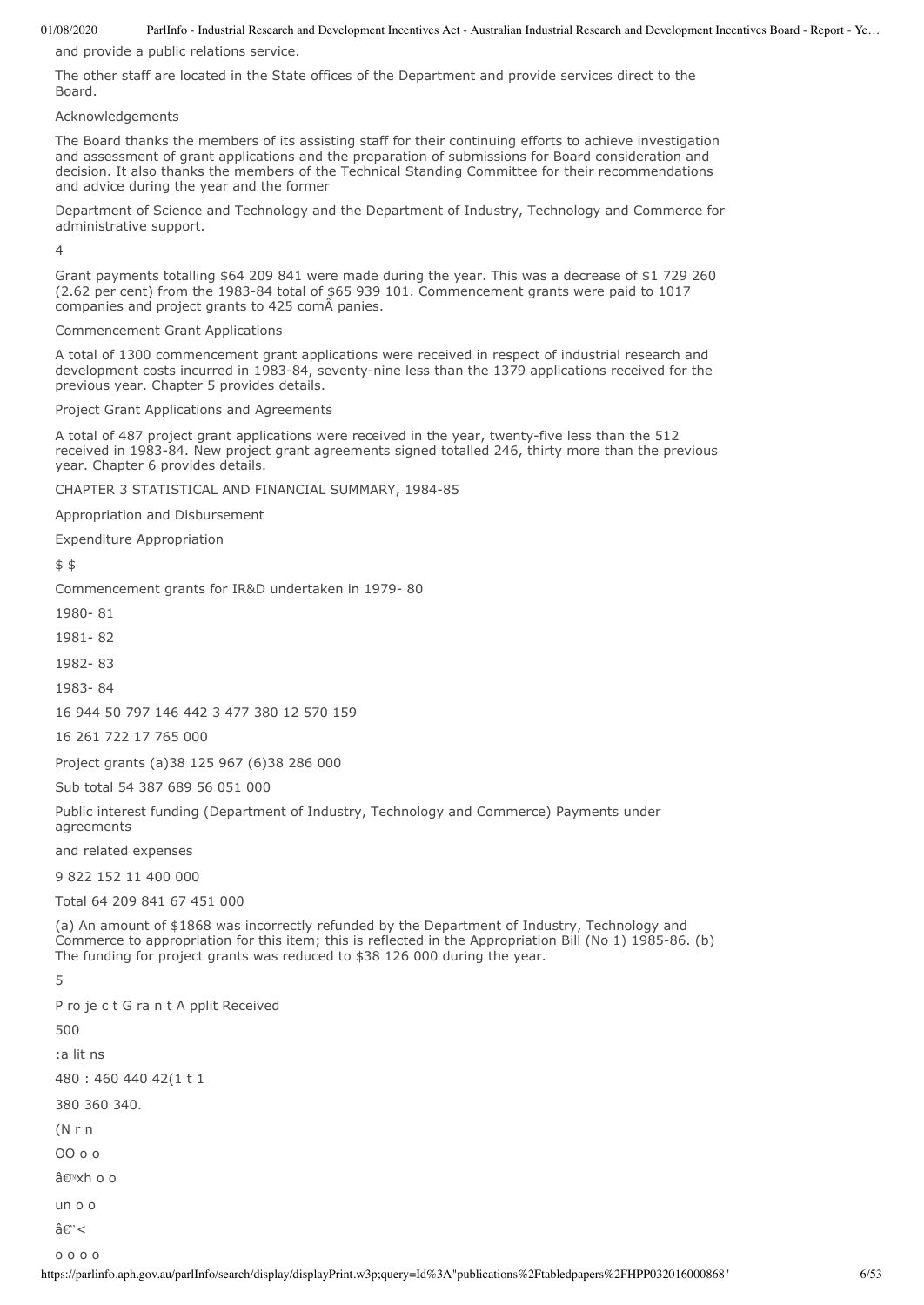and provide a public relations service.

The other staff are located in the State offices of the Department and provide services direct to the Board.

Acknowledgements

The Board thanks the members of its assisting staff for their continuing efforts to achieve investigation and assessment of grant applications and the preparation of submissions for Board consideration and decision. It also thanks the members of the Technical Standing Committee for their recommendations and advice during the year and the former

Department of Science and Technology and the Department of Industry, Technology and Commerce for administrative support.

4

Grant payments totalling $64 209 841 were made during the year. This was a decrease of $1 729 260 (2.62 per cent) from the 1983-84 total of $65 939 101. Commencement grants were paid to 1017 companies and project grants to 425 comÂ panies.

Commencement Grant Applications

A total of 1300 commencement grant applications were received in respect of industrial research and development costs incurred in 1983-84, seventy-nine less than the 1379 applications received for the previous year. Chapter 5 provides details.

Project Grant Applications and Agreements

A total of 487 project grant applications were received in the year, twenty-five less than the 512 received in 1983-84. New project grant agreements signed totalled 246, thirty more than the previous year. Chapter 6 provides details.

CHAPTER 3 STATISTICAL AND FINANCIAL SUMMARY, 1984-85

Appropriation and Disbursement

Expenditure Appropriation

$ $

Commencement grants for IR&D undertaken in 1979- 80

1980- 81

1981- 82

1982- 83

1983- 84

16 944 50 797 146 442 3 477 380 12 570 159

16 261 722 17 765 000

Project grants (a)38 125 967 (6)38 286 000

Sub total 54 387 689 56 051 000

Public interest funding (Department of Industry, Technology and Commerce) Payments under agreements

and related expenses

9 822 152 11 400 000

Total 64 209 841 67 451 000

(a) An amount of $1868 was incorrectly refunded by the Department of Industry, Technology and Commerce to appropriation for this item; this is reflected in the Appropriation Bill (No 1) 1985-86. (b) The funding for project grants was reduced to $38 126 000 during the year.

5

P ro je c t G ra n t A pplit Received

500

:a lit ns

480 : 460 440 42(1 t 1

380 360 340.

(N r n

OO o o

â€™xh o o

un o o

â€"<

o o o o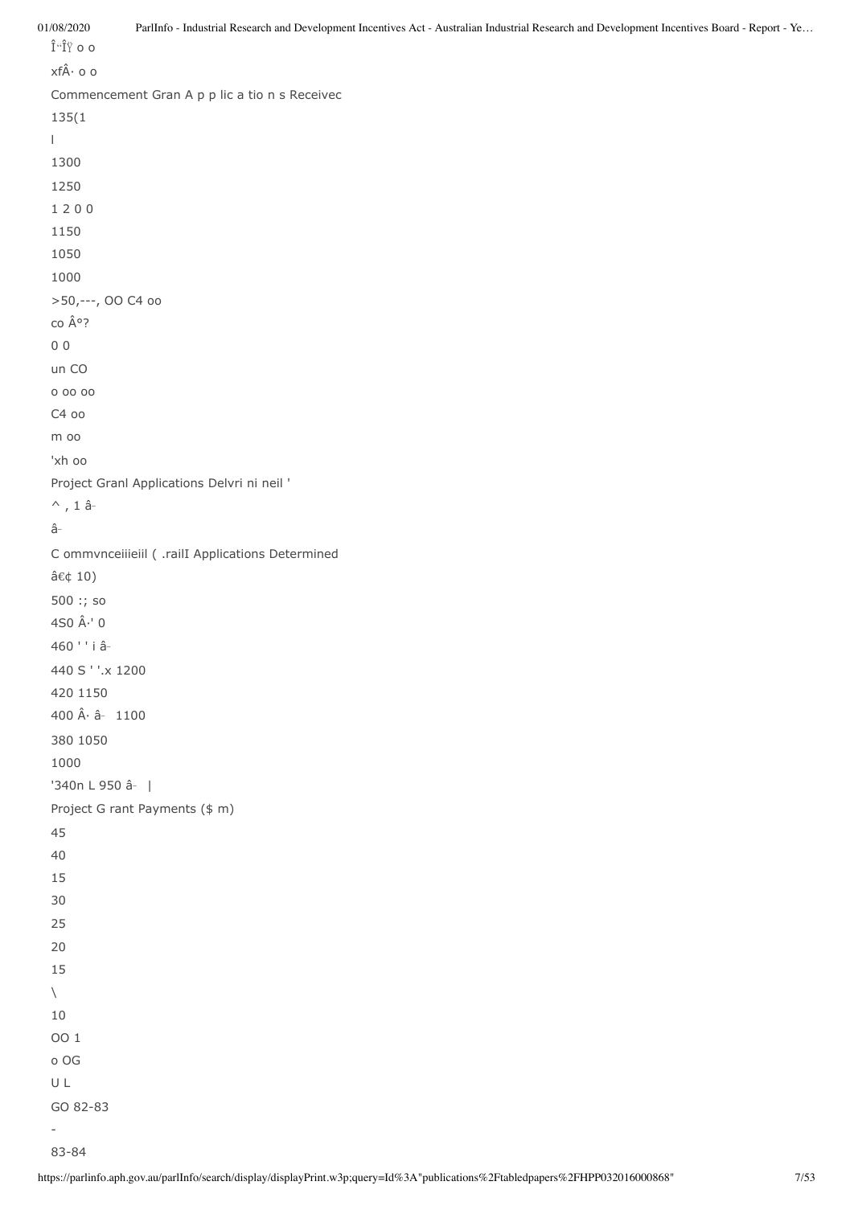Î·Î Ÿ o o

xfÂ· o o

Commencement Gran A p p lic a tio n s Receivec

135(1

l

1300

1250

1 2 0 0

1150

1050

1000

>50,---, OO C4 oo

co Â°?

0 0

un CO

o oo oo

C4 oo

m oo

'xh oo

Project Granl Applications Delvri ni neil '

^ , 1 â-

â-

C ommvnceiiieiil ( .railI Applications Determined

â€¢ 10)

500 :; so

4S0 Â·' 0

460 ' ' i â-

440 S ' '.x 1200

420 1150

400 Â· â- 1100

380 1050

1000

'340n L 950 â- |

Project G rant Payments ($ m)

45

40

15

30

25

20

15

\

10

OO 1

o OG

U L

GO 82-83

-

83-84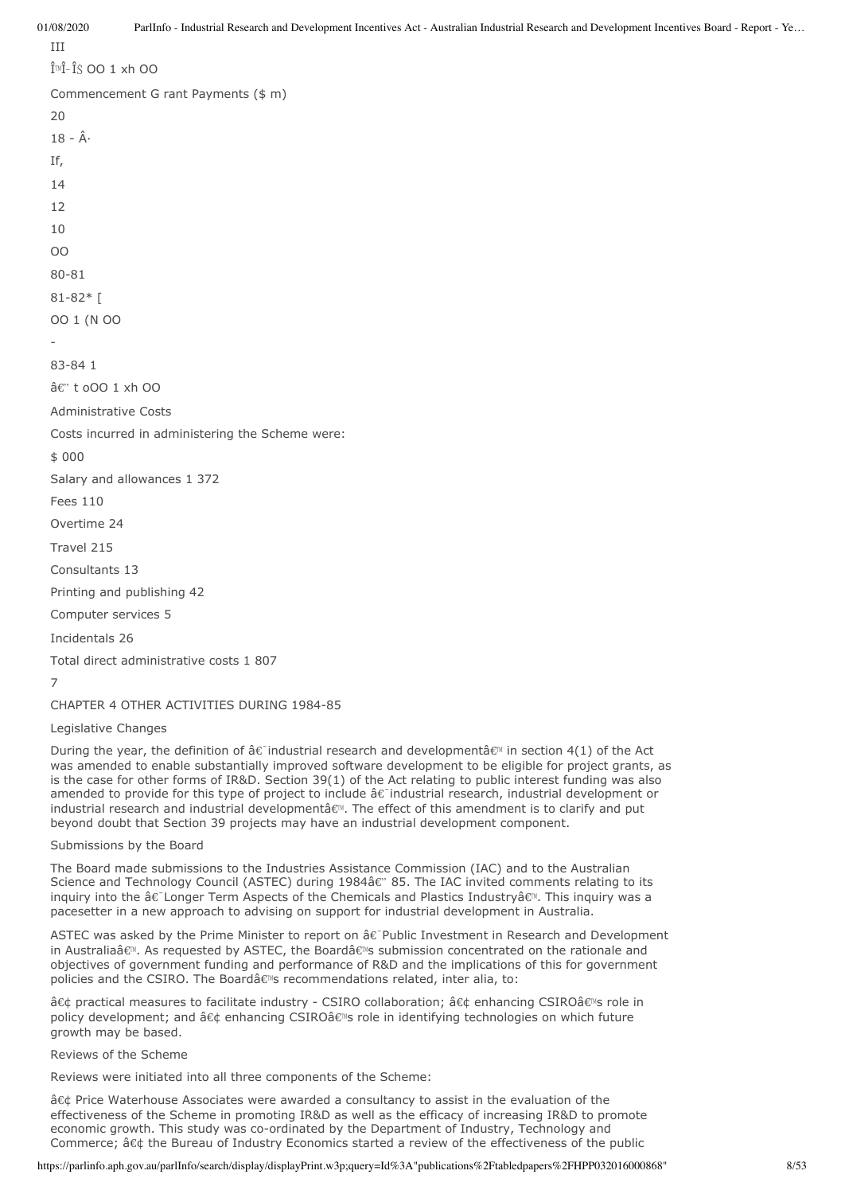III

Î™Î·Î§ OO 1 xh OO

Commencement G rant Payments ($ m)

20

18 - Â·

If,

14

12

10

OO

80-81

81-82* [

OO 1 (N OO

-

83-84 1

â€" t oOO 1 xh OO

Administrative Costs

Costs incurred in administering the Scheme were:

| | $ 000 |
|---|---|
| Salary and allowances | 1 372 |
| Fees | 110 |
| Overtime | 24 |
| Travel | 215 |
| Consultants | 13 |
| Printing and publishing | 42 |
| Computer services | 5 |
| Incidentals | 26 |
| Total direct administrative costs | 1 807 |

7

## CHAPTER 4 OTHER ACTIVITIES DURING 1984-85

### Legislative Changes

During the year, the definition of â€˜industrial research and developmentâ€™ in section 4(1) of the Act was amended to enable substantially improved software development to be eligible for project grants, as is the case for other forms of IR&D. Section 39(1) of the Act relating to public interest funding was also amended to provide for this type of project to include â€˜industrial research, industrial development or industrial research and industrial developmentâ€™. The effect of this amendment is to clarify and put beyond doubt that Section 39 projects may have an industrial development component.

### Submissions by the Board

The Board made submissions to the Industries Assistance Commission (IAC) and to the Australian Science and Technology Council (ASTEC) during 1984â€" 85. The IAC invited comments relating to its inquiry into the â€˜Longer Term Aspects of the Chemicals and Plastics Industryâ€™. This inquiry was a pacesetter in a new approach to advising on support for industrial development in Australia.

ASTEC was asked by the Prime Minister to report on â€˜Public Investment in Research and Development in Australiaâ€™. As requested by ASTEC, the Boardâ€™s submission concentrated on the rationale and objectives of government funding and performance of R&D and the implications of this for government policies and the CSIRO. The Boardâ€™s recommendations related, inter alia, to:

â€¢ practical measures to facilitate industry - CSIRO collaboration; â€¢ enhancing CSIROâ€™s role in policy development; and â€¢ enhancing CSIROâ€™s role in identifying technologies on which future growth may be based.

### Reviews of the Scheme

Reviews were initiated into all three components of the Scheme:

â€¢ Price Waterhouse Associates were awarded a consultancy to assist in the evaluation of the effectiveness of the Scheme in promoting IR&D as well as the efficacy of increasing IR&D to promote economic growth. This study was co-ordinated by the Department of Industry, Technology and Commerce; â€¢ the Bureau of Industry Economics started a review of the effectiveness of the public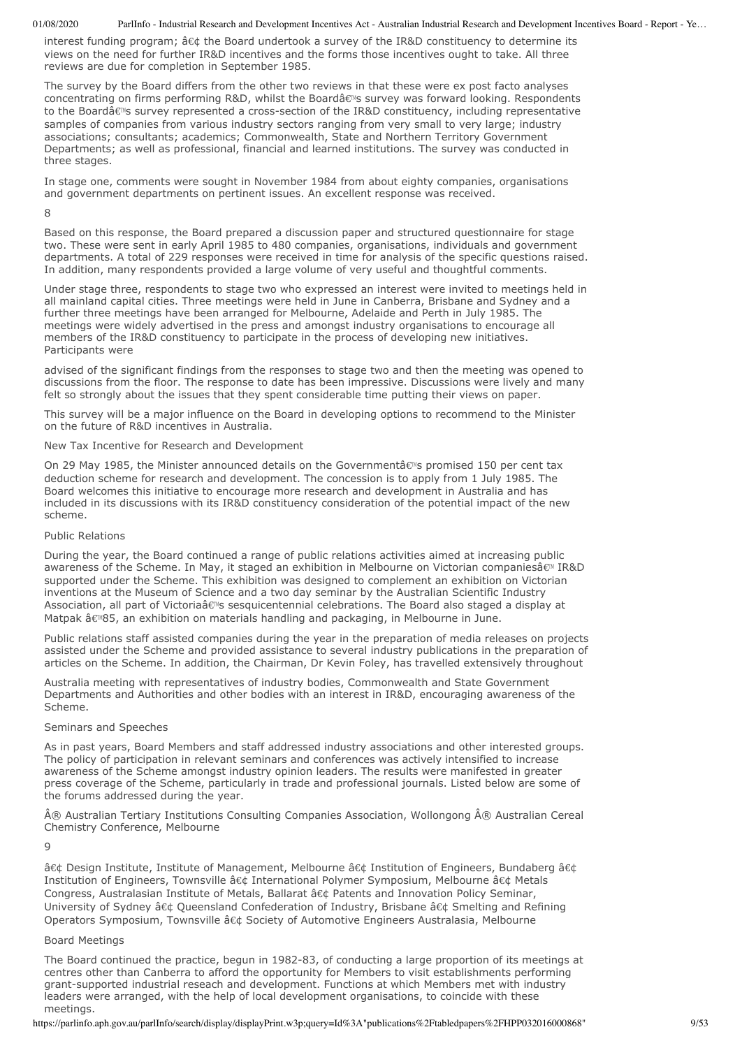interest funding program; â€¢ the Board undertook a survey of the IR&D constituency to determine its views on the need for further IR&D incentives and the forms those incentives ought to take. All three reviews are due for completion in September 1985.

The survey by the Board differs from the other two reviews in that these were ex post facto analyses concentrating on firms performing R&D, whilst the Boardâ€™s survey was forward looking. Respondents to the Boardâ€™s survey represented a cross-section of the IR&D constituency, including representative samples of companies from various industry sectors ranging from very small to very large; industry associations; consultants; academics; Commonwealth, State and Northern Territory Government Departments; as well as professional, financial and learned institutions. The survey was conducted in three stages.

In stage one, comments were sought in November 1984 from about eighty companies, organisations and government departments on pertinent issues. An excellent response was received.

8

Based on this response, the Board prepared a discussion paper and structured questionnaire for stage two. These were sent in early April 1985 to 480 companies, organisations, individuals and government departments. A total of 229 responses were received in time for analysis of the specific questions raised. In addition, many respondents provided a large volume of very useful and thoughtful comments.

Under stage three, respondents to stage two who expressed an interest were invited to meetings held in all mainland capital cities. Three meetings were held in June in Canberra, Brisbane and Sydney and a further three meetings have been arranged for Melbourne, Adelaide and Perth in July 1985. The meetings were widely advertised in the press and amongst industry organisations to encourage all members of the IR&D constituency to participate in the process of developing new initiatives. Participants were

advised of the significant findings from the responses to stage two and then the meeting was opened to discussions from the floor. The response to date has been impressive. Discussions were lively and many felt so strongly about the issues that they spent considerable time putting their views on paper.

This survey will be a major influence on the Board in developing options to recommend to the Minister on the future of R&D incentives in Australia.

New Tax Incentive for Research and Development

On 29 May 1985, the Minister announced details on the Governmentâ€™s promised 150 per cent tax deduction scheme for research and development. The concession is to apply from 1 July 1985. The Board welcomes this initiative to encourage more research and development in Australia and has included in its discussions with its IR&D constituency consideration of the potential impact of the new scheme.

Public Relations

During the year, the Board continued a range of public relations activities aimed at increasing public awareness of the Scheme. In May, it staged an exhibition in Melbourne on Victorian companiesâ€™ IR&D supported under the Scheme. This exhibition was designed to complement an exhibition on Victorian inventions at the Museum of Science and a two day seminar by the Australian Scientific Industry Association, all part of Victoriaâ€™s sesquicentennial celebrations. The Board also staged a display at Matpak â€™85, an exhibition on materials handling and packaging, in Melbourne in June.

Public relations staff assisted companies during the year in the preparation of media releases on projects assisted under the Scheme and provided assistance to several industry publications in the preparation of articles on the Scheme. In addition, the Chairman, Dr Kevin Foley, has travelled extensively throughout

Australia meeting with representatives of industry bodies, Commonwealth and State Government Departments and Authorities and other bodies with an interest in IR&D, encouraging awareness of the Scheme.

Seminars and Speeches

As in past years, Board Members and staff addressed industry associations and other interested groups. The policy of participation in relevant seminars and conferences was actively intensified to increase awareness of the Scheme amongst industry opinion leaders. The results were manifested in greater press coverage of the Scheme, particularly in trade and professional journals. Listed below are some of the forums addressed during the year.

Â® Australian Tertiary Institutions Consulting Companies Association, Wollongong Â® Australian Cereal Chemistry Conference, Melbourne

9

â€¢ Design Institute, Institute of Management, Melbourne â€¢ Institution of Engineers, Bundaberg â€¢ Institution of Engineers, Townsville â€¢ International Polymer Symposium, Melbourne â€¢ Metals Congress, Australasian Institute of Metals, Ballarat â€¢ Patents and Innovation Policy Seminar, University of Sydney â€¢ Queensland Confederation of Industry, Brisbane â€¢ Smelting and Refining Operators Symposium, Townsville â€¢ Society of Automotive Engineers Australasia, Melbourne

Board Meetings

The Board continued the practice, begun in 1982-83, of conducting a large proportion of its meetings at centres other than Canberra to afford the opportunity for Members to visit establishments performing grant-supported industrial reseach and development. Functions at which Members met with industry leaders were arranged, with the help of local development organisations, to coincide with these meetings.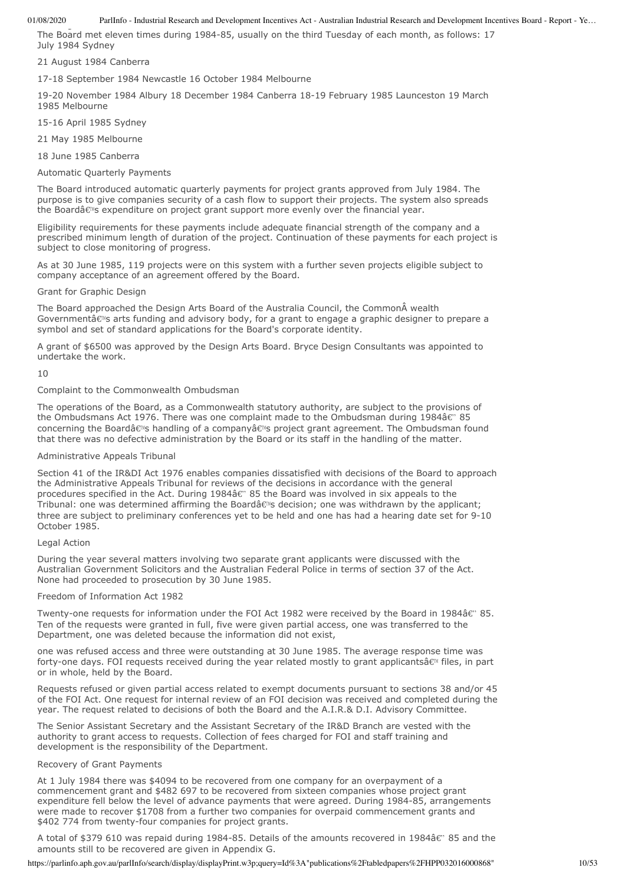The Board met eleven times during 1984-85, usually on the third Tuesday of each month, as follows: 17 July 1984 Sydney

21 August 1984 Canberra

17-18 September 1984 Newcastle 16 October 1984 Melbourne

19-20 November 1984 Albury 18 December 1984 Canberra 18-19 February 1985 Launceston 19 March 1985 Melbourne

15-16 April 1985 Sydney

21 May 1985 Melbourne

18 June 1985 Canberra

## Automatic Quarterly Payments

The Board introduced automatic quarterly payments for project grants approved from July 1984. The purpose is to give companies security of a cash flow to support their projects. The system also spreads the Boardâ€™s expenditure on project grant support more evenly over the financial year.

Eligibility requirements for these payments include adequate financial strength of the company and a prescribed minimum length of duration of the project. Continuation of these payments for each project is subject to close monitoring of progress.

As at 30 June 1985, 119 projects were on this system with a further seven projects eligible subject to company acceptance of an agreement offered by the Board.

## Grant for Graphic Design

The Board approached the Design Arts Board of the Australia Council, the CommonÂ wealth Governmentâ€™s arts funding and advisory body, for a grant to engage a graphic designer to prepare a symbol and set of standard applications for the Board's corporate identity.

A grant of $6500 was approved by the Design Arts Board. Bryce Design Consultants was appointed to undertake the work.

10

## Complaint to the Commonwealth Ombudsman

The operations of the Board, as a Commonwealth statutory authority, are subject to the provisions of the Ombudsmans Act 1976. There was one complaint made to the Ombudsman during 1984â€" 85 concerning the Boardâ€™s handling of a companyâ€™s project grant agreement. The Ombudsman found that there was no defective administration by the Board or its staff in the handling of the matter.

## Administrative Appeals Tribunal

Section 41 of the IR&DI Act 1976 enables companies dissatisfied with decisions of the Board to approach the Administrative Appeals Tribunal for reviews of the decisions in accordance with the general procedures specified in the Act. During 1984â€" 85 the Board was involved in six appeals to the Tribunal: one was determined affirming the Boardâ€™s decision; one was withdrawn by the applicant; three are subject to preliminary conferences yet to be held and one has had a hearing date set for 9-10 October 1985.

## Legal Action

During the year several matters involving two separate grant applicants were discussed with the Australian Government Solicitors and the Australian Federal Police in terms of section 37 of the Act. None had proceeded to prosecution by 30 June 1985.

## Freedom of Information Act 1982

Twenty-one requests for information under the FOI Act 1982 were received by the Board in 1984â€" 85. Ten of the requests were granted in full, five were given partial access, one was transferred to the Department, one was deleted because the information did not exist,

one was refused access and three were outstanding at 30 June 1985. The average response time was forty-one days. FOI requests received during the year related mostly to grant applicantsâ€™ files, in part or in whole, held by the Board.

Requests refused or given partial access related to exempt documents pursuant to sections 38 and/or 45 of the FOI Act. One request for internal review of an FOI decision was received and completed during the year. The request related to decisions of both the Board and the A.I.R.& D.I. Advisory Committee.

The Senior Assistant Secretary and the Assistant Secretary of the IR&D Branch are vested with the authority to grant access to requests. Collection of fees charged for FOI and staff training and development is the responsibility of the Department.

## Recovery of Grant Payments

At 1 July 1984 there was $4094 to be recovered from one company for an overpayment of a commencement grant and $482 697 to be recovered from sixteen companies whose project grant expenditure fell below the level of advance payments that were agreed. During 1984-85, arrangements were made to recover $1708 from a further two companies for overpaid commencement grants and $402 774 from twenty-four companies for project grants.

A total of $379 610 was repaid during 1984-85. Details of the amounts recovered in 1984â€" 85 and the amounts still to be recovered are given in Appendix G.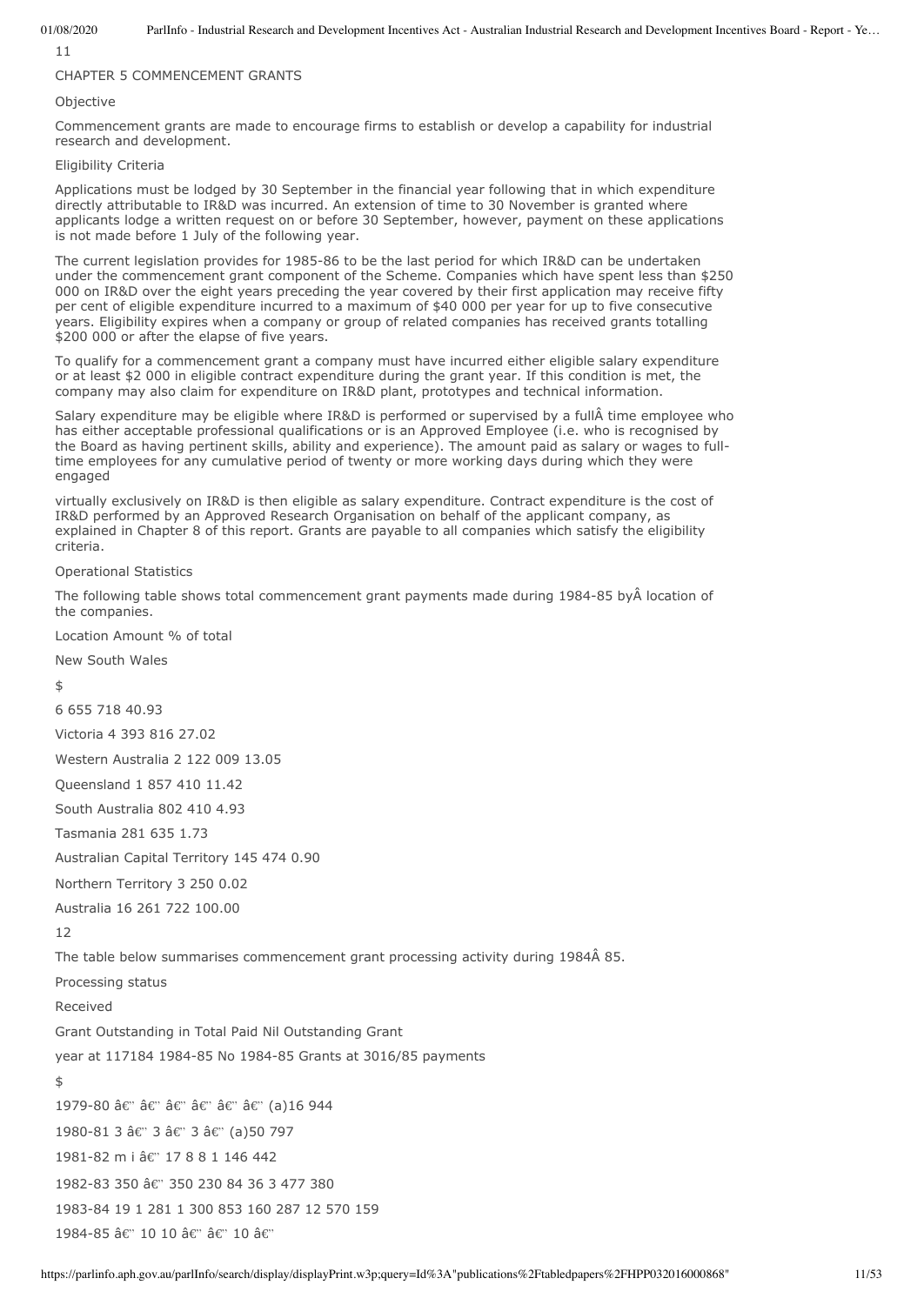CHAPTER 5 COMMENCEMENT GRANTS

Objective

Commencement grants are made to encourage firms to establish or develop a capability for industrial research and development.

Eligibility Criteria

Applications must be lodged by 30 September in the financial year following that in which expenditure directly attributable to IR&D was incurred. An extension of time to 30 November is granted where applicants lodge a written request on or before 30 September, however, payment on these applications is not made before 1 July of the following year.

The current legislation provides for 1985-86 to be the last period for which IR&D can be undertaken under the commencement grant component of the Scheme. Companies which have spent less than $250 000 on IR&D over the eight years preceding the year covered by their first application may receive fifty per cent of eligible expenditure incurred to a maximum of $40 000 per year for up to five consecutive years. Eligibility expires when a company or group of related companies has received grants totalling $200 000 or after the elapse of five years.

To qualify for a commencement grant a company must have incurred either eligible salary expenditure or at least $2 000 in eligible contract expenditure during the grant year. If this condition is met, the company may also claim for expenditure on IR&D plant, prototypes and technical information.

Salary expenditure may be eligible where IR&D is performed or supervised by a fullÂ time employee who has either acceptable professional qualifications or is an Approved Employee (i.e. who is recognised by the Board as having pertinent skills, ability and experience). The amount paid as salary or wages to full-time employees for any cumulative period of twenty or more working days during which they were engaged virtually exclusively on IR&D is then eligible as salary expenditure. Contract expenditure is the cost of IR&D performed by an Approved Research Organisation on behalf of the applicant company, as explained in Chapter 8 of this report. Grants are payable to all companies which satisfy the eligibility criteria.

Operational Statistics

The following table shows total commencement grant payments made during 1984-85 byÂ location of the companies.

| Location | Amount $ | % of total |
|---|---|---|
| New South Wales | 6 655 718 | 40.93 |
| Victoria | 4 393 816 | 27.02 |
| Western Australia | 2 122 009 | 13.05 |
| Queensland | 1 857 410 | 11.42 |
| South Australia | 802 410 | 4.93 |
| Tasmania | 281 635 | 1.73 |
| Australian Capital Territory | 145 474 | 0.90 |
| Northern Territory | 3 250 | 0.02 |
| Australia | 16 261 722 | 100.00 |

The table below summarises commencement grant processing activity during 1984Â 85.

| Grant year | Outstanding at 1/7/84 | Received in 1984-85 | Total | Paid 1984-85 | Nil Grants | Outstanding at 30/6/85 | Grant payments $ |
|---|---|---|---|---|---|---|---|
| 1979-80 | â€" | â€" | â€" | â€" | â€" | â€" | (a)16 944 |
| 1980-81 | 3 | â€" | 3 | â€" | 3 | â€" | (a)50 797 |
| 1981-82 | 17 | â€" | 17 | 8 | 8 | 1 | 146 442 |
| 1982-83 | 350 | â€" | 350 | 230 | 84 | 36 | 3 477 380 |
| 1983-84 | 19 | 1 281 | 1 300 | 853 | 160 | 287 | 12 570 159 |
| 1984-85 | â€" | 10 | 10 | â€" | â€" | 10 | â€" |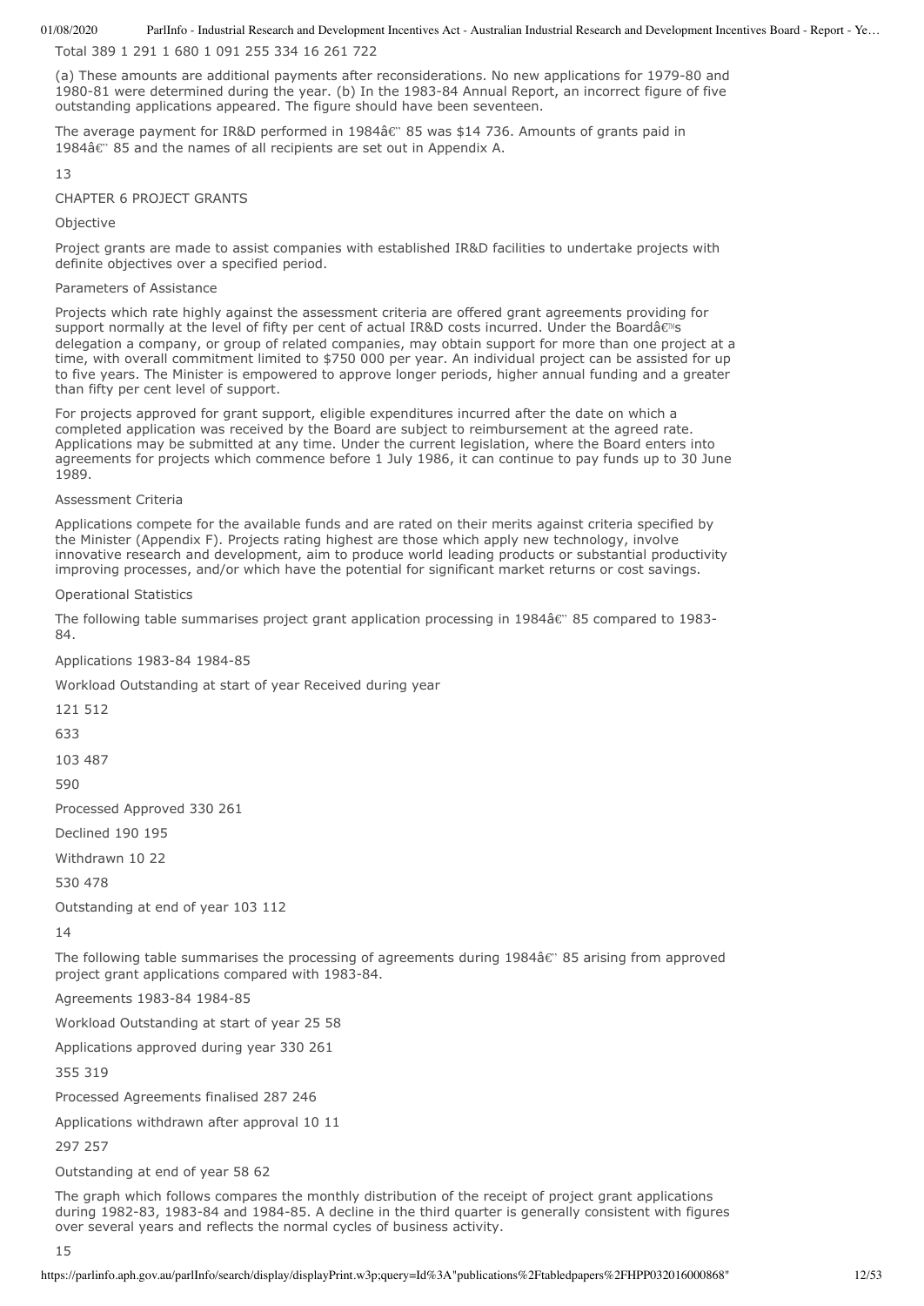Total 389 1 291 1 680 1 091 255 334 16 261 722

(a) These amounts are additional payments after reconsiderations. No new applications for 1979-80 and 1980-81 were determined during the year. (b) In the 1983-84 Annual Report, an incorrect figure of five outstanding applications appeared. The figure should have been seventeen.

The average payment for IR&D performed in 1984â€" 85 was $14 736. Amounts of grants paid in 1984â€" 85 and the names of all recipients are set out in Appendix A.

## CHAPTER 6 PROJECT GRANTS

### Objective

Project grants are made to assist companies with established IR&D facilities to undertake projects with definite objectives over a specified period.

### Parameters of Assistance

Projects which rate highly against the assessment criteria are offered grant agreements providing for support normally at the level of fifty per cent of actual IR&D costs incurred. Under the Boardâ€™s delegation a company, or group of related companies, may obtain support for more than one project at a time, with overall commitment limited to $750 000 per year. An individual project can be assisted for up to five years. The Minister is empowered to approve longer periods, higher annual funding and a greater than fifty per cent level of support.

For projects approved for grant support, eligible expenditures incurred after the date on which a completed application was received by the Board are subject to reimbursement at the agreed rate. Applications may be submitted at any time. Under the current legislation, where the Board enters into agreements for projects which commence before 1 July 1986, it can continue to pay funds up to 30 June 1989.

### Assessment Criteria

Applications compete for the available funds and are rated on their merits against criteria specified by the Minister (Appendix F). Projects rating highest are those which apply new technology, involve innovative research and development, aim to produce world leading products or substantial productivity improving processes, and/or which have the potential for significant market returns or cost savings.

### Operational Statistics

The following table summarises project grant application processing in 1984â€" 85 compared to 1983-84.

| Applications | | 1983-84 | 1984-85 |
|---|---|---|---|
| Workload | Outstanding at start of year | 121 | 103 |
| | Received during year | 512 | 487 |
| | | 633 | 590 |
| Processed | Approved | 330 | 261 |
| | Declined | 190 | 195 |
| | Withdrawn | 10 | 22 |
| | | 530 | 478 |
| Outstanding at end of year | | 103 | 112 |

The following table summarises the processing of agreements during 1984â€" 85 arising from approved project grant applications compared with 1983-84.

| Agreements | | 1983-84 | 1984-85 |
|---|---|---|---|
| Workload | Outstanding at start of year | 25 | 58 |
| | Applications approved during year | 330 | 261 |
| | | 355 | 319 |
| Processed | Agreements finalised | 287 | 246 |
| | Applications withdrawn after approval | 10 | 11 |
| | | 297 | 257 |
| Outstanding at end of year | | 58 | 62 |

The graph which follows compares the monthly distribution of the receipt of project grant applications during 1982-83, 1983-84 and 1984-85. A decline in the third quarter is generally consistent with figures over several years and reflects the normal cycles of business activity.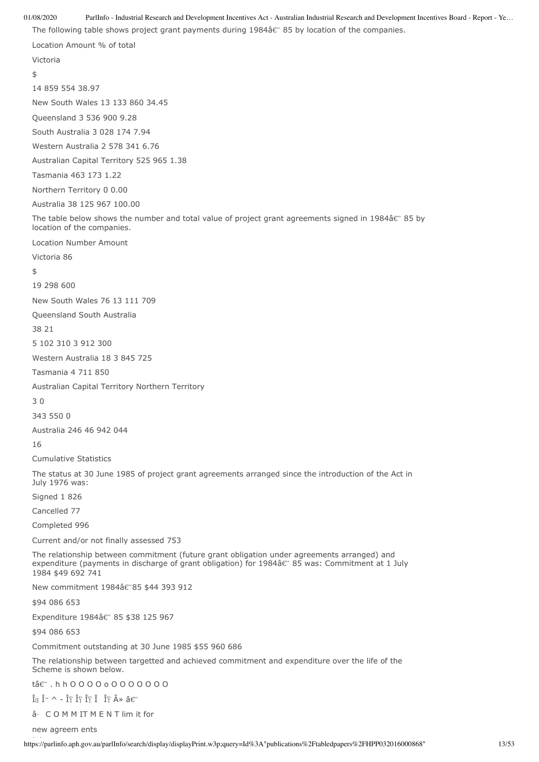The following table shows project grant payments during 1984â€" 85 by location of the companies.

| Location | Amount | % of total |
| --- | --- | --- |
| | $ | |
| Victoria | 14 859 554 | 38.97 |
| New South Wales | 13 133 860 | 34.45 |
| Queensland | 3 536 900 | 9.28 |
| South Australia | 3 028 174 | 7.94 |
| Western Australia | 2 578 341 | 6.76 |
| Australian Capital Territory | 525 965 | 1.38 |
| Tasmania | 463 173 | 1.22 |
| Northern Territory | 0 | 0.00 |
| Australia | 38 125 967 | 100.00 |

The table below shows the number and total value of project grant agreements signed in 1984â€" 85 by location of the companies.

| Location | Number | Amount |
| --- | --- | --- |
| | | $ |
| Victoria | 86 | 19 298 600 |
| New South Wales | 76 | 13 111 709 |
| Queensland | 38 | 5 102 310 |
| South Australia | 21 | 3 912 300 |
| Western Australia | 18 | 3 845 725 |
| Tasmania | 4 | 711 850 |
| Australian Capital Territory | 3 | 343 550 |
| Northern Territory | 0 | 0 |
| Australia | 246 | 46 942 044 |

16

Cumulative Statistics

The status at 30 June 1985 of project grant agreements arranged since the introduction of the Act in July 1976 was:

Signed 1 826

Cancelled 77

Completed 996

Current and/or not finally assessed 753

The relationship between commitment (future grant obligation under agreements arranged) and expenditure (payments in discharge of grant obligation) for 1984â€" 85 was: Commitment at 1 July 1984 $49 692 741

New commitment 1984â€"85 $44 393 912

$94 086 653

Expenditure 1984â€" 85 $38 125 967

$94 086 653

Commitment outstanding at 30 June 1985 $55 960 686

The relationship between targetted and achieved commitment and expenditure over the life of the Scheme is shown below.

tâ€" . h h O O O O o O O O O O O O

ÎŒ Î" ^ - ÎŸ ÎŸ ÎŸ Î ÎŸ Â» â€"

â– C O M M IT M E N T lim it for

new agreem ents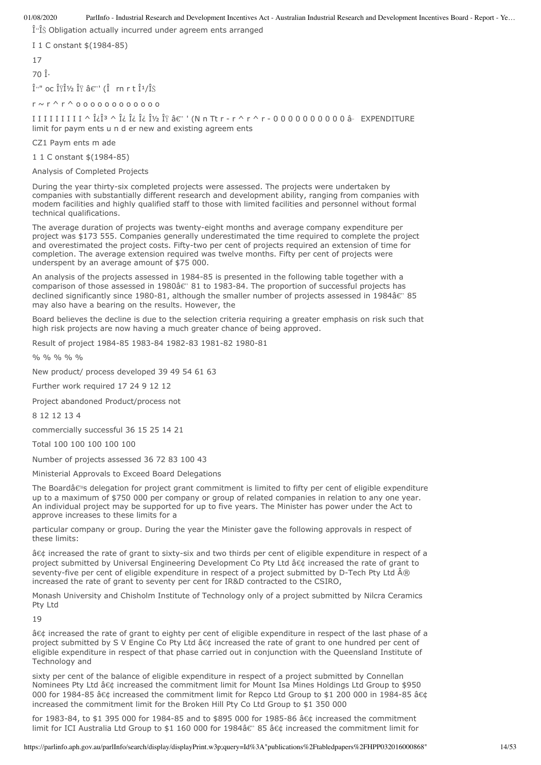Î˚Î§ Obligation actually incurred under agreem ents arranged

I 1 C onstant $(1984-85)

17

70 Î·

Î˚" oc ÎŸÎ½ ÎŸ â€"' (Î rn r t Î¹/Î§

r ~ r ^ r ^ o o o o o o o o o o o o

I I I I I I I I I ^ Î¿Î³ ^ Î¿ Î¿ Î¿ Î½ ÎŸ â€" ' (N n Tt r - r ^ r ^ r - 0 0 0 0 0 0 0 0 0 0 â– EXPENDITURE limit for paym ents u n d er new and existing agreem ents

CZ1 Paym ents m ade

1 1 C onstant $(1984-85)

## Analysis of Completed Projects

During the year thirty-six completed projects were assessed. The projects were undertaken by companies with substantially different research and development ability, ranging from companies with modem facilities and highly qualified staff to those with limited facilities and personnel without formal technical qualifications.

The average duration of projects was twenty-eight months and average company expenditure per project was $173 555. Companies generally underestimated the time required to complete the project and overestimated the project costs. Fifty-two per cent of projects required an extension of time for completion. The average extension required was twelve months. Fifty per cent of projects were underspent by an average amount of $75 000.

An analysis of the projects assessed in 1984-85 is presented in the following table together with a comparison of those assessed in 1980â€" 81 to 1983-84. The proportion of successful projects has declined significantly since 1980-81, although the smaller number of projects assessed in 1984â€" 85 may also have a bearing on the results. However, the

Board believes the decline is due to the selection criteria requiring a greater emphasis on risk such that high risk projects are now having a much greater chance of being approved.

| Result of project | 1984-85 | 1983-84 | 1982-83 | 1981-82 | 1980-81 |
|---|---|---|---|---|---|
| | % | % | % | % | % |
| New product/ process developed | 39 | 49 | 54 | 61 | 63 |
| Further work required | 17 | 24 | 9 | 12 | 12 |
| Project abandoned | 8 | 12 | 12 | 13 | 4 |
| Product/process not commercially successful | 36 | 15 | 25 | 14 | 21 |
| Total | 100 | 100 | 100 | 100 | 100 |
| Number of projects assessed | 36 | 72 | 83 | 100 | 43 |

## Ministerial Approvals to Exceed Board Delegations

The Boardâ€™s delegation for project grant commitment is limited to fifty per cent of eligible expenditure up to a maximum of $750 000 per company or group of related companies in relation to any one year. An individual project may be supported for up to five years. The Minister has power under the Act to approve increases to these limits for a

particular company or group. During the year the Minister gave the following approvals in respect of these limits:

â€¢ increased the rate of grant to sixty-six and two thirds per cent of eligible expenditure in respect of a project submitted by Universal Engineering Development Co Pty Ltd â€¢ increased the rate of grant to seventy-five per cent of eligible expenditure in respect of a project submitted by D-Tech Pty Ltd Â® increased the rate of grant to seventy per cent for IR&D contracted to the CSIRO,

Monash University and Chisholm Institute of Technology only of a project submitted by Nilcra Ceramics Pty Ltd

19

â€¢ increased the rate of grant to eighty per cent of eligible expenditure in respect of the last phase of a project submitted by S V Engine Co Pty Ltd â€¢ increased the rate of grant to one hundred per cent of eligible expenditure in respect of that phase carried out in conjunction with the Queensland Institute of Technology and

sixty per cent of the balance of eligible expenditure in respect of a project submitted by Connellan Nominees Pty Ltd â€¢ increased the commitment limit for Mount Isa Mines Holdings Ltd Group to $950 000 for 1984-85 â€¢ increased the commitment limit for Repco Ltd Group to $1 200 000 in 1984-85 â€¢ increased the commitment limit for the Broken Hill Pty Co Ltd Group to $1 350 000

for 1983-84, to $1 395 000 for 1984-85 and to $895 000 for 1985-86 â€¢ increased the commitment limit for ICI Australia Ltd Group to $1 160 000 for 1984â€" 85 â€¢ increased the commitment limit for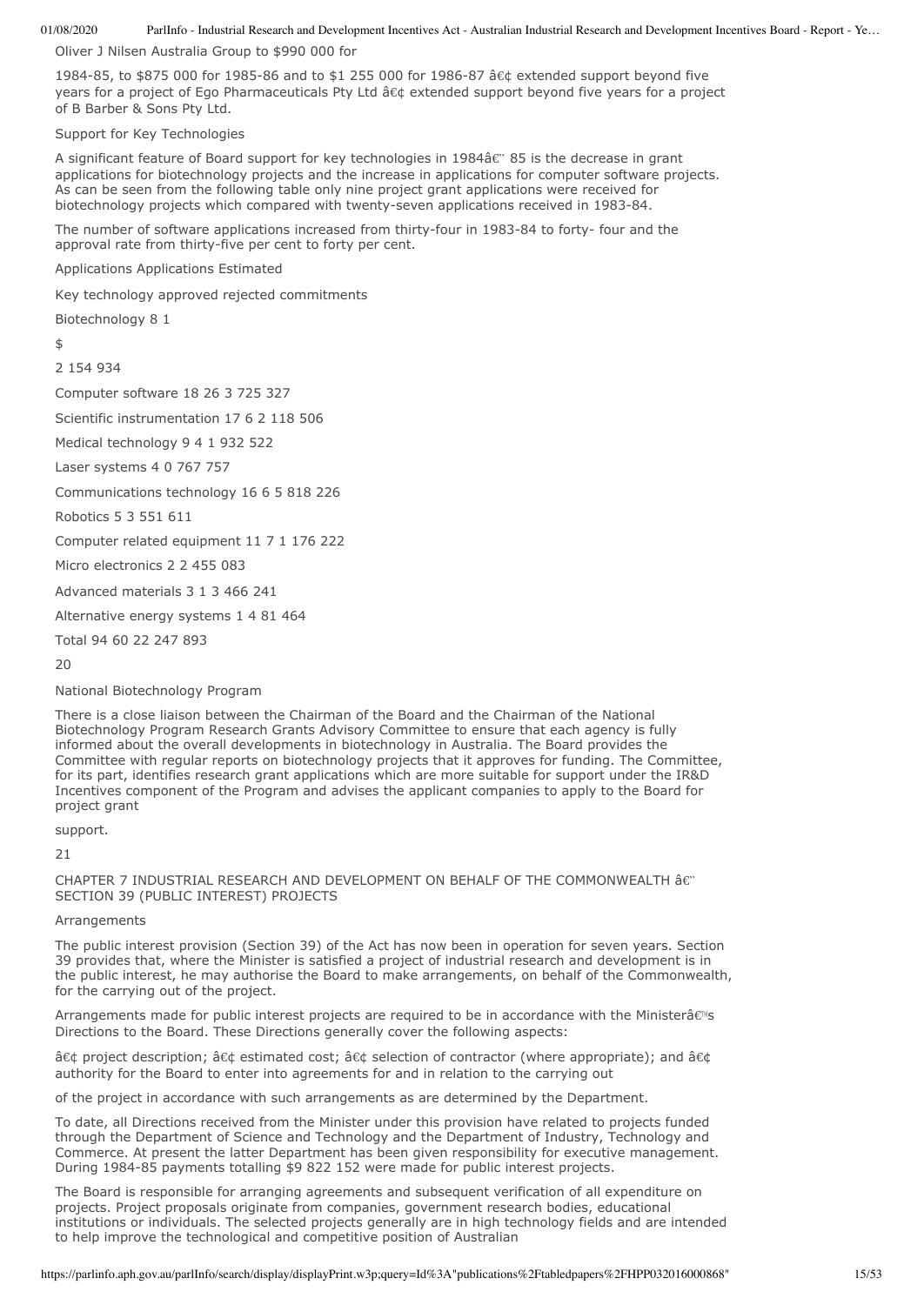Oliver J Nilsen Australia Group to $990 000 for

1984-85, to $875 000 for 1985-86 and to $1 255 000 for 1986-87 â€¢ extended support beyond five years for a project of Ego Pharmaceuticals Pty Ltd â€¢ extended support beyond five years for a project of B Barber & Sons Pty Ltd.

Support for Key Technologies

A significant feature of Board support for key technologies in 1984â€" 85 is the decrease in grant applications for biotechnology projects and the increase in applications for computer software projects. As can be seen from the following table only nine project grant applications were received for biotechnology projects which compared with twenty-seven applications received in 1983-84.

The number of software applications increased from thirty-four in 1983-84 to forty- four and the approval rate from thirty-five per cent to forty per cent.

| Key technology | Applications approved | Applications rejected | Estimated commitments |
|---|---|---|---|
| | | | $ |
| Biotechnology | 8 | 1 | 2 154 934 |
| Computer software | 18 | 26 | 3 725 327 |
| Scientific instrumentation | 17 | 6 | 2 118 506 |
| Medical technology | 9 | 4 | 1 932 522 |
| Laser systems | 4 | 0 | 767 757 |
| Communications technology | 16 | 6 | 5 818 226 |
| Robotics | 5 | 3 | 551 611 |
| Computer related equipment | 11 | 7 | 1 176 222 |
| Micro electronics | 2 | 2 | 455 083 |
| Advanced materials | 3 | 1 | 3 466 241 |
| Alternative energy systems | 1 | 4 | 81 464 |
| Total | 94 | 60 | 22 247 893 |

National Biotechnology Program

There is a close liaison between the Chairman of the Board and the Chairman of the National Biotechnology Program Research Grants Advisory Committee to ensure that each agency is fully informed about the overall developments in biotechnology in Australia. The Board provides the Committee with regular reports on biotechnology projects that it approves for funding. The Committee, for its part, identifies research grant applications which are more suitable for support under the IR&D Incentives component of the Program and advises the applicant companies to apply to the Board for project grant support.

## CHAPTER 7 INDUSTRIAL RESEARCH AND DEVELOPMENT ON BEHALF OF THE COMMONWEALTH â€" SECTION 39 (PUBLIC INTEREST) PROJECTS

Arrangements

The public interest provision (Section 39) of the Act has now been in operation for seven years. Section 39 provides that, where the Minister is satisfied a project of industrial research and development is in the public interest, he may authorise the Board to make arrangements, on behalf of the Commonwealth, for the carrying out of the project.

Arrangements made for public interest projects are required to be in accordance with the Ministerâ€™s Directions to the Board. These Directions generally cover the following aspects:

â€¢ project description; â€¢ estimated cost; â€¢ selection of contractor (where appropriate); and â€¢ authority for the Board to enter into agreements for and in relation to the carrying out of the project in accordance with such arrangements as are determined by the Department.

To date, all Directions received from the Minister under this provision have related to projects funded through the Department of Science and Technology and the Department of Industry, Technology and Commerce. At present the latter Department has been given responsibility for executive management. During 1984-85 payments totalling $9 822 152 were made for public interest projects.

The Board is responsible for arranging agreements and subsequent verification of all expenditure on projects. Project proposals originate from companies, government research bodies, educational institutions or individuals. The selected projects generally are in high technology fields and are intended to help improve the technological and competitive position of Australian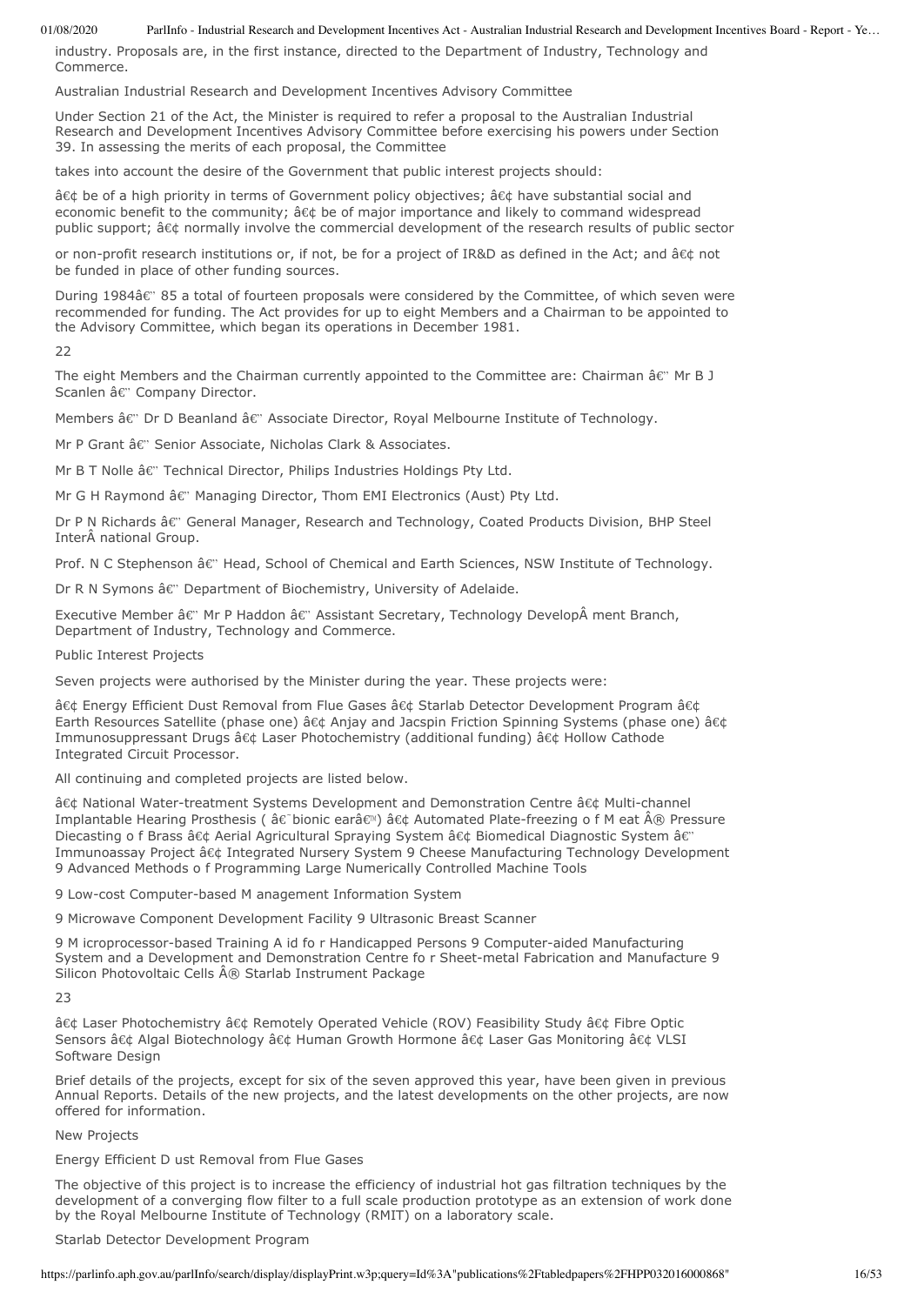industry. Proposals are, in the first instance, directed to the Department of Industry, Technology and Commerce.

Australian Industrial Research and Development Incentives Advisory Committee

Under Section 21 of the Act, the Minister is required to refer a proposal to the Australian Industrial Research and Development Incentives Advisory Committee before exercising his powers under Section 39. In assessing the merits of each proposal, the Committee

takes into account the desire of the Government that public interest projects should:

â€¢ be of a high priority in terms of Government policy objectives; â€¢ have substantial social and economic benefit to the community; â€¢ be of major importance and likely to command widespread public support; â€¢ normally involve the commercial development of the research results of public sector

or non-profit research institutions or, if not, be for a project of IR&D as defined in the Act; and â€¢ not be funded in place of other funding sources.

During 1984â€" 85 a total of fourteen proposals were considered by the Committee, of which seven were recommended for funding. The Act provides for up to eight Members and a Chairman to be appointed to the Advisory Committee, which began its operations in December 1981.

22

The eight Members and the Chairman currently appointed to the Committee are: Chairman â€" Mr B J Scanlen â€" Company Director.

Members â€" Dr D Beanland â€" Associate Director, Royal Melbourne Institute of Technology.

Mr P Grant â€" Senior Associate, Nicholas Clark & Associates.

Mr B T Nolle â€" Technical Director, Philips Industries Holdings Pty Ltd.

Mr G H Raymond â€" Managing Director, Thom EMI Electronics (Aust) Pty Ltd.

Dr P N Richards â€" General Manager, Research and Technology, Coated Products Division, BHP Steel InterÂ national Group.

Prof. N C Stephenson â€" Head, School of Chemical and Earth Sciences, NSW Institute of Technology.

Dr R N Symons â€" Department of Biochemistry, University of Adelaide.

Executive Member â€" Mr P Haddon â€" Assistant Secretary, Technology DevelopÂ ment Branch, Department of Industry, Technology and Commerce.

Public Interest Projects

Seven projects were authorised by the Minister during the year. These projects were:

â€¢ Energy Efficient Dust Removal from Flue Gases â€¢ Starlab Detector Development Program â€¢ Earth Resources Satellite (phase one) â€¢ Anjay and Jacspin Friction Spinning Systems (phase one) â€¢ Immunosuppressant Drugs â€¢ Laser Photochemistry (additional funding) â€¢ Hollow Cathode Integrated Circuit Processor.

All continuing and completed projects are listed below.

â€¢ National Water-treatment Systems Development and Demonstration Centre â€¢ Multi-channel Implantable Hearing Prosthesis ( â€˜bionic earâ€™) â€¢ Automated Plate-freezing o f M eat Â® Pressure Diecasting o f Brass â€¢ Aerial Agricultural Spraying System â€¢ Biomedical Diagnostic System â€" Immunoassay Project â€¢ Integrated Nursery System 9 Cheese Manufacturing Technology Development 9 Advanced Methods o f Programming Large Numerically Controlled Machine Tools

9 Low-cost Computer-based M anagement Information System

9 Microwave Component Development Facility 9 Ultrasonic Breast Scanner

9 M icroprocessor-based Training A id fo r Handicapped Persons 9 Computer-aided Manufacturing System and a Development and Demonstration Centre fo r Sheet-metal Fabrication and Manufacture 9 Silicon Photovoltaic Cells Â® Starlab Instrument Package

23

â€¢ Laser Photochemistry â€¢ Remotely Operated Vehicle (ROV) Feasibility Study â€¢ Fibre Optic Sensors â€¢ Algal Biotechnology â€¢ Human Growth Hormone â€¢ Laser Gas Monitoring â€¢ VLSI Software Design

Brief details of the projects, except for six of the seven approved this year, have been given in previous Annual Reports. Details of the new projects, and the latest developments on the other projects, are now offered for information.

New Projects

Energy Efficient D ust Removal from Flue Gases

The objective of this project is to increase the efficiency of industrial hot gas filtration techniques by the development of a converging flow filter to a full scale production prototype as an extension of work done by the Royal Melbourne Institute of Technology (RMIT) on a laboratory scale.

Starlab Detector Development Program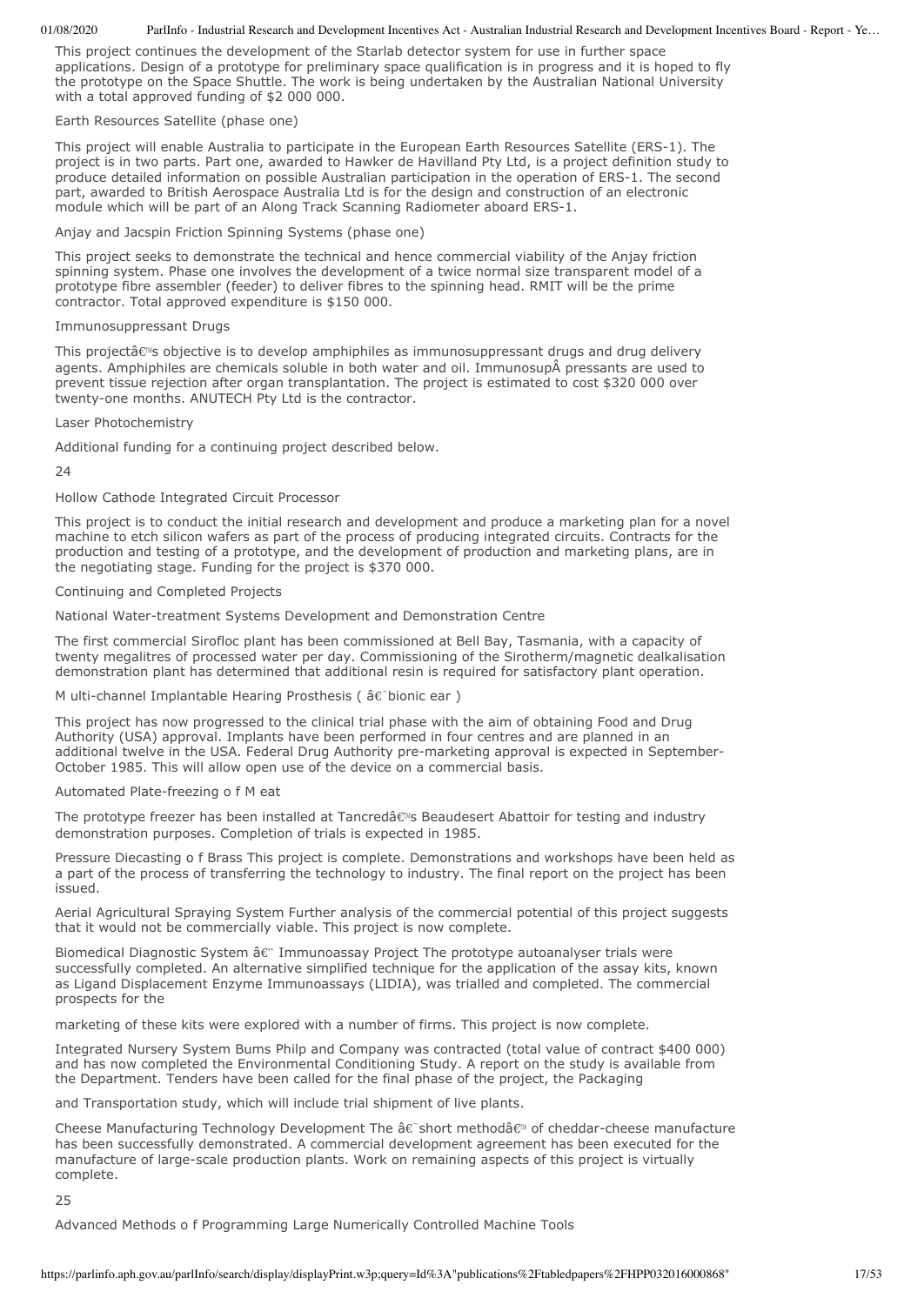This project continues the development of the Starlab detector system for use in further space applications. Design of a prototype for preliminary space qualification is in progress and it is hoped to fly the prototype on the Space Shuttle. The work is being undertaken by the Australian National University with a total approved funding of $2 000 000.

Earth Resources Satellite (phase one)

This project will enable Australia to participate in the European Earth Resources Satellite (ERS-1). The project is in two parts. Part one, awarded to Hawker de Havilland Pty Ltd, is a project definition study to produce detailed information on possible Australian participation in the operation of ERS-1. The second part, awarded to British Aerospace Australia Ltd is for the design and construction of an electronic module which will be part of an Along Track Scanning Radiometer aboard ERS-1.

Anjay and Jacspin Friction Spinning Systems (phase one)

This project seeks to demonstrate the technical and hence commercial viability of the Anjay friction spinning system. Phase one involves the development of a twice normal size transparent model of a prototype fibre assembler (feeder) to deliver fibres to the spinning head. RMIT will be the prime contractor. Total approved expenditure is $150 000.

Immunosuppressant Drugs

This projectâ€™s objective is to develop amphiphiles as immunosuppressant drugs and drug delivery agents. Amphiphiles are chemicals soluble in both water and oil. ImmunosupÂ pressants are used to prevent tissue rejection after organ transplantation. The project is estimated to cost $320 000 over twenty-one months. ANUTECH Pty Ltd is the contractor.

Laser Photochemistry

Additional funding for a continuing project described below.

24

Hollow Cathode Integrated Circuit Processor

This project is to conduct the initial research and development and produce a marketing plan for a novel machine to etch silicon wafers as part of the process of producing integrated circuits. Contracts for the production and testing of a prototype, and the development of production and marketing plans, are in the negotiating stage. Funding for the project is $370 000.

Continuing and Completed Projects

National Water-treatment Systems Development and Demonstration Centre

The first commercial Sirofloc plant has been commissioned at Bell Bay, Tasmania, with a capacity of twenty megalitres of processed water per day. Commissioning of the Sirotherm/magnetic dealkalisation demonstration plant has determined that additional resin is required for satisfactory plant operation.

M ulti-channel Implantable Hearing Prosthesis ( â€˜bionic ear )

This project has now progressed to the clinical trial phase with the aim of obtaining Food and Drug Authority (USA) approval. Implants have been performed in four centres and are planned in an additional twelve in the USA. Federal Drug Authority pre-marketing approval is expected in September-October 1985. This will allow open use of the device on a commercial basis.

Automated Plate-freezing o f M eat

The prototype freezer has been installed at Tancredâ€™s Beaudesert Abattoir for testing and industry demonstration purposes. Completion of trials is expected in 1985.

Pressure Diecasting o f Brass This project is complete. Demonstrations and workshops have been held as a part of the process of transferring the technology to industry. The final report on the project has been issued.

Aerial Agricultural Spraying System Further analysis of the commercial potential of this project suggests that it would not be commercially viable. This project is now complete.

Biomedical Diagnostic System â€" Immunoassay Project The prototype autoanalyser trials were successfully completed. An alternative simplified technique for the application of the assay kits, known as Ligand Displacement Enzyme Immunoassays (LIDIA), was trialled and completed. The commercial prospects for the

marketing of these kits were explored with a number of firms. This project is now complete.

Integrated Nursery System Bums Philp and Company was contracted (total value of contract $400 000) and has now completed the Environmental Conditioning Study. A report on the study is available from the Department. Tenders have been called for the final phase of the project, the Packaging

and Transportation study, which will include trial shipment of live plants.

Cheese Manufacturing Technology Development The â€˜short methodâ€™ of cheddar-cheese manufacture has been successfully demonstrated. A commercial development agreement has been executed for the manufacture of large-scale production plants. Work on remaining aspects of this project is virtually complete.

25

Advanced Methods o f Programming Large Numerically Controlled Machine Tools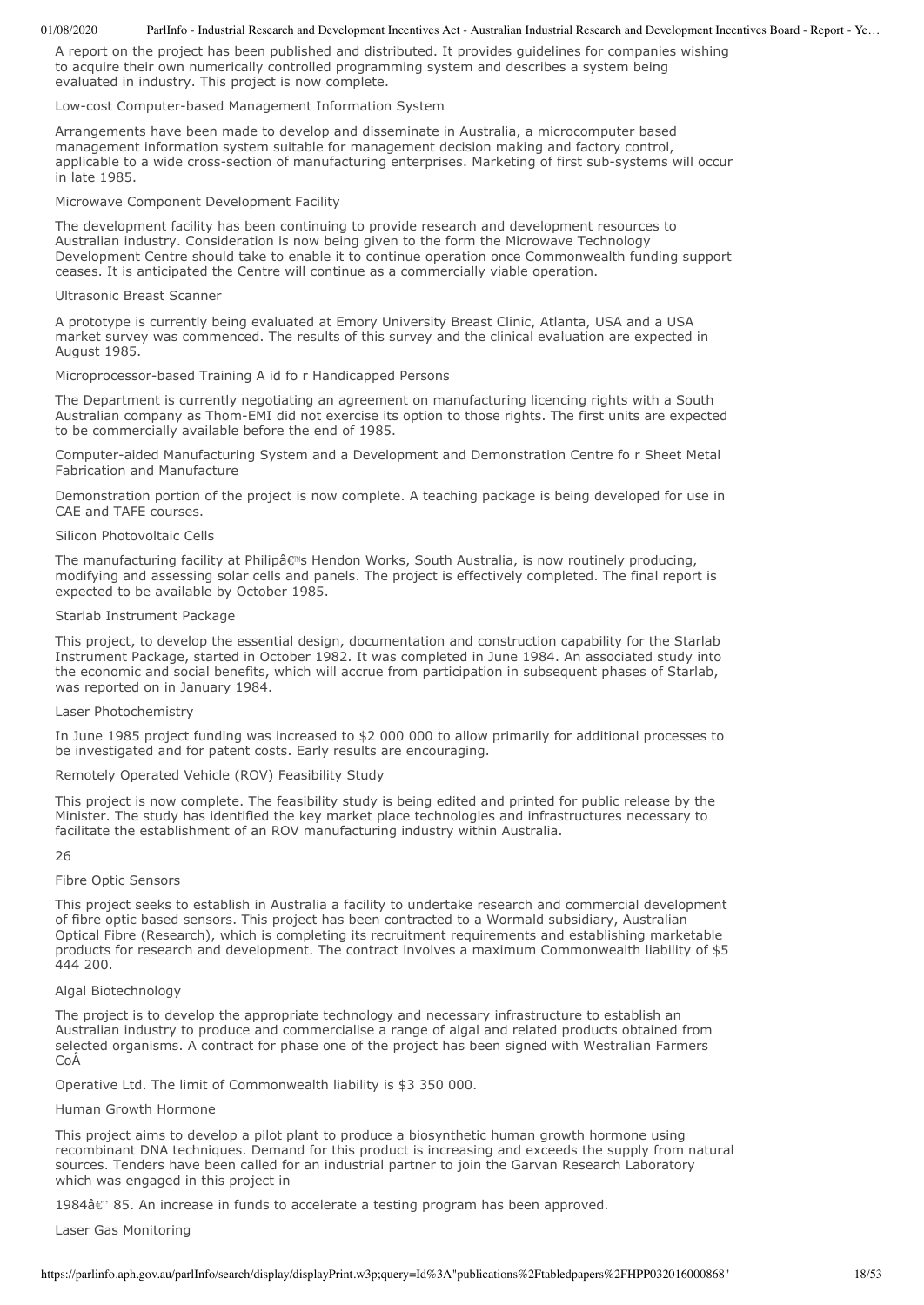A report on the project has been published and distributed. It provides guidelines for companies wishing to acquire their own numerically controlled programming system and describes a system being evaluated in industry. This project is now complete.

Low-cost Computer-based Management Information System

Arrangements have been made to develop and disseminate in Australia, a microcomputer based management information system suitable for management decision making and factory control, applicable to a wide cross-section of manufacturing enterprises. Marketing of first sub-systems will occur in late 1985.

Microwave Component Development Facility

The development facility has been continuing to provide research and development resources to Australian industry. Consideration is now being given to the form the Microwave Technology Development Centre should take to enable it to continue operation once Commonwealth funding support ceases. It is anticipated the Centre will continue as a commercially viable operation.

Ultrasonic Breast Scanner

A prototype is currently being evaluated at Emory University Breast Clinic, Atlanta, USA and a USA market survey was commenced. The results of this survey and the clinical evaluation are expected in August 1985.

Microprocessor-based Training A id fo r Handicapped Persons

The Department is currently negotiating an agreement on manufacturing licencing rights with a South Australian company as Thom-EMI did not exercise its option to those rights. The first units are expected to be commercially available before the end of 1985.

Computer-aided Manufacturing System and a Development and Demonstration Centre fo r Sheet Metal Fabrication and Manufacture

Demonstration portion of the project is now complete. A teaching package is being developed for use in CAE and TAFE courses.

Silicon Photovoltaic Cells

The manufacturing facility at Philipâ€™s Hendon Works, South Australia, is now routinely producing, modifying and assessing solar cells and panels. The project is effectively completed. The final report is expected to be available by October 1985.

Starlab Instrument Package

This project, to develop the essential design, documentation and construction capability for the Starlab Instrument Package, started in October 1982. It was completed in June 1984. An associated study into the economic and social benefits, which will accrue from participation in subsequent phases of Starlab, was reported on in January 1984.

Laser Photochemistry

In June 1985 project funding was increased to $2 000 000 to allow primarily for additional processes to be investigated and for patent costs. Early results are encouraging.

Remotely Operated Vehicle (ROV) Feasibility Study

This project is now complete. The feasibility study is being edited and printed for public release by the Minister. The study has identified the key market place technologies and infrastructures necessary to facilitate the establishment of an ROV manufacturing industry within Australia.

Fibre Optic Sensors

This project seeks to establish in Australia a facility to undertake research and commercial development of fibre optic based sensors. This project has been contracted to a Wormald subsidiary, Australian Optical Fibre (Research), which is completing its recruitment requirements and establishing marketable products for research and development. The contract involves a maximum Commonwealth liability of $5 444 200.

Algal Biotechnology

The project is to develop the appropriate technology and necessary infrastructure to establish an Australian industry to produce and commercialise a range of algal and related products obtained from selected organisms. A contract for phase one of the project has been signed with Westralian Farmers CoÂ

Operative Ltd. The limit of Commonwealth liability is $3 350 000.

Human Growth Hormone

This project aims to develop a pilot plant to produce a biosynthetic human growth hormone using recombinant DNA techniques. Demand for this product is increasing and exceeds the supply from natural sources. Tenders have been called for an industrial partner to join the Garvan Research Laboratory which was engaged in this project in

1984â€" 85. An increase in funds to accelerate a testing program has been approved.

Laser Gas Monitoring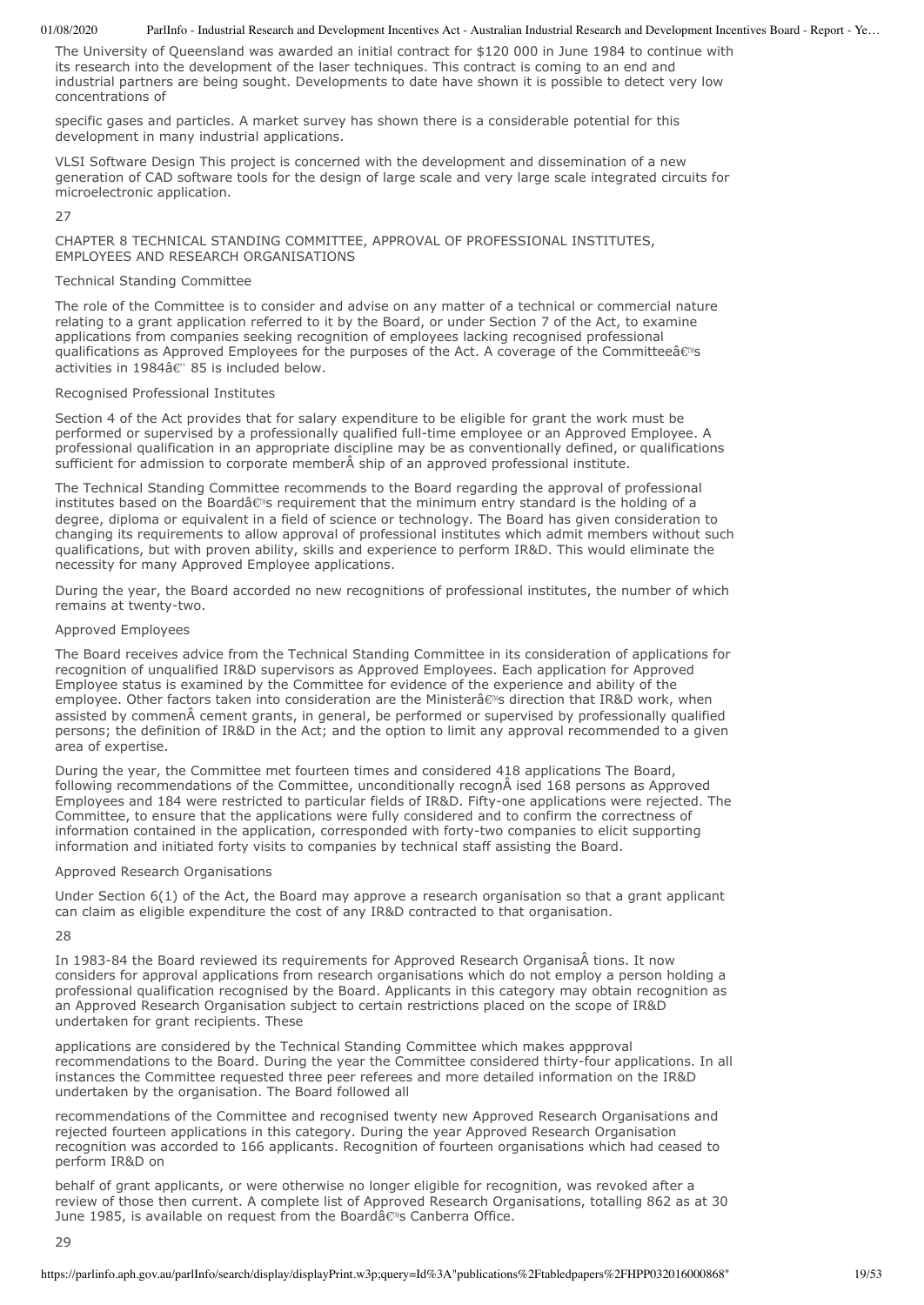The University of Queensland was awarded an initial contract for $120 000 in June 1984 to continue with its research into the development of the laser techniques. This contract is coming to an end and industrial partners are being sought. Developments to date have shown it is possible to detect very low concentrations of

specific gases and particles. A market survey has shown there is a considerable potential for this development in many industrial applications.

VLSI Software Design This project is concerned with the development and dissemination of a new generation of CAD software tools for the design of large scale and very large scale integrated circuits for microelectronic application.

# CHAPTER 8 TECHNICAL STANDING COMMITTEE, APPROVAL OF PROFESSIONAL INSTITUTES, EMPLOYEES AND RESEARCH ORGANISATIONS

## Technical Standing Committee

The role of the Committee is to consider and advise on any matter of a technical or commercial nature relating to a grant application referred to it by the Board, or under Section 7 of the Act, to examine applications from companies seeking recognition of employees lacking recognised professional qualifications as Approved Employees for the purposes of the Act. A coverage of the Committeeâ€™s activities in 1984â€" 85 is included below.

## Recognised Professional Institutes

Section 4 of the Act provides that for salary expenditure to be eligible for grant the work must be performed or supervised by a professionally qualified full-time employee or an Approved Employee. A professional qualification in an appropriate discipline may be as conventionally defined, or qualifications sufficient for admission to corporate memberÂ ship of an approved professional institute.

The Technical Standing Committee recommends to the Board regarding the approval of professional institutes based on the Boardâ€™s requirement that the minimum entry standard is the holding of a degree, diploma or equivalent in a field of science or technology. The Board has given consideration to changing its requirements to allow approval of professional institutes which admit members without such qualifications, but with proven ability, skills and experience to perform IR&D. This would eliminate the necessity for many Approved Employee applications.

During the year, the Board accorded no new recognitions of professional institutes, the number of which remains at twenty-two.

## Approved Employees

The Board receives advice from the Technical Standing Committee in its consideration of applications for recognition of unqualified IR&D supervisors as Approved Employees. Each application for Approved Employee status is examined by the Committee for evidence of the experience and ability of the employee. Other factors taken into consideration are the Ministerâ€™s direction that IR&D work, when assisted by commenÂ cement grants, in general, be performed or supervised by professionally qualified persons; the definition of IR&D in the Act; and the option to limit any approval recommended to a given area of expertise.

During the year, the Committee met fourteen times and considered 418 applications The Board, following recommendations of the Committee, unconditionally recognÂ ised 168 persons as Approved Employees and 184 were restricted to particular fields of IR&D. Fifty-one applications were rejected. The Committee, to ensure that the applications were fully considered and to confirm the correctness of information contained in the application, corresponded with forty-two companies to elicit supporting information and initiated forty visits to companies by technical staff assisting the Board.

## Approved Research Organisations

Under Section 6(1) of the Act, the Board may approve a research organisation so that a grant applicant can claim as eligible expenditure the cost of any IR&D contracted to that organisation.

In 1983-84 the Board reviewed its requirements for Approved Research OrganisaÂ tions. It now considers for approval applications from research organisations which do not employ a person holding a professional qualification recognised by the Board. Applicants in this category may obtain recognition as an Approved Research Organisation subject to certain restrictions placed on the scope of IR&D undertaken for grant recipients. These

applications are considered by the Technical Standing Committee which makes appproval recommendations to the Board. During the year the Committee considered thirty-four applications. In all instances the Committee requested three peer referees and more detailed information on the IR&D undertaken by the organisation. The Board followed all

recommendations of the Committee and recognised twenty new Approved Research Organisations and rejected fourteen applications in this category. During the year Approved Research Organisation recognition was accorded to 166 applicants. Recognition of fourteen organisations which had ceased to perform IR&D on

behalf of grant applicants, or were otherwise no longer eligible for recognition, was revoked after a review of those then current. A complete list of Approved Research Organisations, totalling 862 as at 30 June 1985, is available on request from the Boardâ€™s Canberra Office.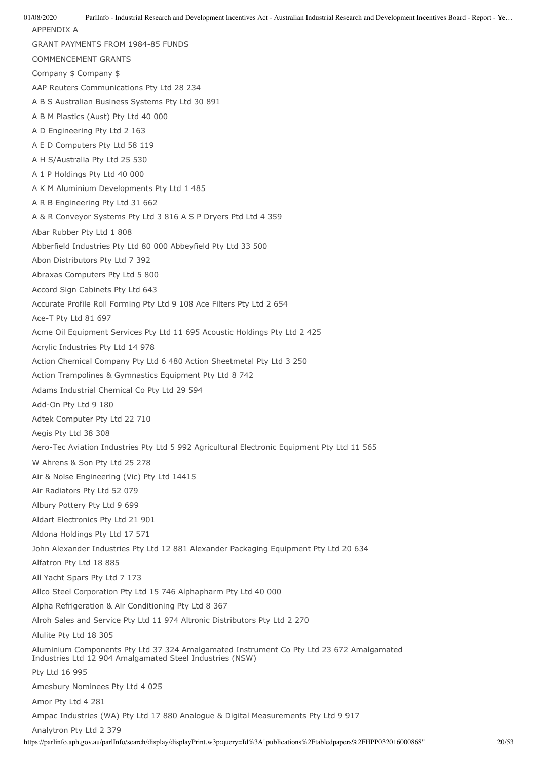APPENDIX A

GRANT PAYMENTS FROM 1984-85 FUNDS

COMMENCEMENT GRANTS

Company $ Company $

AAP Reuters Communications Pty Ltd 28 234

A B S Australian Business Systems Pty Ltd 30 891

A B M Plastics (Aust) Pty Ltd 40 000

A D Engineering Pty Ltd 2 163

A E D Computers Pty Ltd 58 119

A H S/Australia Pty Ltd 25 530

A 1 P Holdings Pty Ltd 40 000

A K M Aluminium Developments Pty Ltd 1 485

A R B Engineering Pty Ltd 31 662

A & R Conveyor Systems Pty Ltd 3 816 A S P Dryers Ptd Ltd 4 359

Abar Rubber Pty Ltd 1 808

Abberfield Industries Pty Ltd 80 000 Abbeyfield Pty Ltd 33 500

Abon Distributors Pty Ltd 7 392

Abraxas Computers Pty Ltd 5 800

Accord Sign Cabinets Pty Ltd 643

Accurate Profile Roll Forming Pty Ltd 9 108 Ace Filters Pty Ltd 2 654

Ace-T Pty Ltd 81 697

Acme Oil Equipment Services Pty Ltd 11 695 Acoustic Holdings Pty Ltd 2 425

Acrylic Industries Pty Ltd 14 978

Action Chemical Company Pty Ltd 6 480 Action Sheetmetal Pty Ltd 3 250

Action Trampolines & Gymnastics Equipment Pty Ltd 8 742

Adams Industrial Chemical Co Pty Ltd 29 594

Add-On Pty Ltd 9 180

Adtek Computer Pty Ltd 22 710

Aegis Pty Ltd 38 308

Aero-Tec Aviation Industries Pty Ltd 5 992 Agricultural Electronic Equipment Pty Ltd 11 565

W Ahrens & Son Pty Ltd 25 278

Air & Noise Engineering (Vic) Pty Ltd 14415

Air Radiators Pty Ltd 52 079

Albury Pottery Pty Ltd 9 699

Aldart Electronics Pty Ltd 21 901

Aldona Holdings Pty Ltd 17 571

John Alexander Industries Pty Ltd 12 881 Alexander Packaging Equipment Pty Ltd 20 634

Alfatron Pty Ltd 18 885

All Yacht Spars Pty Ltd 7 173

Allco Steel Corporation Pty Ltd 15 746 Alphapharm Pty Ltd 40 000

Alpha Refrigeration & Air Conditioning Pty Ltd 8 367

Alroh Sales and Service Pty Ltd 11 974 Altronic Distributors Pty Ltd 2 270

Alulite Pty Ltd 18 305

Aluminium Components Pty Ltd 37 324 Amalgamated Instrument Co Pty Ltd 23 672 Amalgamated Industries Ltd 12 904 Amalgamated Steel Industries (NSW)

Pty Ltd 16 995

Amesbury Nominees Pty Ltd 4 025

Amor Pty Ltd 4 281

Ampac Industries (WA) Pty Ltd 17 880 Analogue & Digital Measurements Pty Ltd 9 917

Analytron Pty Ltd 2 379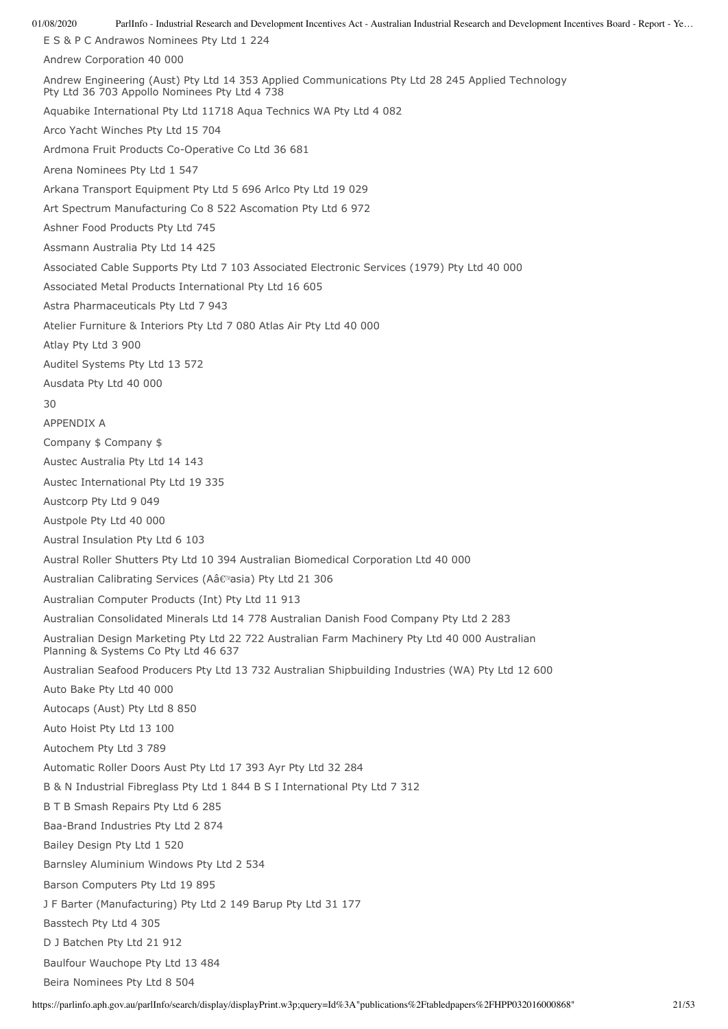E S & P C Andrawos Nominees Pty Ltd 1 224

Andrew Corporation 40 000

Andrew Engineering (Aust) Pty Ltd 14 353 Applied Communications Pty Ltd 28 245 Applied Technology Pty Ltd 36 703 Appollo Nominees Pty Ltd 4 738

Aquabike International Pty Ltd 11718 Aqua Technics WA Pty Ltd 4 082

Arco Yacht Winches Pty Ltd 15 704

Ardmona Fruit Products Co-Operative Co Ltd 36 681

Arena Nominees Pty Ltd 1 547

Arkana Transport Equipment Pty Ltd 5 696 Arlco Pty Ltd 19 029

Art Spectrum Manufacturing Co 8 522 Ascomation Pty Ltd 6 972

Ashner Food Products Pty Ltd 745

Assmann Australia Pty Ltd 14 425

Associated Cable Supports Pty Ltd 7 103 Associated Electronic Services (1979) Pty Ltd 40 000

Associated Metal Products International Pty Ltd 16 605

Astra Pharmaceuticals Pty Ltd 7 943

Atelier Furniture & Interiors Pty Ltd 7 080 Atlas Air Pty Ltd 40 000

Atlay Pty Ltd 3 900

Auditel Systems Pty Ltd 13 572

Ausdata Pty Ltd 40 000

30

APPENDIX A

Company $ Company $

Austec Australia Pty Ltd 14 143

Austec International Pty Ltd 19 335

Austcorp Pty Ltd 9 049

Austpole Pty Ltd 40 000

Austral Insulation Pty Ltd 6 103

Austral Roller Shutters Pty Ltd 10 394 Australian Biomedical Corporation Ltd 40 000

Australian Calibrating Services (Aâ€™asia) Pty Ltd 21 306

Australian Computer Products (Int) Pty Ltd 11 913

Australian Consolidated Minerals Ltd 14 778 Australian Danish Food Company Pty Ltd 2 283

Australian Design Marketing Pty Ltd 22 722 Australian Farm Machinery Pty Ltd 40 000 Australian Planning & Systems Co Pty Ltd 46 637

Australian Seafood Producers Pty Ltd 13 732 Australian Shipbuilding Industries (WA) Pty Ltd 12 600

Auto Bake Pty Ltd 40 000

Autocaps (Aust) Pty Ltd 8 850

Auto Hoist Pty Ltd 13 100

Autochem Pty Ltd 3 789

Automatic Roller Doors Aust Pty Ltd 17 393 Ayr Pty Ltd 32 284

B & N Industrial Fibreglass Pty Ltd 1 844 B S I International Pty Ltd 7 312

B T B Smash Repairs Pty Ltd 6 285

Baa-Brand Industries Pty Ltd 2 874

Bailey Design Pty Ltd 1 520

Barnsley Aluminium Windows Pty Ltd 2 534

Barson Computers Pty Ltd 19 895

J F Barter (Manufacturing) Pty Ltd 2 149 Barup Pty Ltd 31 177

Basstech Pty Ltd 4 305

D J Batchen Pty Ltd 21 912

Baulfour Wauchope Pty Ltd 13 484

Beira Nominees Pty Ltd 8 504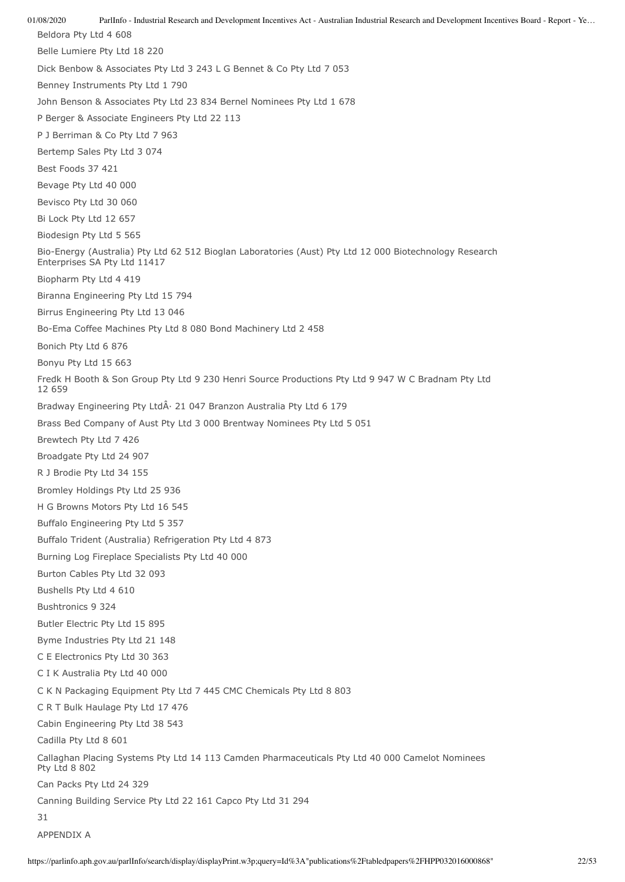Beldora Pty Ltd 4 608

Belle Lumiere Pty Ltd 18 220

Dick Benbow & Associates Pty Ltd 3 243 L G Bennet & Co Pty Ltd 7 053

Benney Instruments Pty Ltd 1 790

John Benson & Associates Pty Ltd 23 834 Bernel Nominees Pty Ltd 1 678

P Berger & Associate Engineers Pty Ltd 22 113

P J Berriman & Co Pty Ltd 7 963

Bertemp Sales Pty Ltd 3 074

Best Foods 37 421

Bevage Pty Ltd 40 000

Bevisco Pty Ltd 30 060

Bi Lock Pty Ltd 12 657

Biodesign Pty Ltd 5 565

Bio-Energy (Australia) Pty Ltd 62 512 Bioglan Laboratories (Aust) Pty Ltd 12 000 Biotechnology Research Enterprises SA Pty Ltd 11417

Biopharm Pty Ltd 4 419

Biranna Engineering Pty Ltd 15 794

Birrus Engineering Pty Ltd 13 046

Bo-Ema Coffee Machines Pty Ltd 8 080 Bond Machinery Ltd 2 458

Bonich Pty Ltd 6 876

Bonyu Pty Ltd 15 663

Fredk H Booth & Son Group Pty Ltd 9 230 Henri Source Productions Pty Ltd 9 947 W C Bradnam Pty Ltd 12 659

Bradway Engineering Pty LtdÂ· 21 047 Branzon Australia Pty Ltd 6 179

Brass Bed Company of Aust Pty Ltd 3 000 Brentway Nominees Pty Ltd 5 051

Brewtech Pty Ltd 7 426

Broadgate Pty Ltd 24 907

R J Brodie Pty Ltd 34 155

Bromley Holdings Pty Ltd 25 936

H G Browns Motors Pty Ltd 16 545

Buffalo Engineering Pty Ltd 5 357

Buffalo Trident (Australia) Refrigeration Pty Ltd 4 873

Burning Log Fireplace Specialists Pty Ltd 40 000

Burton Cables Pty Ltd 32 093

Bushells Pty Ltd 4 610

Bushtronics 9 324

Butler Electric Pty Ltd 15 895

Byme Industries Pty Ltd 21 148

C E Electronics Pty Ltd 30 363

C I K Australia Pty Ltd 40 000

C K N Packaging Equipment Pty Ltd 7 445 CMC Chemicals Pty Ltd 8 803

C R T Bulk Haulage Pty Ltd 17 476

Cabin Engineering Pty Ltd 38 543

Cadilla Pty Ltd 8 601

Callaghan Placing Systems Pty Ltd 14 113 Camden Pharmaceuticals Pty Ltd 40 000 Camelot Nominees Pty Ltd 8 802

Can Packs Pty Ltd 24 329

Canning Building Service Pty Ltd 22 161 Capco Pty Ltd 31 294

APPENDIX A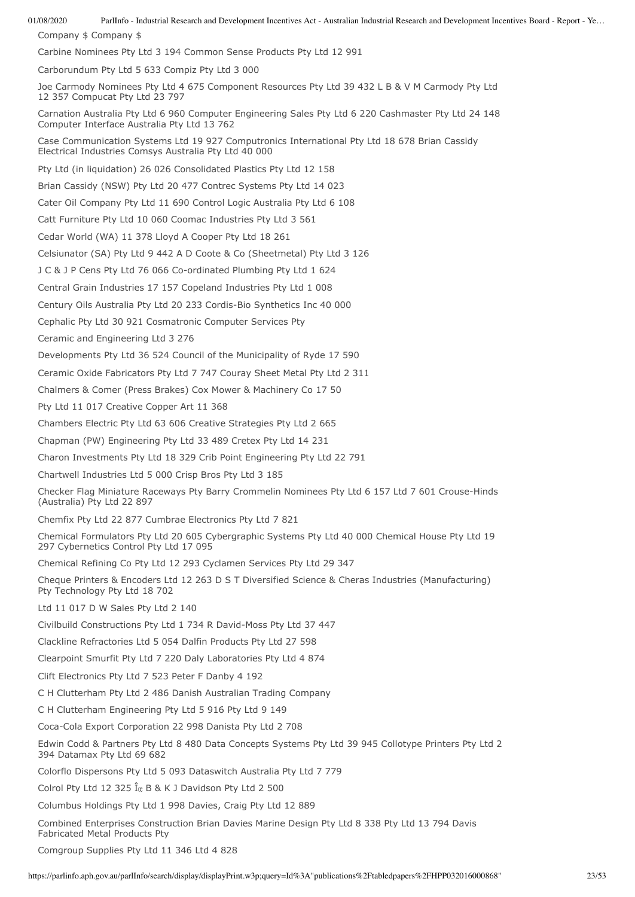Company $ Company $

Carbine Nominees Pty Ltd 3 194 Common Sense Products Pty Ltd 12 991

Carborundum Pty Ltd 5 633 Compiz Pty Ltd 3 000

Joe Carmody Nominees Pty Ltd 4 675 Component Resources Pty Ltd 39 432 L B & V M Carmody Pty Ltd 12 357 Compucat Pty Ltd 23 797

Carnation Australia Pty Ltd 6 960 Computer Engineering Sales Pty Ltd 6 220 Cashmaster Pty Ltd 24 148 Computer Interface Australia Pty Ltd 13 762

Case Communication Systems Ltd 19 927 Computronics International Pty Ltd 18 678 Brian Cassidy Electrical Industries Comsys Australia Pty Ltd 40 000

Pty Ltd (in liquidation) 26 026 Consolidated Plastics Pty Ltd 12 158

Brian Cassidy (NSW) Pty Ltd 20 477 Contrec Systems Pty Ltd 14 023

Cater Oil Company Pty Ltd 11 690 Control Logic Australia Pty Ltd 6 108

Catt Furniture Pty Ltd 10 060 Coomac Industries Pty Ltd 3 561

Cedar World (WA) 11 378 Lloyd A Cooper Pty Ltd 18 261

Celsiunator (SA) Pty Ltd 9 442 A D Coote & Co (Sheetmetal) Pty Ltd 3 126

J C & J P Cens Pty Ltd 76 066 Co-ordinated Plumbing Pty Ltd 1 624

Central Grain Industries 17 157 Copeland Industries Pty Ltd 1 008

Century Oils Australia Pty Ltd 20 233 Cordis-Bio Synthetics Inc 40 000

Cephalic Pty Ltd 30 921 Cosmatronic Computer Services Pty

Ceramic and Engineering Ltd 3 276

Developments Pty Ltd 36 524 Council of the Municipality of Ryde 17 590

Ceramic Oxide Fabricators Pty Ltd 7 747 Couray Sheet Metal Pty Ltd 2 311

Chalmers & Comer (Press Brakes) Cox Mower & Machinery Co 17 50

Pty Ltd 11 017 Creative Copper Art 11 368

Chambers Electric Pty Ltd 63 606 Creative Strategies Pty Ltd 2 665

Chapman (PW) Engineering Pty Ltd 33 489 Cretex Pty Ltd 14 231

Charon Investments Pty Ltd 18 329 Crib Point Engineering Pty Ltd 22 791

Chartwell Industries Ltd 5 000 Crisp Bros Pty Ltd 3 185

Checker Flag Miniature Raceways Pty Barry Crommelin Nominees Pty Ltd 6 157 Ltd 7 601 Crouse-Hinds (Australia) Pty Ltd 22 897

Chemfix Pty Ltd 22 877 Cumbrae Electronics Pty Ltd 7 821

Chemical Formulators Pty Ltd 20 605 Cybergraphic Systems Pty Ltd 40 000 Chemical House Pty Ltd 19 297 Cybernetics Control Pty Ltd 17 095

Chemical Refining Co Pty Ltd 12 293 Cyclamen Services Pty Ltd 29 347

Cheque Printers & Encoders Ltd 12 263 D S T Diversified Science & Cheras Industries (Manufacturing) Pty Technology Pty Ltd 18 702

Ltd 11 017 D W Sales Pty Ltd 2 140

Civilbuild Constructions Pty Ltd 1 734 R David-Moss Pty Ltd 37 447

Clackline Refractories Ltd 5 054 Dalfin Products Pty Ltd 27 598

Clearpoint Smurfit Pty Ltd 7 220 Daly Laboratories Pty Ltd 4 874

Clift Electronics Pty Ltd 7 523 Peter F Danby 4 192

C H Clutterham Pty Ltd 2 486 Danish Australian Trading Company

C H Clutterham Engineering Pty Ltd 5 916 Pty Ltd 9 149

Coca-Cola Export Corporation 22 998 Danista Pty Ltd 2 708

Edwin Codd & Partners Pty Ltd 8 480 Data Concepts Systems Pty Ltd 39 945 Collotype Printers Pty Ltd 2 394 Datamax Pty Ltd 69 682

Colorflo Dispersons Pty Ltd 5 093 Dataswitch Australia Pty Ltd 7 779

Colrol Pty Ltd 12 325 Î¢ B & K J Davidson Pty Ltd 2 500

Columbus Holdings Pty Ltd 1 998 Davies, Craig Pty Ltd 12 889

Combined Enterprises Construction Brian Davies Marine Design Pty Ltd 8 338 Pty Ltd 13 794 Davis Fabricated Metal Products Pty

Comgroup Supplies Pty Ltd 11 346 Ltd 4 828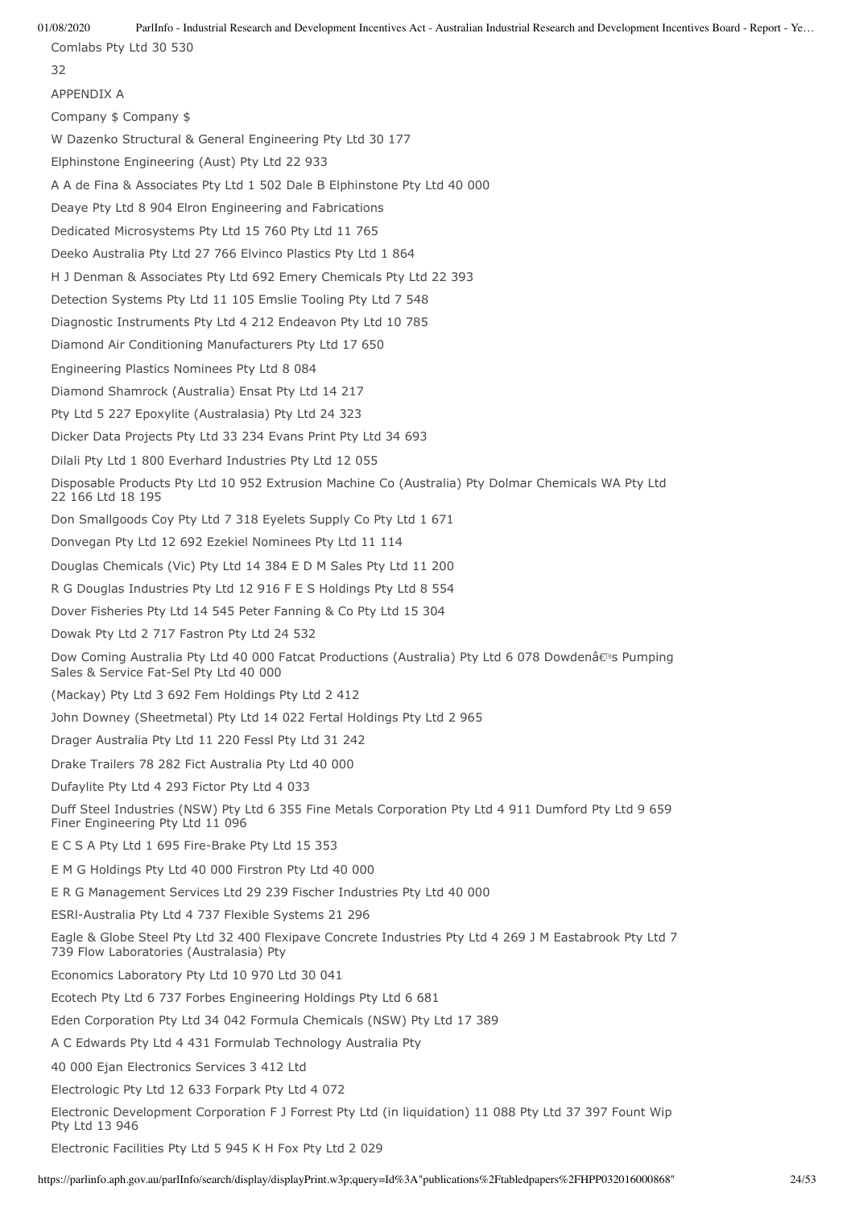Comlabs Pty Ltd 30 530

32

APPENDIX A

Company $ Company $

W Dazenko Structural & General Engineering Pty Ltd 30 177

Elphinstone Engineering (Aust) Pty Ltd 22 933

A A de Fina & Associates Pty Ltd 1 502 Dale B Elphinstone Pty Ltd 40 000

Deaye Pty Ltd 8 904 Elron Engineering and Fabrications

Dedicated Microsystems Pty Ltd 15 760 Pty Ltd 11 765

Deeko Australia Pty Ltd 27 766 Elvinco Plastics Pty Ltd 1 864

H J Denman & Associates Pty Ltd 692 Emery Chemicals Pty Ltd 22 393

Detection Systems Pty Ltd 11 105 Emslie Tooling Pty Ltd 7 548

Diagnostic Instruments Pty Ltd 4 212 Endeavon Pty Ltd 10 785

Diamond Air Conditioning Manufacturers Pty Ltd 17 650

Engineering Plastics Nominees Pty Ltd 8 084

Diamond Shamrock (Australia) Ensat Pty Ltd 14 217

Pty Ltd 5 227 Epoxylite (Australasia) Pty Ltd 24 323

Dicker Data Projects Pty Ltd 33 234 Evans Print Pty Ltd 34 693

Dilali Pty Ltd 1 800 Everhard Industries Pty Ltd 12 055

Disposable Products Pty Ltd 10 952 Extrusion Machine Co (Australia) Pty Dolmar Chemicals WA Pty Ltd 22 166 Ltd 18 195

Don Smallgoods Coy Pty Ltd 7 318 Eyelets Supply Co Pty Ltd 1 671

Donvegan Pty Ltd 12 692 Ezekiel Nominees Pty Ltd 11 114

Douglas Chemicals (Vic) Pty Ltd 14 384 E D M Sales Pty Ltd 11 200

R G Douglas Industries Pty Ltd 12 916 F E S Holdings Pty Ltd 8 554

Dover Fisheries Pty Ltd 14 545 Peter Fanning & Co Pty Ltd 15 304

Dowak Pty Ltd 2 717 Fastron Pty Ltd 24 532

Dow Coming Australia Pty Ltd 40 000 Fatcat Productions (Australia) Pty Ltd 6 078 Dowdenâ€™s Pumping Sales & Service Fat-Sel Pty Ltd 40 000

(Mackay) Pty Ltd 3 692 Fem Holdings Pty Ltd 2 412

John Downey (Sheetmetal) Pty Ltd 14 022 Fertal Holdings Pty Ltd 2 965

Drager Australia Pty Ltd 11 220 Fessl Pty Ltd 31 242

Drake Trailers 78 282 Fict Australia Pty Ltd 40 000

Dufaylite Pty Ltd 4 293 Fictor Pty Ltd 4 033

Duff Steel Industries (NSW) Pty Ltd 6 355 Fine Metals Corporation Pty Ltd 4 911 Dumford Pty Ltd 9 659 Finer Engineering Pty Ltd 11 096

E C S A Pty Ltd 1 695 Fire-Brake Pty Ltd 15 353

E M G Holdings Pty Ltd 40 000 Firstron Pty Ltd 40 000

E R G Management Services Ltd 29 239 Fischer Industries Pty Ltd 40 000

ESRI-Australia Pty Ltd 4 737 Flexible Systems 21 296

Eagle & Globe Steel Pty Ltd 32 400 Flexipave Concrete Industries Pty Ltd 4 269 J M Eastabrook Pty Ltd 7 739 Flow Laboratories (Australasia) Pty

Economics Laboratory Pty Ltd 10 970 Ltd 30 041

Ecotech Pty Ltd 6 737 Forbes Engineering Holdings Pty Ltd 6 681

Eden Corporation Pty Ltd 34 042 Formula Chemicals (NSW) Pty Ltd 17 389

A C Edwards Pty Ltd 4 431 Formulab Technology Australia Pty

40 000 Ejan Electronics Services 3 412 Ltd

Electrologic Pty Ltd 12 633 Forpark Pty Ltd 4 072

Electronic Development Corporation F J Forrest Pty Ltd (in liquidation) 11 088 Pty Ltd 37 397 Fount Wip Pty Ltd 13 946

Electronic Facilities Pty Ltd 5 945 K H Fox Pty Ltd 2 029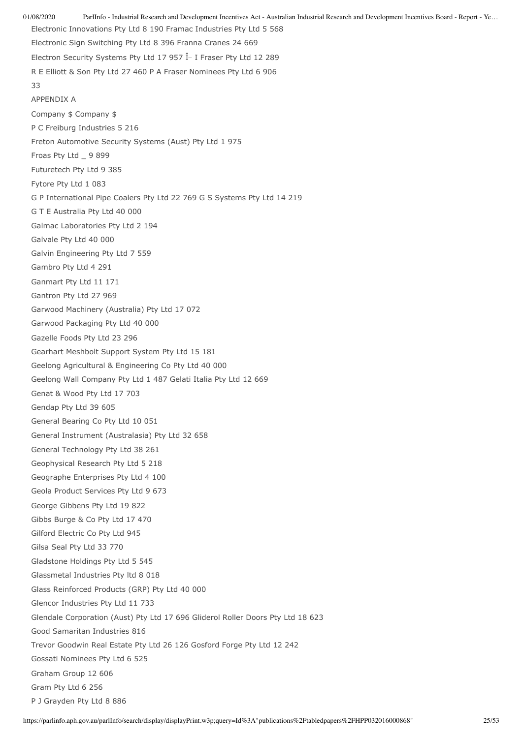Electronic Innovations Pty Ltd 8 190 Framac Industries Pty Ltd 5 568

Electronic Sign Switching Pty Ltd 8 396 Franna Cranes 24 669

Electron Security Systems Pty Ltd 17 957 Î– I Fraser Pty Ltd 12 289

R E Elliott & Son Pty Ltd 27 460 P A Fraser Nominees Pty Ltd 6 906

33

APPENDIX A

Company $ Company $

P C Freiburg Industries 5 216

Freton Automotive Security Systems (Aust) Pty Ltd 1 975

Froas Pty Ltd _ 9 899

Futuretech Pty Ltd 9 385

Fytore Pty Ltd 1 083

G P International Pipe Coalers Pty Ltd 22 769 G S Systems Pty Ltd 14 219

G T E Australia Pty Ltd 40 000

Galmac Laboratories Pty Ltd 2 194

Galvale Pty Ltd 40 000

Galvin Engineering Pty Ltd 7 559

Gambro Pty Ltd 4 291

Ganmart Pty Ltd 11 171

Gantron Pty Ltd 27 969

Garwood Machinery (Australia) Pty Ltd 17 072

Garwood Packaging Pty Ltd 40 000

Gazelle Foods Pty Ltd 23 296

Gearhart Meshbolt Support System Pty Ltd 15 181

Geelong Agricultural & Engineering Co Pty Ltd 40 000

Geelong Wall Company Pty Ltd 1 487 Gelati Italia Pty Ltd 12 669

Genat & Wood Pty Ltd 17 703

Gendap Pty Ltd 39 605

General Bearing Co Pty Ltd 10 051

General Instrument (Australasia) Pty Ltd 32 658

General Technology Pty Ltd 38 261

Geophysical Research Pty Ltd 5 218

Geographe Enterprises Pty Ltd 4 100

Geola Product Services Pty Ltd 9 673

George Gibbens Pty Ltd 19 822

Gibbs Burge & Co Pty Ltd 17 470

Gilford Electric Co Pty Ltd 945

Gilsa Seal Pty Ltd 33 770

Gladstone Holdings Pty Ltd 5 545

Glassmetal Industries Pty ltd 8 018

Glass Reinforced Products (GRP) Pty Ltd 40 000

Glencor Industries Pty Ltd 11 733

Glendale Corporation (Aust) Pty Ltd 17 696 Gliderol Roller Doors Pty Ltd 18 623

Good Samaritan Industries 816

Trevor Goodwin Real Estate Pty Ltd 26 126 Gosford Forge Pty Ltd 12 242

Gossati Nominees Pty Ltd 6 525

Graham Group 12 606

Gram Pty Ltd 6 256

P J Grayden Pty Ltd 8 886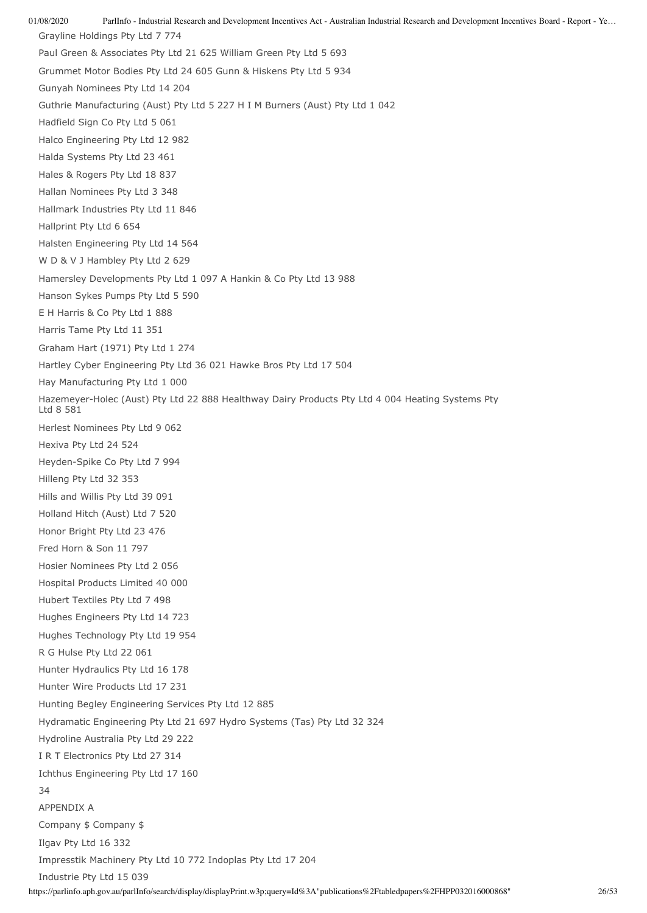Grayline Holdings Pty Ltd 7 774

Paul Green & Associates Pty Ltd 21 625 William Green Pty Ltd 5 693

Grummet Motor Bodies Pty Ltd 24 605 Gunn & Hiskens Pty Ltd 5 934

Gunyah Nominees Pty Ltd 14 204

Guthrie Manufacturing (Aust) Pty Ltd 5 227 H I M Burners (Aust) Pty Ltd 1 042

Hadfield Sign Co Pty Ltd 5 061

Halco Engineering Pty Ltd 12 982

Halda Systems Pty Ltd 23 461

Hales & Rogers Pty Ltd 18 837

Hallan Nominees Pty Ltd 3 348

Hallmark Industries Pty Ltd 11 846

Hallprint Pty Ltd 6 654

Halsten Engineering Pty Ltd 14 564

W D & V J Hambley Pty Ltd 2 629

Hamersley Developments Pty Ltd 1 097 A Hankin & Co Pty Ltd 13 988

Hanson Sykes Pumps Pty Ltd 5 590

E H Harris & Co Pty Ltd 1 888

Harris Tame Pty Ltd 11 351

Graham Hart (1971) Pty Ltd 1 274

Hartley Cyber Engineering Pty Ltd 36 021 Hawke Bros Pty Ltd 17 504

Hay Manufacturing Pty Ltd 1 000

Hazemeyer-Holec (Aust) Pty Ltd 22 888 Healthway Dairy Products Pty Ltd 4 004 Heating Systems Pty Ltd 8 581

Herlest Nominees Pty Ltd 9 062

Hexiva Pty Ltd 24 524

Heyden-Spike Co Pty Ltd 7 994

Hilleng Pty Ltd 32 353

Hills and Willis Pty Ltd 39 091

Holland Hitch (Aust) Ltd 7 520

Honor Bright Pty Ltd 23 476

Fred Horn & Son 11 797

Hosier Nominees Pty Ltd 2 056

Hospital Products Limited 40 000

Hubert Textiles Pty Ltd 7 498

Hughes Engineers Pty Ltd 14 723

Hughes Technology Pty Ltd 19 954

R G Hulse Pty Ltd 22 061

Hunter Hydraulics Pty Ltd 16 178

Hunter Wire Products Ltd 17 231

Hunting Begley Engineering Services Pty Ltd 12 885

Hydramatic Engineering Pty Ltd 21 697 Hydro Systems (Tas) Pty Ltd 32 324

Hydroline Australia Pty Ltd 29 222

I R T Electronics Pty Ltd 27 314

Ichthus Engineering Pty Ltd 17 160

34

APPENDIX A

Company $ Company $

Ilgav Pty Ltd 16 332

Impresstik Machinery Pty Ltd 10 772 Indoplas Pty Ltd 17 204

Industrie Pty Ltd 15 039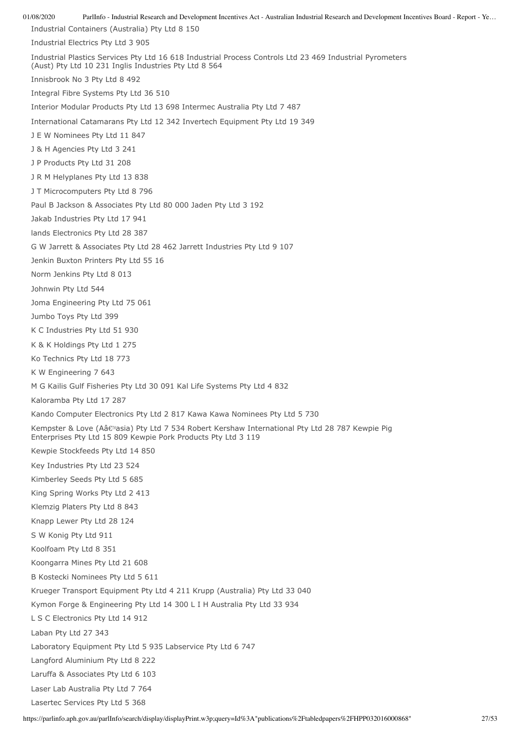Industrial Containers (Australia) Pty Ltd 8 150

Industrial Electrics Pty Ltd 3 905

Industrial Plastics Services Pty Ltd 16 618 Industrial Process Controls Ltd 23 469 Industrial Pyrometers (Aust) Pty Ltd 10 231 Inglis Industries Pty Ltd 8 564

Innisbrook No 3 Pty Ltd 8 492

Integral Fibre Systems Pty Ltd 36 510

Interior Modular Products Pty Ltd 13 698 Intermec Australia Pty Ltd 7 487

International Catamarans Pty Ltd 12 342 Invertech Equipment Pty Ltd 19 349

J E W Nominees Pty Ltd 11 847

J & H Agencies Pty Ltd 3 241

J P Products Pty Ltd 31 208

J R M Helyplanes Pty Ltd 13 838

J T Microcomputers Pty Ltd 8 796

Paul B Jackson & Associates Pty Ltd 80 000 Jaden Pty Ltd 3 192

Jakab Industries Pty Ltd 17 941

lands Electronics Pty Ltd 28 387

G W Jarrett & Associates Pty Ltd 28 462 Jarrett Industries Pty Ltd 9 107

Jenkin Buxton Printers Pty Ltd 55 16

Norm Jenkins Pty Ltd 8 013

Johnwin Pty Ltd 544

Joma Engineering Pty Ltd 75 061

Jumbo Toys Pty Ltd 399

K C Industries Pty Ltd 51 930

K & K Holdings Pty Ltd 1 275

Ko Technics Pty Ltd 18 773

K W Engineering 7 643

M G Kailis Gulf Fisheries Pty Ltd 30 091 Kal Life Systems Pty Ltd 4 832

Kaloramba Pty Ltd 17 287

Kando Computer Electronics Pty Ltd 2 817 Kawa Kawa Nominees Pty Ltd 5 730

Kempster & Love (Aâ€™asia) Pty Ltd 7 534 Robert Kershaw International Pty Ltd 28 787 Kewpie Pig Enterprises Pty Ltd 15 809 Kewpie Pork Products Pty Ltd 3 119

Kewpie Stockfeeds Pty Ltd 14 850

Key Industries Pty Ltd 23 524

Kimberley Seeds Pty Ltd 5 685

King Spring Works Pty Ltd 2 413

Klemzig Platers Pty Ltd 8 843

Knapp Lewer Pty Ltd 28 124

S W Konig Pty Ltd 911

Koolfoam Pty Ltd 8 351

Koongarra Mines Pty Ltd 21 608

B Kostecki Nominees Pty Ltd 5 611

Krueger Transport Equipment Pty Ltd 4 211 Krupp (Australia) Pty Ltd 33 040

Kymon Forge & Engineering Pty Ltd 14 300 L I H Australia Pty Ltd 33 934

L S C Electronics Pty Ltd 14 912

Laban Pty Ltd 27 343

Laboratory Equipment Pty Ltd 5 935 Labservice Pty Ltd 6 747

Langford Aluminium Pty Ltd 8 222

Laruffa & Associates Pty Ltd 6 103

Laser Lab Australia Pty Ltd 7 764

Lasertec Services Pty Ltd 5 368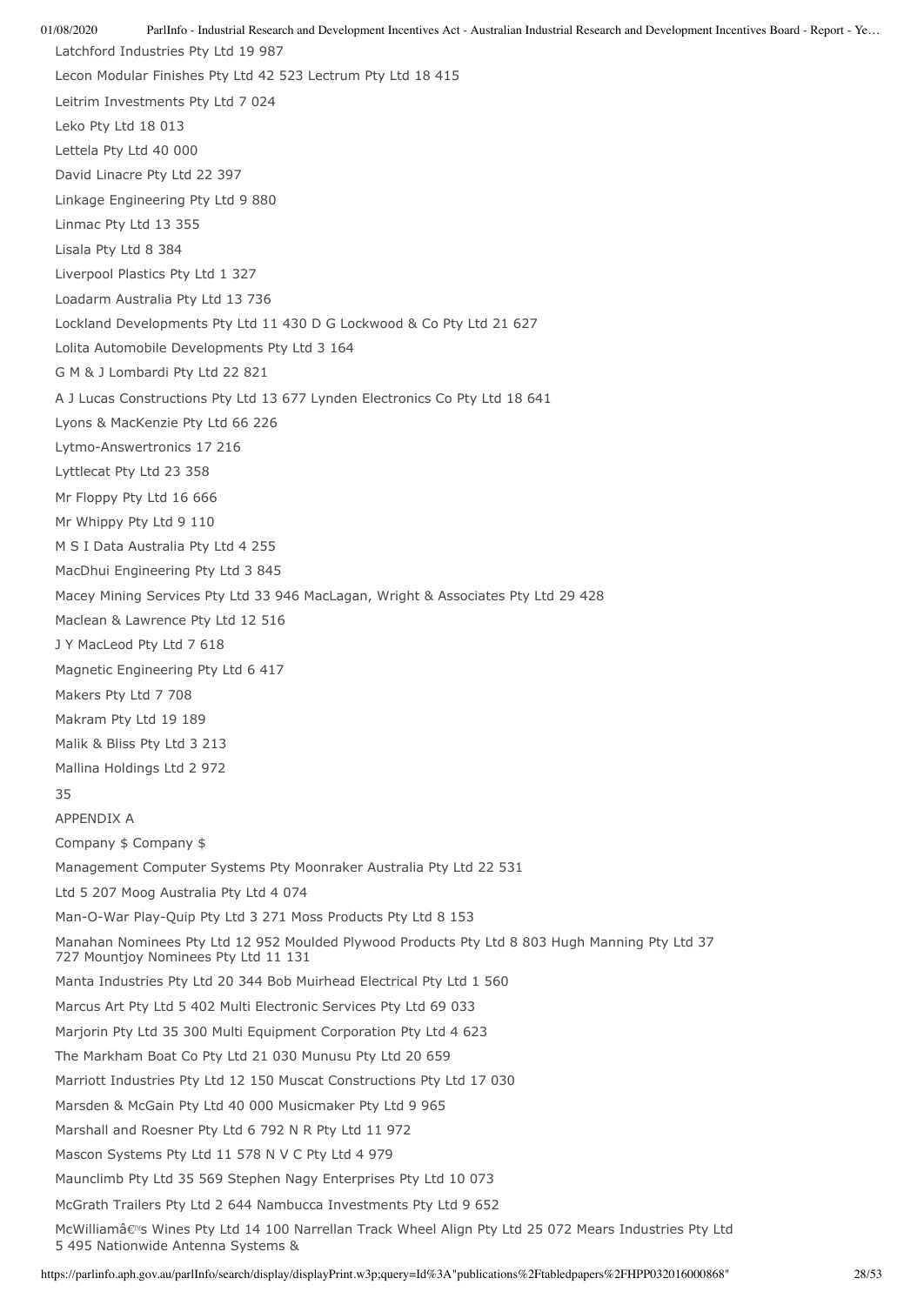Latchford Industries Pty Ltd 19 987

Lecon Modular Finishes Pty Ltd 42 523 Lectrum Pty Ltd 18 415

Leitrim Investments Pty Ltd 7 024

Leko Pty Ltd 18 013

Lettela Pty Ltd 40 000

David Linacre Pty Ltd 22 397

Linkage Engineering Pty Ltd 9 880

Linmac Pty Ltd 13 355

Lisala Pty Ltd 8 384

Liverpool Plastics Pty Ltd 1 327

Loadarm Australia Pty Ltd 13 736

Lockland Developments Pty Ltd 11 430 D G Lockwood & Co Pty Ltd 21 627

Lolita Automobile Developments Pty Ltd 3 164

G M & J Lombardi Pty Ltd 22 821

A J Lucas Constructions Pty Ltd 13 677 Lynden Electronics Co Pty Ltd 18 641

Lyons & MacKenzie Pty Ltd 66 226

Lytmo-Answertronics 17 216

Lyttlecat Pty Ltd 23 358

Mr Floppy Pty Ltd 16 666

Mr Whippy Pty Ltd 9 110

M S I Data Australia Pty Ltd 4 255

MacDhui Engineering Pty Ltd 3 845

Macey Mining Services Pty Ltd 33 946 MacLagan, Wright & Associates Pty Ltd 29 428

Maclean & Lawrence Pty Ltd 12 516

J Y MacLeod Pty Ltd 7 618

Magnetic Engineering Pty Ltd 6 417

Makers Pty Ltd 7 708

Makram Pty Ltd 19 189

Malik & Bliss Pty Ltd 3 213

Mallina Holdings Ltd 2 972

APPENDIX A

Company $ Company $

Management Computer Systems Pty Moonraker Australia Pty Ltd 22 531

Ltd 5 207 Moog Australia Pty Ltd 4 074

Man-O-War Play-Quip Pty Ltd 3 271 Moss Products Pty Ltd 8 153

Manahan Nominees Pty Ltd 12 952 Moulded Plywood Products Pty Ltd 8 803 Hugh Manning Pty Ltd 37 727 Mountjoy Nominees Pty Ltd 11 131

Manta Industries Pty Ltd 20 344 Bob Muirhead Electrical Pty Ltd 1 560

Marcus Art Pty Ltd 5 402 Multi Electronic Services Pty Ltd 69 033

Marjorin Pty Ltd 35 300 Multi Equipment Corporation Pty Ltd 4 623

The Markham Boat Co Pty Ltd 21 030 Munusu Pty Ltd 20 659

Marriott Industries Pty Ltd 12 150 Muscat Constructions Pty Ltd 17 030

Marsden & McGain Pty Ltd 40 000 Musicmaker Pty Ltd 9 965

Marshall and Roesner Pty Ltd 6 792 N R Pty Ltd 11 972

Mascon Systems Pty Ltd 11 578 N V C Pty Ltd 4 979

Maunclimb Pty Ltd 35 569 Stephen Nagy Enterprises Pty Ltd 10 073

McGrath Trailers Pty Ltd 2 644 Nambucca Investments Pty Ltd 9 652

McWilliamâ€™s Wines Pty Ltd 14 100 Narrellan Track Wheel Align Pty Ltd 25 072 Mears Industries Pty Ltd 5 495 Nationwide Antenna Systems &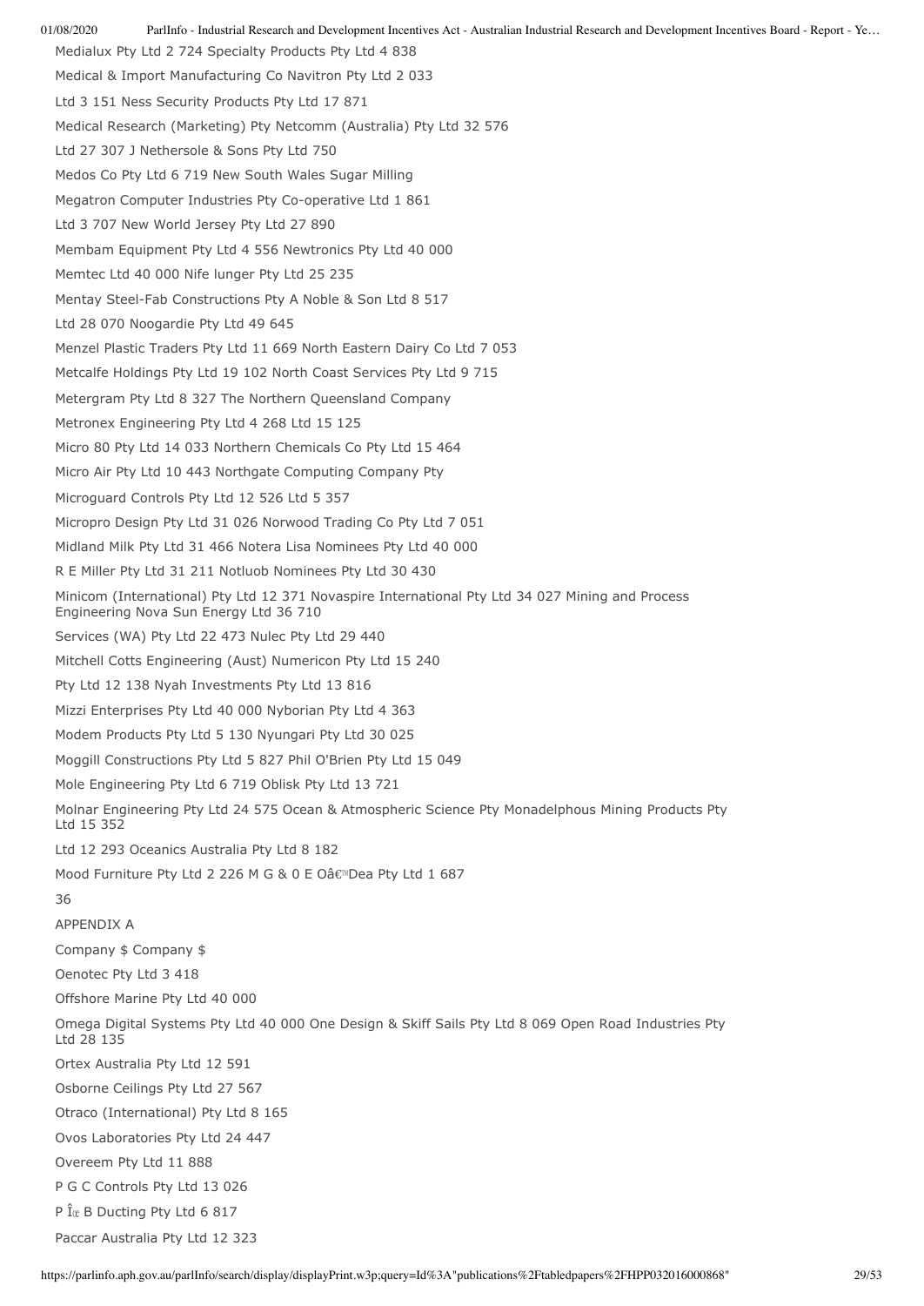Medialux Pty Ltd 2 724 Specialty Products Pty Ltd 4 838

Medical & Import Manufacturing Co Navitron Pty Ltd 2 033

Ltd 3 151 Ness Security Products Pty Ltd 17 871

Medical Research (Marketing) Pty Netcomm (Australia) Pty Ltd 32 576

Ltd 27 307 J Nethersole & Sons Pty Ltd 750

Medos Co Pty Ltd 6 719 New South Wales Sugar Milling

Megatron Computer Industries Pty Co-operative Ltd 1 861

Ltd 3 707 New World Jersey Pty Ltd 27 890

Membam Equipment Pty Ltd 4 556 Newtronics Pty Ltd 40 000

Memtec Ltd 40 000 Nife lunger Pty Ltd 25 235

Mentay Steel-Fab Constructions Pty A Noble & Son Ltd 8 517

Ltd 28 070 Noogardie Pty Ltd 49 645

Menzel Plastic Traders Pty Ltd 11 669 North Eastern Dairy Co Ltd 7 053

Metcalfe Holdings Pty Ltd 19 102 North Coast Services Pty Ltd 9 715

Metergram Pty Ltd 8 327 The Northern Queensland Company

Metronex Engineering Pty Ltd 4 268 Ltd 15 125

Micro 80 Pty Ltd 14 033 Northern Chemicals Co Pty Ltd 15 464

Micro Air Pty Ltd 10 443 Northgate Computing Company Pty

Microguard Controls Pty Ltd 12 526 Ltd 5 357

Micropro Design Pty Ltd 31 026 Norwood Trading Co Pty Ltd 7 051

Midland Milk Pty Ltd 31 466 Notera Lisa Nominees Pty Ltd 40 000

R E Miller Pty Ltd 31 211 Notluob Nominees Pty Ltd 30 430

Minicom (International) Pty Ltd 12 371 Novaspire International Pty Ltd 34 027 Mining and Process Engineering Nova Sun Energy Ltd 36 710

Services (WA) Pty Ltd 22 473 Nulec Pty Ltd 29 440

Mitchell Cotts Engineering (Aust) Numericon Pty Ltd 15 240

Pty Ltd 12 138 Nyah Investments Pty Ltd 13 816

Mizzi Enterprises Pty Ltd 40 000 Nyborian Pty Ltd 4 363

Modem Products Pty Ltd 5 130 Nyungari Pty Ltd 30 025

Moggill Constructions Pty Ltd 5 827 Phil O'Brien Pty Ltd 15 049

Mole Engineering Pty Ltd 6 719 Oblisk Pty Ltd 13 721

Molnar Engineering Pty Ltd 24 575 Ocean & Atmospheric Science Pty Monadelphous Mining Products Pty Ltd 15 352

Ltd 12 293 Oceanics Australia Pty Ltd 8 182

Mood Furniture Pty Ltd 2 226 M G & 0 E Oâ€™Dea Pty Ltd 1 687

36

APPENDIX A

Company $ Company $

Oenotec Pty Ltd 3 418

Offshore Marine Pty Ltd 40 000

Omega Digital Systems Pty Ltd 40 000 One Design & Skiff Sails Pty Ltd 8 069 Open Road Industries Pty Ltd 28 135

Ortex Australia Pty Ltd 12 591

Osborne Ceilings Pty Ltd 27 567

Otraco (International) Pty Ltd 8 165

Ovos Laboratories Pty Ltd 24 447

Overeem Pty Ltd 11 888

P G C Controls Pty Ltd 13 026

P Îœ B Ducting Pty Ltd 6 817

Paccar Australia Pty Ltd 12 323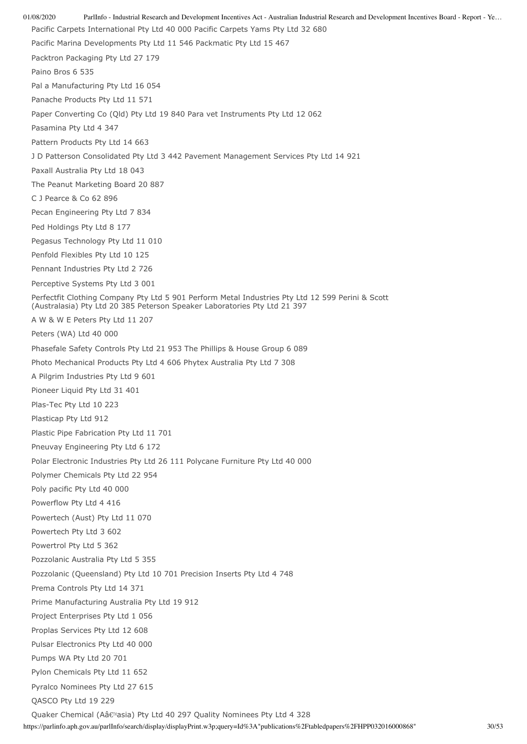Pacific Carpets International Pty Ltd 40 000 Pacific Carpets Yams Pty Ltd 32 680

Pacific Marina Developments Pty Ltd 11 546 Packmatic Pty Ltd 15 467

Packtron Packaging Pty Ltd 27 179

Paino Bros 6 535

Pal a Manufacturing Pty Ltd 16 054

Panache Products Pty Ltd 11 571

Paper Converting Co (Qld) Pty Ltd 19 840 Para vet Instruments Pty Ltd 12 062

Pasamina Pty Ltd 4 347

Pattern Products Pty Ltd 14 663

J D Patterson Consolidated Pty Ltd 3 442 Pavement Management Services Pty Ltd 14 921

Paxall Australia Pty Ltd 18 043

The Peanut Marketing Board 20 887

C J Pearce & Co 62 896

Pecan Engineering Pty Ltd 7 834

Ped Holdings Pty Ltd 8 177

Pegasus Technology Pty Ltd 11 010

Penfold Flexibles Pty Ltd 10 125

Pennant Industries Pty Ltd 2 726

Perceptive Systems Pty Ltd 3 001

Perfectfit Clothing Company Pty Ltd 5 901 Perform Metal Industries Pty Ltd 12 599 Perini & Scott (Australasia) Pty Ltd 20 385 Peterson Speaker Laboratories Pty Ltd 21 397

A W & W E Peters Pty Ltd 11 207

Peters (WA) Ltd 40 000

Phasefale Safety Controls Pty Ltd 21 953 The Phillips & House Group 6 089

Photo Mechanical Products Pty Ltd 4 606 Phytex Australia Pty Ltd 7 308

A Pilgrim Industries Pty Ltd 9 601

Pioneer Liquid Pty Ltd 31 401

Plas-Tec Pty Ltd 10 223

Plasticap Pty Ltd 912

Plastic Pipe Fabrication Pty Ltd 11 701

Pneuvay Engineering Pty Ltd 6 172

Polar Electronic Industries Pty Ltd 26 111 Polycane Furniture Pty Ltd 40 000

Polymer Chemicals Pty Ltd 22 954

Poly pacific Pty Ltd 40 000

Powerflow Pty Ltd 4 416

Powertech (Aust) Pty Ltd 11 070

Powertech Pty Ltd 3 602

Powertrol Pty Ltd 5 362

Pozzolanic Australia Pty Ltd 5 355

Pozzolanic (Queensland) Pty Ltd 10 701 Precision Inserts Pty Ltd 4 748

Prema Controls Pty Ltd 14 371

Prime Manufacturing Australia Pty Ltd 19 912

Project Enterprises Pty Ltd 1 056

Proplas Services Pty Ltd 12 608

Pulsar Electronics Pty Ltd 40 000

Pumps WA Pty Ltd 20 701

Pylon Chemicals Pty Ltd 11 652

Pyralco Nominees Pty Ltd 27 615

QASCO Pty Ltd 19 229

Quaker Chemical (Aâ€™asia) Pty Ltd 40 297 Quality Nominees Pty Ltd 4 328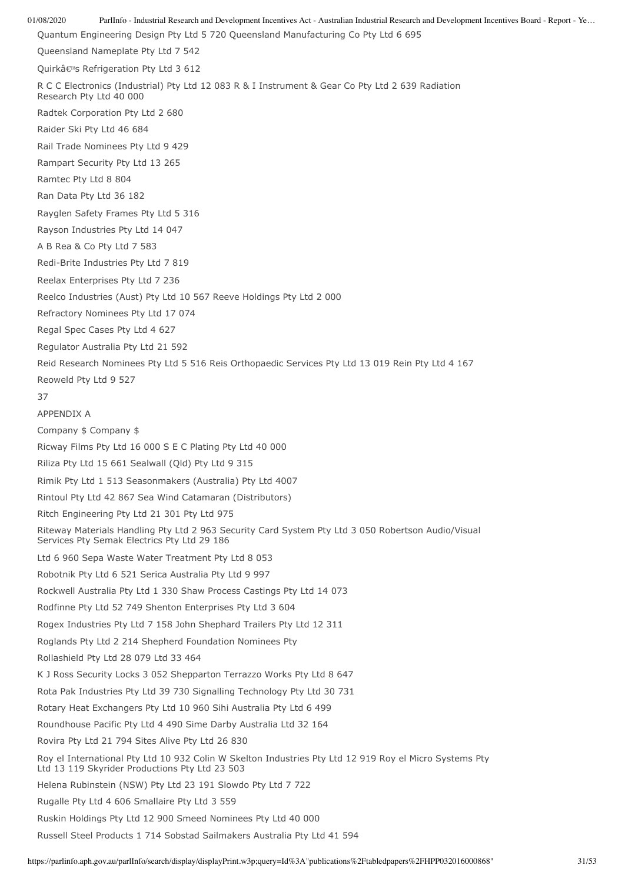Quantum Engineering Design Pty Ltd 5 720 Queensland Manufacturing Co Pty Ltd 6 695

Queensland Nameplate Pty Ltd 7 542

Quirkâ€™s Refrigeration Pty Ltd 3 612

R C C Electronics (Industrial) Pty Ltd 12 083 R & I Instrument & Gear Co Pty Ltd 2 639 Radiation Research Pty Ltd 40 000

Radtek Corporation Pty Ltd 2 680

Raider Ski Pty Ltd 46 684

Rail Trade Nominees Pty Ltd 9 429

Rampart Security Pty Ltd 13 265

Ramtec Pty Ltd 8 804

Ran Data Pty Ltd 36 182

Rayglen Safety Frames Pty Ltd 5 316

Rayson Industries Pty Ltd 14 047

A B Rea & Co Pty Ltd 7 583

Redi-Brite Industries Pty Ltd 7 819

Reelax Enterprises Pty Ltd 7 236

Reelco Industries (Aust) Pty Ltd 10 567 Reeve Holdings Pty Ltd 2 000

Refractory Nominees Pty Ltd 17 074

Regal Spec Cases Pty Ltd 4 627

Regulator Australia Pty Ltd 21 592

Reid Research Nominees Pty Ltd 5 516 Reis Orthopaedic Services Pty Ltd 13 019 Rein Pty Ltd 4 167

Reoweld Pty Ltd 9 527

37

APPENDIX A

Company $ Company $

Ricway Films Pty Ltd 16 000 S E C Plating Pty Ltd 40 000

Riliza Pty Ltd 15 661 Sealwall (Qld) Pty Ltd 9 315

Rimik Pty Ltd 1 513 Seasonmakers (Australia) Pty Ltd 4007

Rintoul Pty Ltd 42 867 Sea Wind Catamaran (Distributors)

Ritch Engineering Pty Ltd 21 301 Pty Ltd 975

Riteway Materials Handling Pty Ltd 2 963 Security Card System Pty Ltd 3 050 Robertson Audio/Visual Services Pty Semak Electrics Pty Ltd 29 186

Ltd 6 960 Sepa Waste Water Treatment Pty Ltd 8 053

Robotnik Pty Ltd 6 521 Serica Australia Pty Ltd 9 997

Rockwell Australia Pty Ltd 1 330 Shaw Process Castings Pty Ltd 14 073

Rodfinne Pty Ltd 52 749 Shenton Enterprises Pty Ltd 3 604

Rogex Industries Pty Ltd 7 158 John Shephard Trailers Pty Ltd 12 311

Roglands Pty Ltd 2 214 Shepherd Foundation Nominees Pty

Rollashield Pty Ltd 28 079 Ltd 33 464

K J Ross Security Locks 3 052 Shepparton Terrazzo Works Pty Ltd 8 647

Rota Pak Industries Pty Ltd 39 730 Signalling Technology Pty Ltd 30 731

Rotary Heat Exchangers Pty Ltd 10 960 Sihi Australia Pty Ltd 6 499

Roundhouse Pacific Pty Ltd 4 490 Sime Darby Australia Ltd 32 164

Rovira Pty Ltd 21 794 Sites Alive Pty Ltd 26 830

Roy el International Pty Ltd 10 932 Colin W Skelton Industries Pty Ltd 12 919 Roy el Micro Systems Pty Ltd 13 119 Skyrider Productions Pty Ltd 23 503

Helena Rubinstein (NSW) Pty Ltd 23 191 Slowdo Pty Ltd 7 722

Rugalle Pty Ltd 4 606 Smallaire Pty Ltd 3 559

Ruskin Holdings Pty Ltd 12 900 Smeed Nominees Pty Ltd 40 000

Russell Steel Products 1 714 Sobstad Sailmakers Australia Pty Ltd 41 594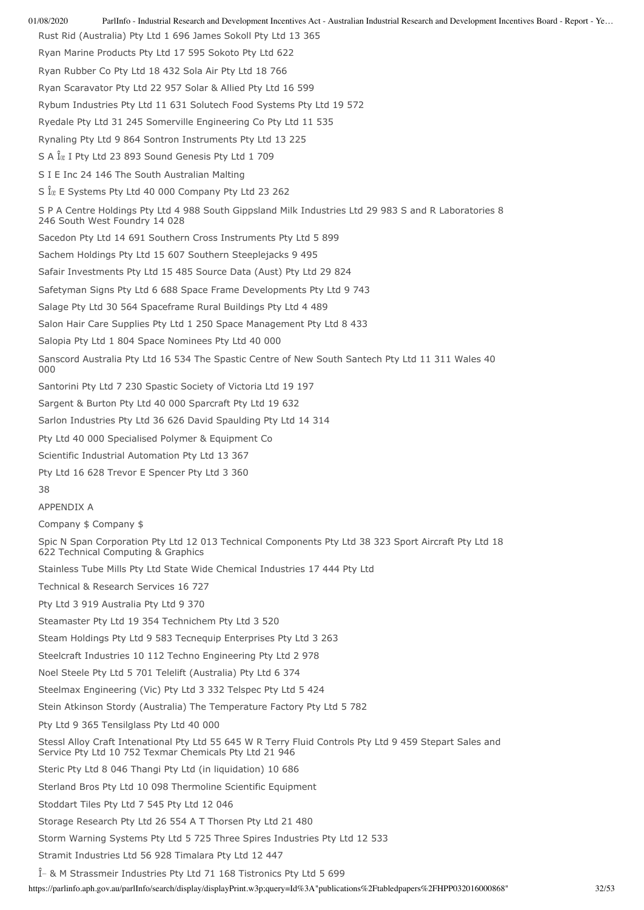Rust Rid (Australia) Pty Ltd 1 696 James Sokoll Pty Ltd 13 365

Ryan Marine Products Pty Ltd 17 595 Sokoto Pty Ltd 622

Ryan Rubber Co Pty Ltd 18 432 Sola Air Pty Ltd 18 766

Ryan Scaravator Pty Ltd 22 957 Solar & Allied Pty Ltd 16 599

Rybum Industries Pty Ltd 11 631 Solutech Food Systems Pty Ltd 19 572

Ryedale Pty Ltd 31 245 Somerville Engineering Co Pty Ltd 11 535

Rynaling Pty Ltd 9 864 Sontron Instruments Pty Ltd 13 225

S A Î« I Pty Ltd 23 893 Sound Genesis Pty Ltd 1 709

S I E Inc 24 146 The South Australian Malting

S Î« E Systems Pty Ltd 40 000 Company Pty Ltd 23 262

S P A Centre Holdings Pty Ltd 4 988 South Gippsland Milk Industries Ltd 29 983 S and R Laboratories 8 246 South West Foundry 14 028

Sacedon Pty Ltd 14 691 Southern Cross Instruments Pty Ltd 5 899

Sachem Holdings Pty Ltd 15 607 Southern Steeplejacks 9 495

Safair Investments Pty Ltd 15 485 Source Data (Aust) Pty Ltd 29 824

Safetyman Signs Pty Ltd 6 688 Space Frame Developments Pty Ltd 9 743

Salage Pty Ltd 30 564 Spaceframe Rural Buildings Pty Ltd 4 489

Salon Hair Care Supplies Pty Ltd 1 250 Space Management Pty Ltd 8 433

Salopia Pty Ltd 1 804 Space Nominees Pty Ltd 40 000

Sanscord Australia Pty Ltd 16 534 The Spastic Centre of New South Santech Pty Ltd 11 311 Wales 40 000

Santorini Pty Ltd 7 230 Spastic Society of Victoria Ltd 19 197

Sargent & Burton Pty Ltd 40 000 Sparcraft Pty Ltd 19 632

Sarlon Industries Pty Ltd 36 626 David Spaulding Pty Ltd 14 314

Pty Ltd 40 000 Specialised Polymer & Equipment Co

Scientific Industrial Automation Pty Ltd 13 367

Pty Ltd 16 628 Trevor E Spencer Pty Ltd 3 360

38

APPENDIX A

Company $ Company $

Spic N Span Corporation Pty Ltd 12 013 Technical Components Pty Ltd 38 323 Sport Aircraft Pty Ltd 18 622 Technical Computing & Graphics

Stainless Tube Mills Pty Ltd State Wide Chemical Industries 17 444 Pty Ltd

Technical & Research Services 16 727

Pty Ltd 3 919 Australia Pty Ltd 9 370

Steamaster Pty Ltd 19 354 Technichem Pty Ltd 3 520

Steam Holdings Pty Ltd 9 583 Tecnequip Enterprises Pty Ltd 3 263

Steelcraft Industries 10 112 Techno Engineering Pty Ltd 2 978

Noel Steele Pty Ltd 5 701 Telelift (Australia) Pty Ltd 6 374

Steelmax Engineering (Vic) Pty Ltd 3 332 Telspec Pty Ltd 5 424

Stein Atkinson Stordy (Australia) The Temperature Factory Pty Ltd 5 782

Pty Ltd 9 365 Tensilglass Pty Ltd 40 000

Stessl Alloy Craft Intenational Pty Ltd 55 645 W R Terry Fluid Controls Pty Ltd 9 459 Stepart Sales and Service Pty Ltd 10 752 Texmar Chemicals Pty Ltd 21 946

Steric Pty Ltd 8 046 Thangi Pty Ltd (in liquidation) 10 686

Sterland Bros Pty Ltd 10 098 Thermoline Scientific Equipment

Stoddart Tiles Pty Ltd 7 545 Pty Ltd 12 046

Storage Research Pty Ltd 26 554 A T Thorsen Pty Ltd 21 480

Storm Warning Systems Pty Ltd 5 725 Three Spires Industries Pty Ltd 12 533

Stramit Industries Ltd 56 928 Timalara Pty Ltd 12 447

Î– & M Strassmeir Industries Pty Ltd 71 168 Tistronics Pty Ltd 5 699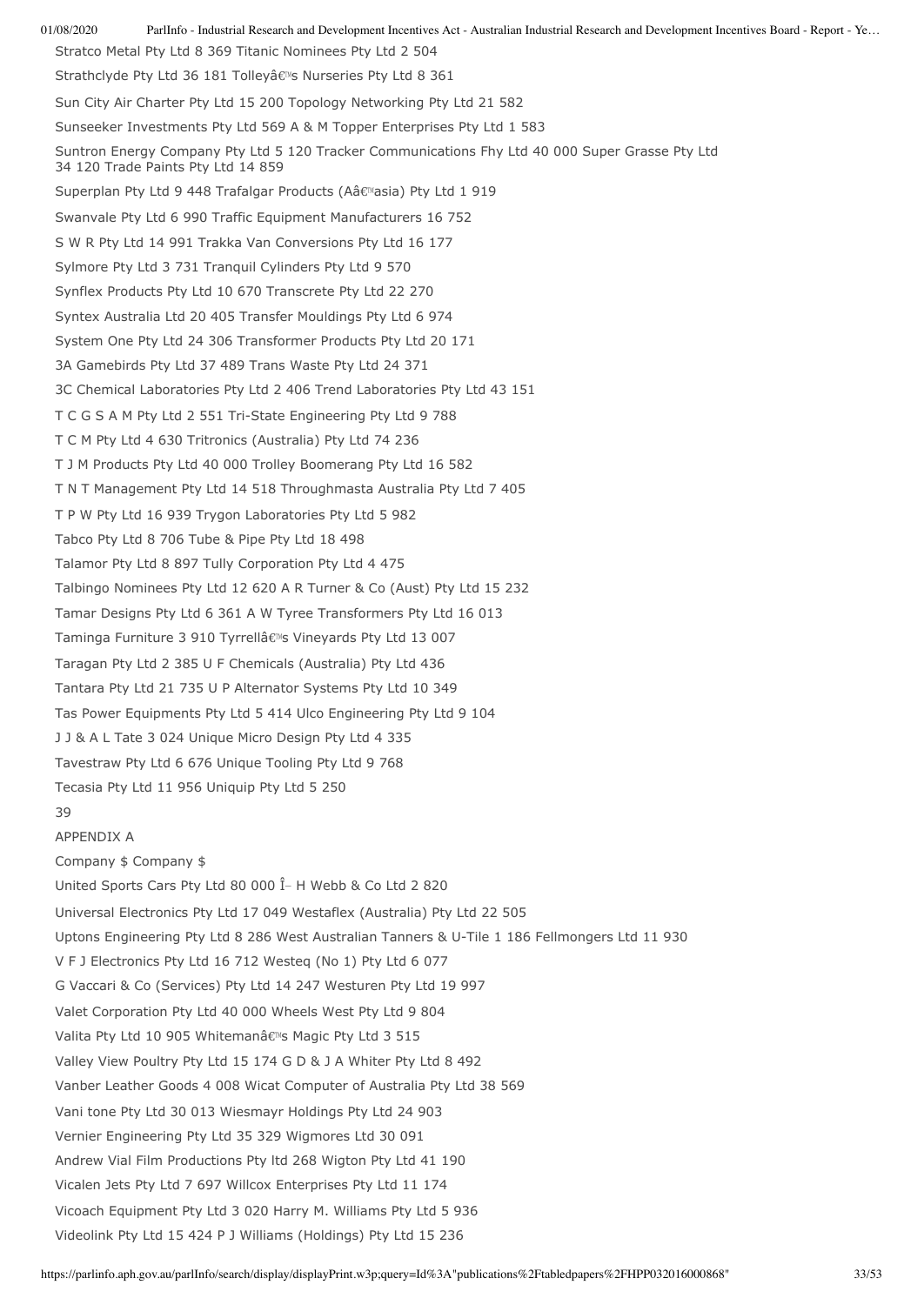Stratco Metal Pty Ltd 8 369 Titanic Nominees Pty Ltd 2 504

Strathclyde Pty Ltd 36 181 Tolleyâ€™s Nurseries Pty Ltd 8 361

Sun City Air Charter Pty Ltd 15 200 Topology Networking Pty Ltd 21 582

Sunseeker Investments Pty Ltd 569 A & M Topper Enterprises Pty Ltd 1 583

Suntron Energy Company Pty Ltd 5 120 Tracker Communications Fhy Ltd 40 000 Super Grasse Pty Ltd 34 120 Trade Paints Pty Ltd 14 859

Superplan Pty Ltd 9 448 Trafalgar Products (Aâ€™asia) Pty Ltd 1 919

Swanvale Pty Ltd 6 990 Traffic Equipment Manufacturers 16 752

S W R Pty Ltd 14 991 Trakka Van Conversions Pty Ltd 16 177

Sylmore Pty Ltd 3 731 Tranquil Cylinders Pty Ltd 9 570

Synflex Products Pty Ltd 10 670 Transcrete Pty Ltd 22 270

Syntex Australia Ltd 20 405 Transfer Mouldings Pty Ltd 6 974

System One Pty Ltd 24 306 Transformer Products Pty Ltd 20 171

3A Gamebirds Pty Ltd 37 489 Trans Waste Pty Ltd 24 371

3C Chemical Laboratories Pty Ltd 2 406 Trend Laboratories Pty Ltd 43 151

T C G S A M Pty Ltd 2 551 Tri-State Engineering Pty Ltd 9 788

T C M Pty Ltd 4 630 Tritronics (Australia) Pty Ltd 74 236

T J M Products Pty Ltd 40 000 Trolley Boomerang Pty Ltd 16 582

T N T Management Pty Ltd 14 518 Throughmasta Australia Pty Ltd 7 405

T P W Pty Ltd 16 939 Trygon Laboratories Pty Ltd 5 982

Tabco Pty Ltd 8 706 Tube & Pipe Pty Ltd 18 498

Talamor Pty Ltd 8 897 Tully Corporation Pty Ltd 4 475

Talbingo Nominees Pty Ltd 12 620 A R Turner & Co (Aust) Pty Ltd 15 232

Tamar Designs Pty Ltd 6 361 A W Tyree Transformers Pty Ltd 16 013

Taminga Furniture 3 910 Tyrrellâ€™s Vineyards Pty Ltd 13 007

Taragan Pty Ltd 2 385 U F Chemicals (Australia) Pty Ltd 436

Tantara Pty Ltd 21 735 U P Alternator Systems Pty Ltd 10 349

Tas Power Equipments Pty Ltd 5 414 Ulco Engineering Pty Ltd 9 104

J J & A L Tate 3 024 Unique Micro Design Pty Ltd 4 335

Tavestraw Pty Ltd 6 676 Unique Tooling Pty Ltd 9 768

Tecasia Pty Ltd 11 956 Uniquip Pty Ltd 5 250

39

APPENDIX A

Company $ Company $

United Sports Cars Pty Ltd 80 000 Î– H Webb & Co Ltd 2 820

Universal Electronics Pty Ltd 17 049 Westaflex (Australia) Pty Ltd 22 505

Uptons Engineering Pty Ltd 8 286 West Australian Tanners & U-Tile 1 186 Fellmongers Ltd 11 930

V F J Electronics Pty Ltd 16 712 Westeq (No 1) Pty Ltd 6 077

G Vaccari & Co (Services) Pty Ltd 14 247 Westuren Pty Ltd 19 997

Valet Corporation Pty Ltd 40 000 Wheels West Pty Ltd 9 804

Valita Pty Ltd 10 905 Whitemanâ€™s Magic Pty Ltd 3 515

Valley View Poultry Pty Ltd 15 174 G D & J A Whiter Pty Ltd 8 492

Vanber Leather Goods 4 008 Wicat Computer of Australia Pty Ltd 38 569

Vani tone Pty Ltd 30 013 Wiesmayr Holdings Pty Ltd 24 903

Vernier Engineering Pty Ltd 35 329 Wigmores Ltd 30 091

Andrew Vial Film Productions Pty ltd 268 Wigton Pty Ltd 41 190

Vicalen Jets Pty Ltd 7 697 Willcox Enterprises Pty Ltd 11 174

Vicoach Equipment Pty Ltd 3 020 Harry M. Williams Pty Ltd 5 936

Videolink Pty Ltd 15 424 P J Williams (Holdings) Pty Ltd 15 236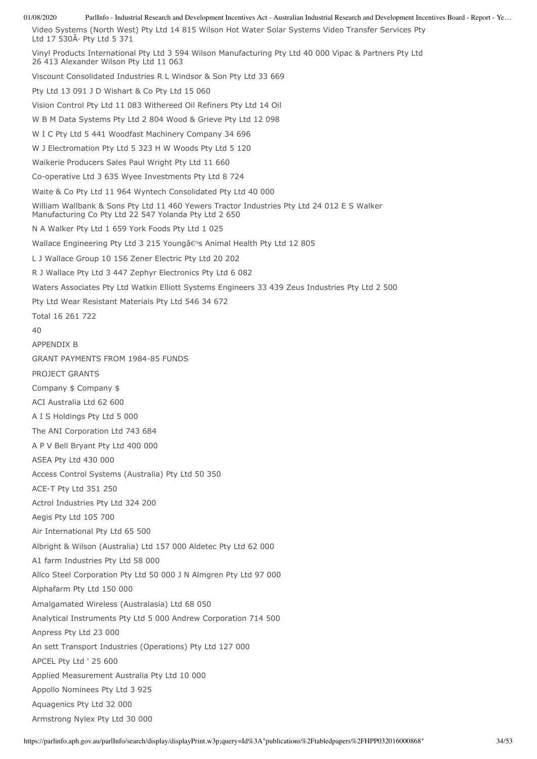Video Systems (North West) Pty Ltd 14 815 Wilson Hot Water Solar Systems Video Transfer Services Pty Ltd 17 530Â· Pty Ltd 5 371

Vinyl Products International Pty Ltd 3 594 Wilson Manufacturing Pty Ltd 40 000 Vipac & Partners Pty Ltd 26 413 Alexander Wilson Pty Ltd 11 063

Viscount Consolidated Industries R L Windsor & Son Pty Ltd 33 669

Pty Ltd 13 091 J D Wishart & Co Pty Ltd 15 060

Vision Control Pty Ltd 11 083 Withereed Oil Refiners Pty Ltd 14 Oil

W B M Data Systems Pty Ltd 2 804 Wood & Grieve Pty Ltd 12 098

W I C Pty Ltd 5 441 Woodfast Machinery Company 34 696

W J Electromation Pty Ltd 5 323 H W Woods Pty Ltd 5 120

Waikerie Producers Sales Paul Wright Pty Ltd 11 660

Co-operative Ltd 3 635 Wyee Investments Pty Ltd 8 724

Waite & Co Pty Ltd 11 964 Wyntech Consolidated Pty Ltd 40 000

William Wallbank & Sons Pty Ltd 11 460 Yewers Tractor Industries Pty Ltd 24 012 E S Walker Manufacturing Co Pty Ltd 22 547 Yolanda Pty Ltd 2 650

N A Walker Pty Ltd 1 659 York Foods Pty Ltd 1 025

Wallace Engineering Pty Ltd 3 215 Youngâ€™s Animal Health Pty Ltd 12 805

L J Wallace Group 10 156 Zener Electric Pty Ltd 20 202

R J Wallace Pty Ltd 3 447 Zephyr Electronics Pty Ltd 6 082

Waters Associates Pty Ltd Watkin Elliott Systems Engineers 33 439 Zeus Industries Pty Ltd 2 500

Pty Ltd Wear Resistant Materials Pty Ltd 546 34 672

Total 16 261 722

40

APPENDIX B

GRANT PAYMENTS FROM 1984-85 FUNDS

PROJECT GRANTS

Company $ Company $

ACI Australia Ltd 62 600

A I S Holdings Pty Ltd 5 000

The ANI Corporation Ltd 743 684

A P V Bell Bryant Pty Ltd 400 000

ASEA Pty Ltd 430 000

Access Control Systems (Australia) Pty Ltd 50 350

ACE-T Pty Ltd 351 250

Actrol Industries Pty Ltd 324 200

Aegis Pty Ltd 105 700

Air International Pty Ltd 65 500

Albright & Wilson (Australia) Ltd 157 000 Aldetec Pty Ltd 62 000

A1 farm Industries Pty Ltd 58 000

Allco Steel Corporation Pty Ltd 50 000 J N Almgren Pty Ltd 97 000

Alphafarm Pty Ltd 150 000

Amalgamated Wireless (Australasia) Ltd 68 050

Analytical Instruments Pty Ltd 5 000 Andrew Corporation 714 500

Anpress Pty Ltd 23 000

An sett Transport Industries (Operations) Pty Ltd 127 000

APCEL Pty Ltd ' 25 600

Applied Measurement Australia Pty Ltd 10 000

Appollo Nominees Pty Ltd 3 925

Aquagenics Pty Ltd 32 000

Armstrong Nylex Pty Ltd 30 000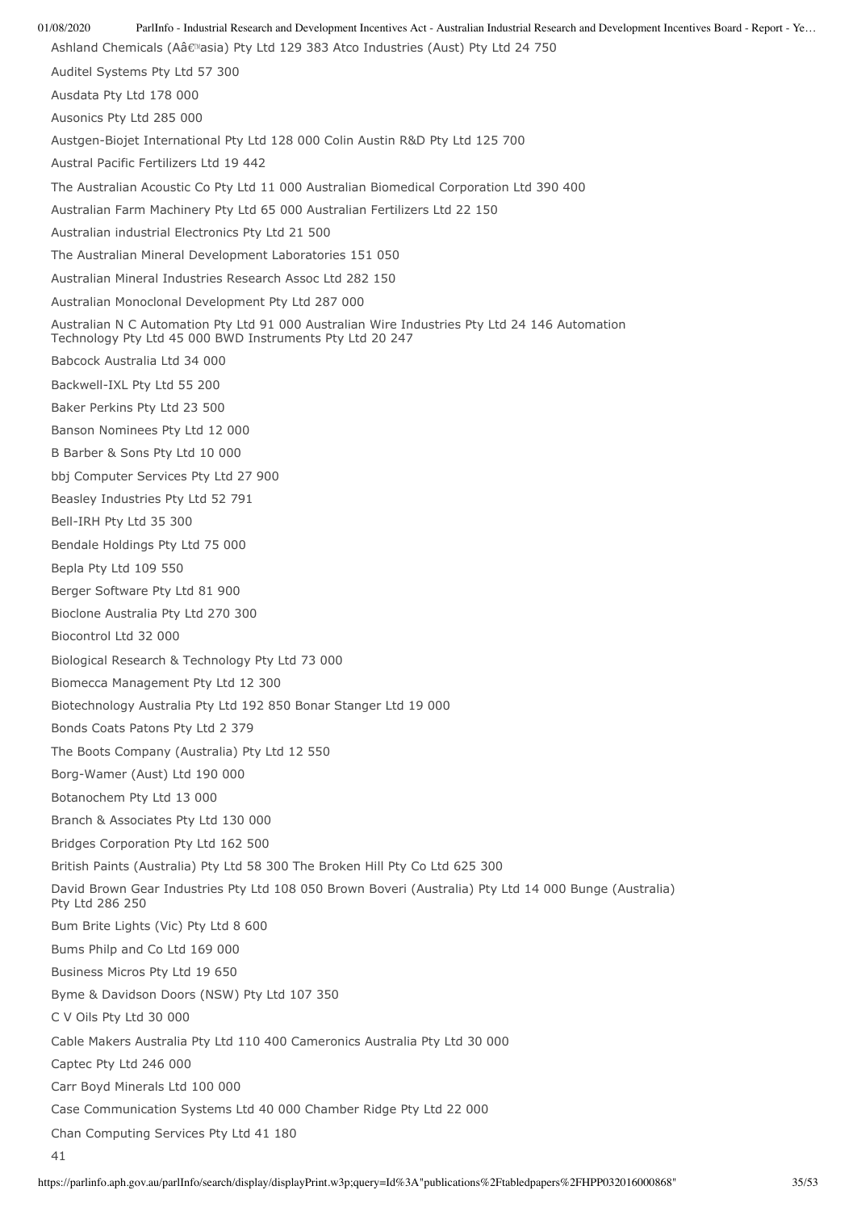Ashland Chemicals (Aâ€™asia) Pty Ltd 129 383 Atco Industries (Aust) Pty Ltd 24 750

Auditel Systems Pty Ltd 57 300

Ausdata Pty Ltd 178 000

Ausonics Pty Ltd 285 000

Austgen-Biojet International Pty Ltd 128 000 Colin Austin R&D Pty Ltd 125 700

Austral Pacific Fertilizers Ltd 19 442

The Australian Acoustic Co Pty Ltd 11 000 Australian Biomedical Corporation Ltd 390 400

Australian Farm Machinery Pty Ltd 65 000 Australian Fertilizers Ltd 22 150

Australian industrial Electronics Pty Ltd 21 500

The Australian Mineral Development Laboratories 151 050

Australian Mineral Industries Research Assoc Ltd 282 150

Australian Monoclonal Development Pty Ltd 287 000

Australian N C Automation Pty Ltd 91 000 Australian Wire Industries Pty Ltd 24 146 Automation Technology Pty Ltd 45 000 BWD Instruments Pty Ltd 20 247

Babcock Australia Ltd 34 000

Backwell-IXL Pty Ltd 55 200

Baker Perkins Pty Ltd 23 500

Banson Nominees Pty Ltd 12 000

B Barber & Sons Pty Ltd 10 000

bbj Computer Services Pty Ltd 27 900

Beasley Industries Pty Ltd 52 791

Bell-IRH Pty Ltd 35 300

Bendale Holdings Pty Ltd 75 000

Bepla Pty Ltd 109 550

Berger Software Pty Ltd 81 900

Bioclone Australia Pty Ltd 270 300

Biocontrol Ltd 32 000

Biological Research & Technology Pty Ltd 73 000

Biomecca Management Pty Ltd 12 300

Biotechnology Australia Pty Ltd 192 850 Bonar Stanger Ltd 19 000

Bonds Coats Patons Pty Ltd 2 379

The Boots Company (Australia) Pty Ltd 12 550

Borg-Wamer (Aust) Ltd 190 000

Botanochem Pty Ltd 13 000

Branch & Associates Pty Ltd 130 000

Bridges Corporation Pty Ltd 162 500

British Paints (Australia) Pty Ltd 58 300 The Broken Hill Pty Co Ltd 625 300

David Brown Gear Industries Pty Ltd 108 050 Brown Boveri (Australia) Pty Ltd 14 000 Bunge (Australia) Pty Ltd 286 250

Bum Brite Lights (Vic) Pty Ltd 8 600

Bums Philp and Co Ltd 169 000

Business Micros Pty Ltd 19 650

Byme & Davidson Doors (NSW) Pty Ltd 107 350

C V Oils Pty Ltd 30 000

Cable Makers Australia Pty Ltd 110 400 Cameronics Australia Pty Ltd 30 000

Captec Pty Ltd 246 000

Carr Boyd Minerals Ltd 100 000

Case Communication Systems Ltd 40 000 Chamber Ridge Pty Ltd 22 000

Chan Computing Services Pty Ltd 41 180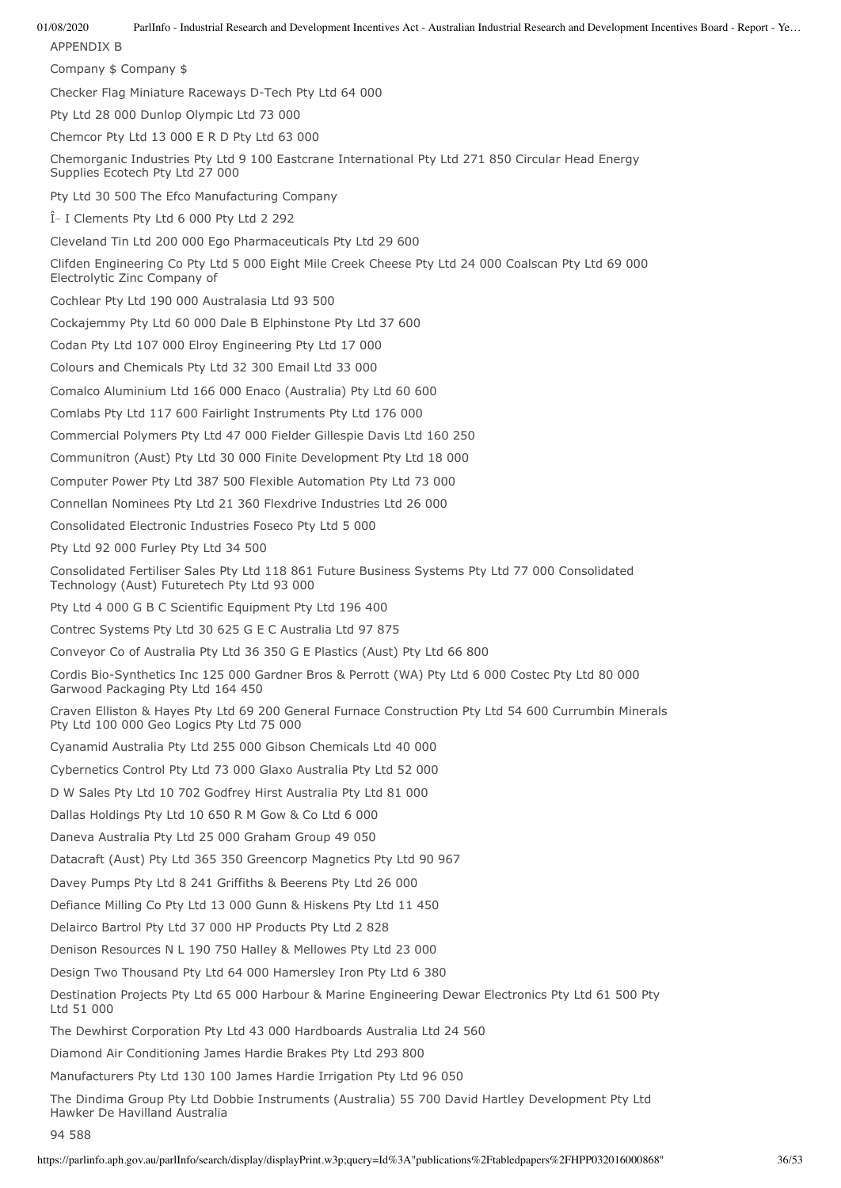APPENDIX B

Company $ Company $

Checker Flag Miniature Raceways D-Tech Pty Ltd 64 000

Pty Ltd 28 000 Dunlop Olympic Ltd 73 000

Chemcor Pty Ltd 13 000 E R D Pty Ltd 63 000

Chemorganic Industries Pty Ltd 9 100 Eastcrane International Pty Ltd 271 850 Circular Head Energy Supplies Ecotech Pty Ltd 27 000

Pty Ltd 30 500 The Efco Manufacturing Company

Î– I Clements Pty Ltd 6 000 Pty Ltd 2 292

Cleveland Tin Ltd 200 000 Ego Pharmaceuticals Pty Ltd 29 600

Clifden Engineering Co Pty Ltd 5 000 Eight Mile Creek Cheese Pty Ltd 24 000 Coalscan Pty Ltd 69 000 Electrolytic Zinc Company of

Cochlear Pty Ltd 190 000 Australasia Ltd 93 500

Cockajemmy Pty Ltd 60 000 Dale B Elphinstone Pty Ltd 37 600

Codan Pty Ltd 107 000 Elroy Engineering Pty Ltd 17 000

Colours and Chemicals Pty Ltd 32 300 Email Ltd 33 000

Comalco Aluminium Ltd 166 000 Enaco (Australia) Pty Ltd 60 600

Comlabs Pty Ltd 117 600 Fairlight Instruments Pty Ltd 176 000

Commercial Polymers Pty Ltd 47 000 Fielder Gillespie Davis Ltd 160 250

Communitron (Aust) Pty Ltd 30 000 Finite Development Pty Ltd 18 000

Computer Power Pty Ltd 387 500 Flexible Automation Pty Ltd 73 000

Connellan Nominees Pty Ltd 21 360 Flexdrive Industries Ltd 26 000

Consolidated Electronic Industries Foseco Pty Ltd 5 000

Pty Ltd 92 000 Furley Pty Ltd 34 500

Consolidated Fertiliser Sales Pty Ltd 118 861 Future Business Systems Pty Ltd 77 000 Consolidated Technology (Aust) Futuretech Pty Ltd 93 000

Pty Ltd 4 000 G B C Scientific Equipment Pty Ltd 196 400

Contrec Systems Pty Ltd 30 625 G E C Australia Ltd 97 875

Conveyor Co of Australia Pty Ltd 36 350 G E Plastics (Aust) Pty Ltd 66 800

Cordis Bio-Synthetics Inc 125 000 Gardner Bros & Perrott (WA) Pty Ltd 6 000 Costec Pty Ltd 80 000 Garwood Packaging Pty Ltd 164 450

Craven Elliston & Hayes Pty Ltd 69 200 General Furnace Construction Pty Ltd 54 600 Currumbin Minerals Pty Ltd 100 000 Geo Logics Pty Ltd 75 000

Cyanamid Australia Pty Ltd 255 000 Gibson Chemicals Ltd 40 000

Cybernetics Control Pty Ltd 73 000 Glaxo Australia Pty Ltd 52 000

D W Sales Pty Ltd 10 702 Godfrey Hirst Australia Pty Ltd 81 000

Dallas Holdings Pty Ltd 10 650 R M Gow & Co Ltd 6 000

Daneva Australia Pty Ltd 25 000 Graham Group 49 050

Datacraft (Aust) Pty Ltd 365 350 Greencorp Magnetics Pty Ltd 90 967

Davey Pumps Pty Ltd 8 241 Griffiths & Beerens Pty Ltd 26 000

Defiance Milling Co Pty Ltd 13 000 Gunn & Hiskens Pty Ltd 11 450

Delairco Bartrol Pty Ltd 37 000 HP Products Pty Ltd 2 828

Denison Resources N L 190 750 Halley & Mellowes Pty Ltd 23 000

Design Two Thousand Pty Ltd 64 000 Hamersley Iron Pty Ltd 6 380

Destination Projects Pty Ltd 65 000 Harbour & Marine Engineering Dewar Electronics Pty Ltd 61 500 Pty Ltd 51 000

The Dewhirst Corporation Pty Ltd 43 000 Hardboards Australia Ltd 24 560

Diamond Air Conditioning James Hardie Brakes Pty Ltd 293 800

Manufacturers Pty Ltd 130 100 James Hardie Irrigation Pty Ltd 96 050

The Dindima Group Pty Ltd Dobbie Instruments (Australia) 55 700 David Hartley Development Pty Ltd Hawker De Havilland Australia

94 588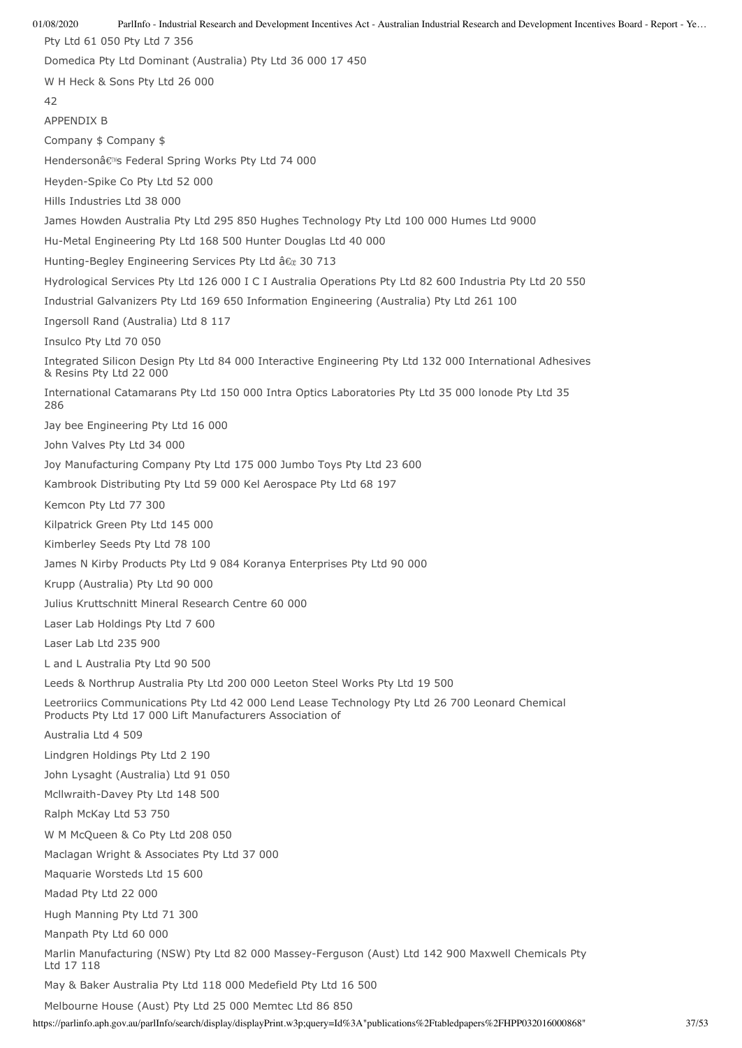Pty Ltd 61 050 Pty Ltd 7 356

Domedica Pty Ltd Dominant (Australia) Pty Ltd 36 000 17 450

W H Heck & Sons Pty Ltd 26 000

42

APPENDIX B

Company $ Company $

Hendersonâ€™s Federal Spring Works Pty Ltd 74 000

Heyden-Spike Co Pty Ltd 52 000

Hills Industries Ltd 38 000

James Howden Australia Pty Ltd 295 850 Hughes Technology Pty Ltd 100 000 Humes Ltd 9000

Hu-Metal Engineering Pty Ltd 168 500 Hunter Douglas Ltd 40 000

Hunting-Begley Engineering Services Pty Ltd â€œ 30 713

Hydrological Services Pty Ltd 126 000 I C I Australia Operations Pty Ltd 82 600 Industria Pty Ltd 20 550

Industrial Galvanizers Pty Ltd 169 650 Information Engineering (Australia) Pty Ltd 261 100

Ingersoll Rand (Australia) Ltd 8 117

Insulco Pty Ltd 70 050

Integrated Silicon Design Pty Ltd 84 000 Interactive Engineering Pty Ltd 132 000 International Adhesives & Resins Pty Ltd 22 000

International Catamarans Pty Ltd 150 000 Intra Optics Laboratories Pty Ltd 35 000 lonode Pty Ltd 35 286

Jay bee Engineering Pty Ltd 16 000

John Valves Pty Ltd 34 000

Joy Manufacturing Company Pty Ltd 175 000 Jumbo Toys Pty Ltd 23 600

Kambrook Distributing Pty Ltd 59 000 Kel Aerospace Pty Ltd 68 197

Kemcon Pty Ltd 77 300

Kilpatrick Green Pty Ltd 145 000

Kimberley Seeds Pty Ltd 78 100

James N Kirby Products Pty Ltd 9 084 Koranya Enterprises Pty Ltd 90 000

Krupp (Australia) Pty Ltd 90 000

Julius Kruttschnitt Mineral Research Centre 60 000

Laser Lab Holdings Pty Ltd 7 600

Laser Lab Ltd 235 900

L and L Australia Pty Ltd 90 500

Leeds & Northrup Australia Pty Ltd 200 000 Leeton Steel Works Pty Ltd 19 500

Leetroriics Communications Pty Ltd 42 000 Lend Lease Technology Pty Ltd 26 700 Leonard Chemical Products Pty Ltd 17 000 Lift Manufacturers Association of

Australia Ltd 4 509

Lindgren Holdings Pty Ltd 2 190

John Lysaght (Australia) Ltd 91 050

Mcllwraith-Davey Pty Ltd 148 500

Ralph McKay Ltd 53 750

W M McQueen & Co Pty Ltd 208 050

Maclagan Wright & Associates Pty Ltd 37 000

Maquarie Worsteds Ltd 15 600

Madad Pty Ltd 22 000

Hugh Manning Pty Ltd 71 300

Manpath Pty Ltd 60 000

Marlin Manufacturing (NSW) Pty Ltd 82 000 Massey-Ferguson (Aust) Ltd 142 900 Maxwell Chemicals Pty Ltd 17 118

May & Baker Australia Pty Ltd 118 000 Medefield Pty Ltd 16 500

Melbourne House (Aust) Pty Ltd 25 000 Memtec Ltd 86 850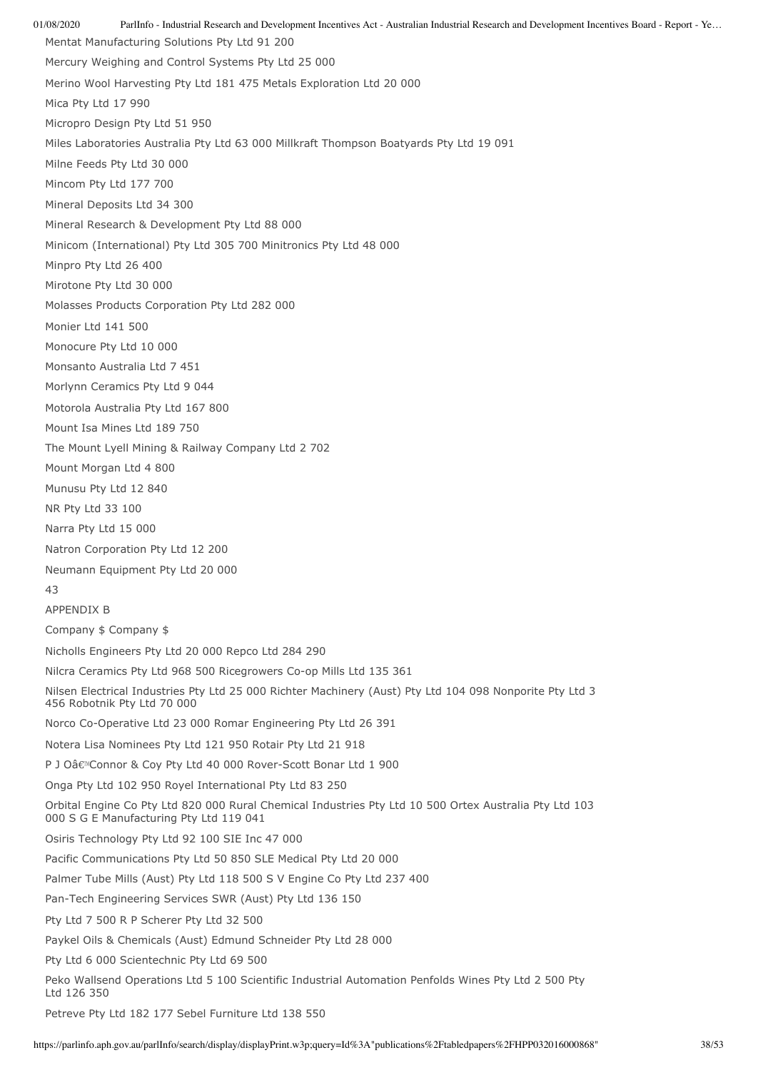Mentat Manufacturing Solutions Pty Ltd 91 200

Mercury Weighing and Control Systems Pty Ltd 25 000

Merino Wool Harvesting Pty Ltd 181 475 Metals Exploration Ltd 20 000

Mica Pty Ltd 17 990

Micropro Design Pty Ltd 51 950

Miles Laboratories Australia Pty Ltd 63 000 Millkraft Thompson Boatyards Pty Ltd 19 091

Milne Feeds Pty Ltd 30 000

Mincom Pty Ltd 177 700

Mineral Deposits Ltd 34 300

Mineral Research & Development Pty Ltd 88 000

Minicom (International) Pty Ltd 305 700 Minitronics Pty Ltd 48 000

Minpro Pty Ltd 26 400

Mirotone Pty Ltd 30 000

Molasses Products Corporation Pty Ltd 282 000

Monier Ltd 141 500

Monocure Pty Ltd 10 000

Monsanto Australia Ltd 7 451

Morlynn Ceramics Pty Ltd 9 044

Motorola Australia Pty Ltd 167 800

Mount Isa Mines Ltd 189 750

The Mount Lyell Mining & Railway Company Ltd 2 702

Mount Morgan Ltd 4 800

Munusu Pty Ltd 12 840

NR Pty Ltd 33 100

Narra Pty Ltd 15 000

Natron Corporation Pty Ltd 12 200

Neumann Equipment Pty Ltd 20 000

43

APPENDIX B

Company $ Company $

Nicholls Engineers Pty Ltd 20 000 Repco Ltd 284 290

Nilcra Ceramics Pty Ltd 968 500 Ricegrowers Co-op Mills Ltd 135 361

Nilsen Electrical Industries Pty Ltd 25 000 Richter Machinery (Aust) Pty Ltd 104 098 Nonporite Pty Ltd 3 456 Robotnik Pty Ltd 70 000

Norco Co-Operative Ltd 23 000 Romar Engineering Pty Ltd 26 391

Notera Lisa Nominees Pty Ltd 121 950 Rotair Pty Ltd 21 918

P J Oâ€™Connor & Coy Pty Ltd 40 000 Rover-Scott Bonar Ltd 1 900

Onga Pty Ltd 102 950 Royel International Pty Ltd 83 250

Orbital Engine Co Pty Ltd 820 000 Rural Chemical Industries Pty Ltd 10 500 Ortex Australia Pty Ltd 103 000 S G E Manufacturing Pty Ltd 119 041

Osiris Technology Pty Ltd 92 100 SIE Inc 47 000

Pacific Communications Pty Ltd 50 850 SLE Medical Pty Ltd 20 000

Palmer Tube Mills (Aust) Pty Ltd 118 500 S V Engine Co Pty Ltd 237 400

Pan-Tech Engineering Services SWR (Aust) Pty Ltd 136 150

Pty Ltd 7 500 R P Scherer Pty Ltd 32 500

Paykel Oils & Chemicals (Aust) Edmund Schneider Pty Ltd 28 000

Pty Ltd 6 000 Scientechnic Pty Ltd 69 500

Peko Wallsend Operations Ltd 5 100 Scientific Industrial Automation Penfolds Wines Pty Ltd 2 500 Pty Ltd 126 350

Petreve Pty Ltd 182 177 Sebel Furniture Ltd 138 550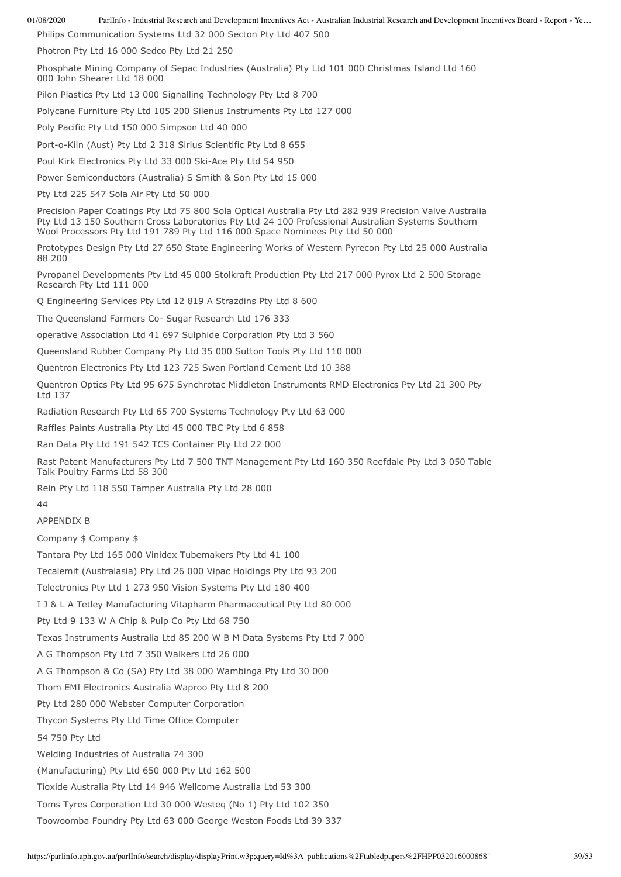Philips Communication Systems Ltd 32 000 Secton Pty Ltd 407 500

Photron Pty Ltd 16 000 Sedco Pty Ltd 21 250

Phosphate Mining Company of Sepac Industries (Australia) Pty Ltd 101 000 Christmas Island Ltd 160 000 John Shearer Ltd 18 000

Pilon Plastics Pty Ltd 13 000 Signalling Technology Pty Ltd 8 700

Polycane Furniture Pty Ltd 105 200 Silenus Instruments Pty Ltd 127 000

Poly Pacific Pty Ltd 150 000 Simpson Ltd 40 000

Port-o-Kiln (Aust) Pty Ltd 2 318 Sirius Scientific Pty Ltd 8 655

Poul Kirk Electronics Pty Ltd 33 000 Ski-Ace Pty Ltd 54 950

Power Semiconductors (Australia) S Smith & Son Pty Ltd 15 000

Pty Ltd 225 547 Sola Air Pty Ltd 50 000

Precision Paper Coatings Pty Ltd 75 800 Sola Optical Australia Pty Ltd 282 939 Precision Valve Australia Pty Ltd 13 150 Southern Cross Laboratories Pty Ltd 24 100 Professional Australian Systems Southern Wool Processors Pty Ltd 191 789 Pty Ltd 116 000 Space Nominees Pty Ltd 50 000

Prototypes Design Pty Ltd 27 650 State Engineering Works of Western Pyrecon Pty Ltd 25 000 Australia 88 200

Pyropanel Developments Pty Ltd 45 000 Stolkraft Production Pty Ltd 217 000 Pyrox Ltd 2 500 Storage Research Pty Ltd 111 000

Q Engineering Services Pty Ltd 12 819 A Strazdins Pty Ltd 8 600

The Queensland Farmers Co- Sugar Research Ltd 176 333

operative Association Ltd 41 697 Sulphide Corporation Pty Ltd 3 560

Queensland Rubber Company Pty Ltd 35 000 Sutton Tools Pty Ltd 110 000

Quentron Electronics Pty Ltd 123 725 Swan Portland Cement Ltd 10 388

Quentron Optics Pty Ltd 95 675 Synchrotac Middleton Instruments RMD Electronics Pty Ltd 21 300 Pty Ltd 137

Radiation Research Pty Ltd 65 700 Systems Technology Pty Ltd 63 000

Raffles Paints Australia Pty Ltd 45 000 TBC Pty Ltd 6 858

Ran Data Pty Ltd 191 542 TCS Container Pty Ltd 22 000

Rast Patent Manufacturers Pty Ltd 7 500 TNT Management Pty Ltd 160 350 Reefdale Pty Ltd 3 050 Table Talk Poultry Farms Ltd 58 300

Rein Pty Ltd 118 550 Tamper Australia Pty Ltd 28 000

44

APPENDIX B

Company $ Company $

Tantara Pty Ltd 165 000 Vinidex Tubemakers Pty Ltd 41 100

Tecalemit (Australasia) Pty Ltd 26 000 Vipac Holdings Pty Ltd 93 200

Telectronics Pty Ltd 1 273 950 Vision Systems Pty Ltd 180 400

I J & L A Tetley Manufacturing Vitapharm Pharmaceutical Pty Ltd 80 000

Pty Ltd 9 133 W A Chip & Pulp Co Pty Ltd 68 750

Texas Instruments Australia Ltd 85 200 W B M Data Systems Pty Ltd 7 000

A G Thompson Pty Ltd 7 350 Walkers Ltd 26 000

A G Thompson & Co (SA) Pty Ltd 38 000 Wambinga Pty Ltd 30 000

Thom EMI Electronics Australia Waproo Pty Ltd 8 200

Pty Ltd 280 000 Webster Computer Corporation

Thycon Systems Pty Ltd Time Office Computer

54 750 Pty Ltd

Welding Industries of Australia 74 300

(Manufacturing) Pty Ltd 650 000 Pty Ltd 162 500

Tioxide Australia Pty Ltd 14 946 Wellcome Australia Ltd 53 300

Toms Tyres Corporation Ltd 30 000 Westeq (No 1) Pty Ltd 102 350

Toowoomba Foundry Pty Ltd 63 000 George Weston Foods Ltd 39 337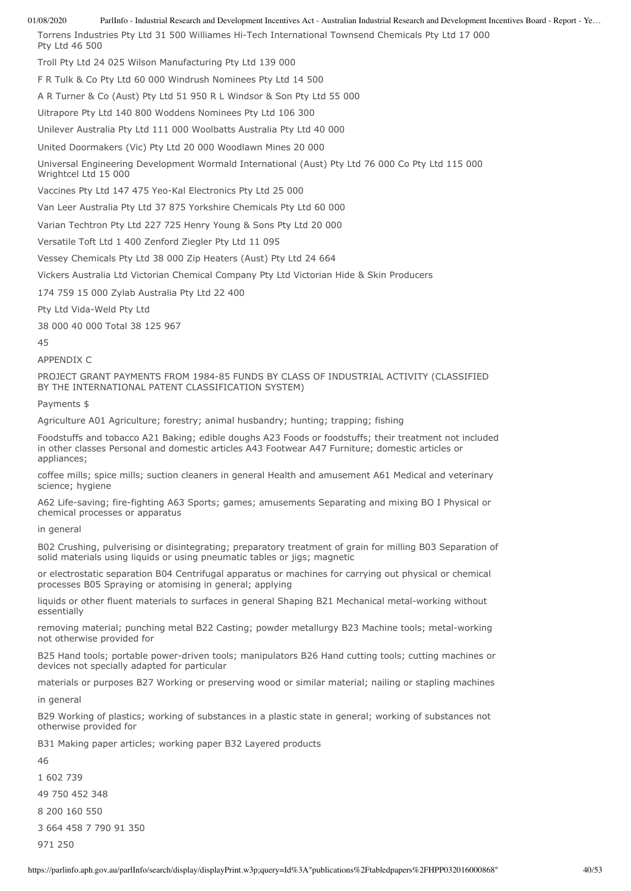Torrens Industries Pty Ltd 31 500 Williames Hi-Tech International Townsend Chemicals Pty Ltd 17 000 Pty Ltd 46 500

Troll Pty Ltd 24 025 Wilson Manufacturing Pty Ltd 139 000

F R Tulk & Co Pty Ltd 60 000 Windrush Nominees Pty Ltd 14 500

A R Turner & Co (Aust) Pty Ltd 51 950 R L Windsor & Son Pty Ltd 55 000

Uitrapore Pty Ltd 140 800 Woddens Nominees Pty Ltd 106 300

Unilever Australia Pty Ltd 111 000 Woolbatts Australia Pty Ltd 40 000

United Doormakers (Vic) Pty Ltd 20 000 Woodlawn Mines 20 000

Universal Engineering Development Wormald International (Aust) Pty Ltd 76 000 Co Pty Ltd 115 000 Wrightcel Ltd 15 000

Vaccines Pty Ltd 147 475 Yeo-Kal Electronics Pty Ltd 25 000

Van Leer Australia Pty Ltd 37 875 Yorkshire Chemicals Pty Ltd 60 000

Varian Techtron Pty Ltd 227 725 Henry Young & Sons Pty Ltd 20 000

Versatile Toft Ltd 1 400 Zenford Ziegler Pty Ltd 11 095

Vessey Chemicals Pty Ltd 38 000 Zip Heaters (Aust) Pty Ltd 24 664

Vickers Australia Ltd Victorian Chemical Company Pty Ltd Victorian Hide & Skin Producers

174 759 15 000 Zylab Australia Pty Ltd 22 400

Pty Ltd Vida-Weld Pty Ltd

38 000 40 000 Total 38 125 967

45

APPENDIX C

PROJECT GRANT PAYMENTS FROM 1984-85 FUNDS BY CLASS OF INDUSTRIAL ACTIVITY (CLASSIFIED BY THE INTERNATIONAL PATENT CLASSIFICATION SYSTEM)

Payments $

Agriculture A01 Agriculture; forestry; animal husbandry; hunting; trapping; fishing

Foodstuffs and tobacco A21 Baking; edible doughs A23 Foods or foodstuffs; their treatment not included in other classes Personal and domestic articles A43 Footwear A47 Furniture; domestic articles or appliances;

coffee mills; spice mills; suction cleaners in general Health and amusement A61 Medical and veterinary science; hygiene

A62 Life-saving; fire-fighting A63 Sports; games; amusements Separating and mixing BO I Physical or chemical processes or apparatus

in general

B02 Crushing, pulverising or disintegrating; preparatory treatment of grain for milling B03 Separation of solid materials using liquids or using pneumatic tables or jigs; magnetic

or electrostatic separation B04 Centrifugal apparatus or machines for carrying out physical or chemical processes B05 Spraying or atomising in general; applying

liquids or other fluent materials to surfaces in general Shaping B21 Mechanical metal-working without essentially

removing material; punching metal B22 Casting; powder metallurgy B23 Machine tools; metal-working not otherwise provided for

B25 Hand tools; portable power-driven tools; manipulators B26 Hand cutting tools; cutting machines or devices not specially adapted for particular

materials or purposes B27 Working or preserving wood or similar material; nailing or stapling machines

in general

B29 Working of plastics; working of substances in a plastic state in general; working of substances not otherwise provided for

B31 Making paper articles; working paper B32 Layered products

46

1 602 739

49 750 452 348

8 200 160 550

3 664 458 7 790 91 350

971 250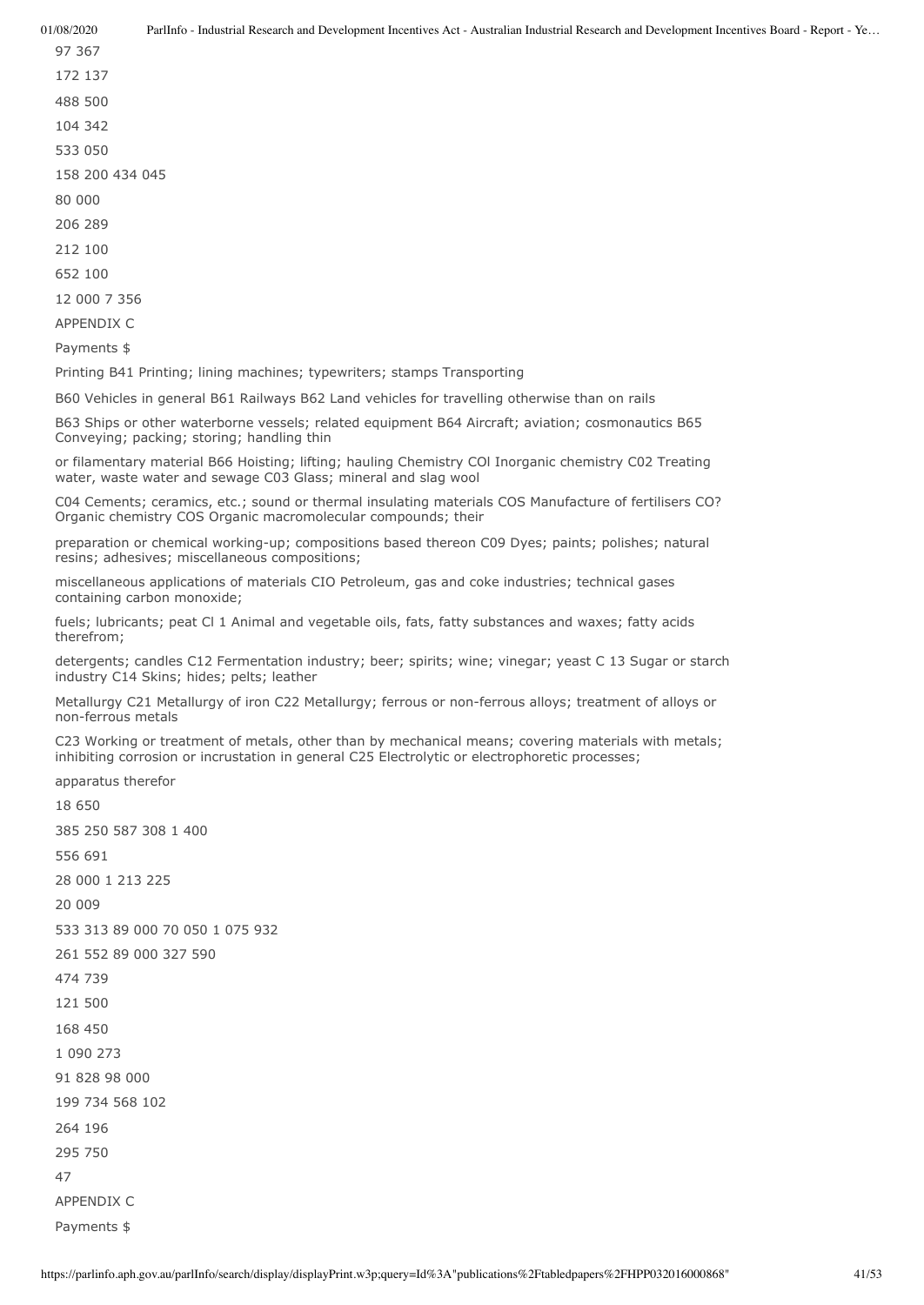97 367

172 137

488 500

104 342

533 050

158 200 434 045

80 000

206 289

212 100

652 100

12 000 7 356

APPENDIX C

Payments $

Printing B41 Printing; lining machines; typewriters; stamps Transporting

B60 Vehicles in general B61 Railways B62 Land vehicles for travelling otherwise than on rails

B63 Ships or other waterborne vessels; related equipment B64 Aircraft; aviation; cosmonautics B65 Conveying; packing; storing; handling thin

or filamentary material B66 Hoisting; lifting; hauling Chemistry COl Inorganic chemistry C02 Treating water, waste water and sewage C03 Glass; mineral and slag wool

C04 Cements; ceramics, etc.; sound or thermal insulating materials COS Manufacture of fertilisers CO? Organic chemistry COS Organic macromolecular compounds; their

preparation or chemical working-up; compositions based thereon C09 Dyes; paints; polishes; natural resins; adhesives; miscellaneous compositions;

miscellaneous applications of materials CIO Petroleum, gas and coke industries; technical gases containing carbon monoxide;

fuels; lubricants; peat Cl 1 Animal and vegetable oils, fats, fatty substances and waxes; fatty acids therefrom;

detergents; candles C12 Fermentation industry; beer; spirits; wine; vinegar; yeast C 13 Sugar or starch industry C14 Skins; hides; pelts; leather

Metallurgy C21 Metallurgy of iron C22 Metallurgy; ferrous or non-ferrous alloys; treatment of alloys or non-ferrous metals

C23 Working or treatment of metals, other than by mechanical means; covering materials with metals; inhibiting corrosion or incrustation in general C25 Electrolytic or electrophoretic processes;

apparatus therefor

18 650

385 250 587 308 1 400

556 691

28 000 1 213 225

20 009

533 313 89 000 70 050 1 075 932

261 552 89 000 327 590

474 739

121 500

168 450

1 090 273

91 828 98 000

199 734 568 102

264 196

295 750

47

APPENDIX C

Payments $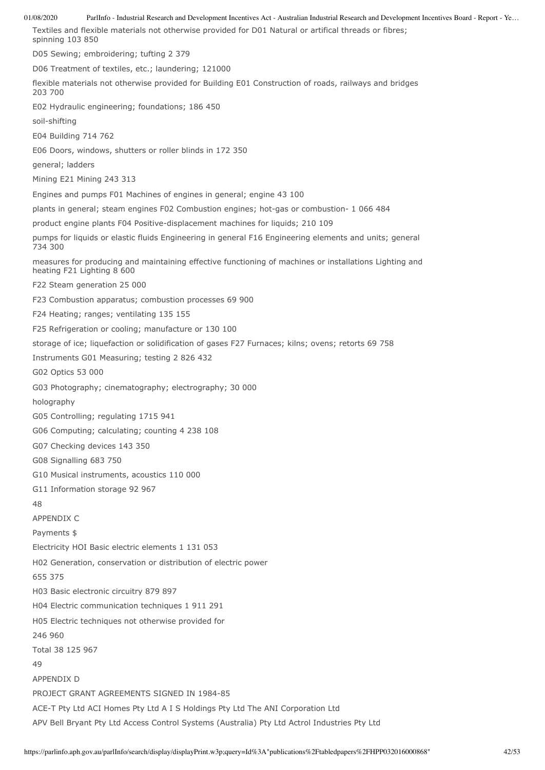Textiles and flexible materials not otherwise provided for D01 Natural or artifical threads or fibres; spinning 103 850

D05 Sewing; embroidering; tufting 2 379

D06 Treatment of textiles, etc.; laundering; 121000

flexible materials not otherwise provided for Building E01 Construction of roads, railways and bridges 203 700

E02 Hydraulic engineering; foundations; 186 450

soil-shifting

E04 Building 714 762

E06 Doors, windows, shutters or roller blinds in 172 350

general; ladders

Mining E21 Mining 243 313

Engines and pumps F01 Machines of engines in general; engine 43 100

plants in general; steam engines F02 Combustion engines; hot-gas or combustion- 1 066 484

product engine plants F04 Positive-displacement machines for liquids; 210 109

pumps for liquids or elastic fluids Engineering in general F16 Engineering elements and units; general 734 300

measures for producing and maintaining effective functioning of machines or installations Lighting and heating F21 Lighting 8 600

F22 Steam generation 25 000

F23 Combustion apparatus; combustion processes 69 900

F24 Heating; ranges; ventilating 135 155

F25 Refrigeration or cooling; manufacture or 130 100

storage of ice; liquefaction or solidification of gases F27 Furnaces; kilns; ovens; retorts 69 758

Instruments G01 Measuring; testing 2 826 432

G02 Optics 53 000

G03 Photography; cinematography; electrography; 30 000

holography

G05 Controlling; regulating 1715 941

G06 Computing; calculating; counting 4 238 108

G07 Checking devices 143 350

G08 Signalling 683 750

G10 Musical instruments, acoustics 110 000

G11 Information storage 92 967

48

APPENDIX C

Payments $

Electricity HOI Basic electric elements 1 131 053

H02 Generation, conservation or distribution of electric power

655 375

H03 Basic electronic circuitry 879 897

H04 Electric communication techniques 1 911 291

H05 Electric techniques not otherwise provided for

246 960

Total 38 125 967

49

APPENDIX D

PROJECT GRANT AGREEMENTS SIGNED IN 1984-85

ACE-T Pty Ltd ACI Homes Pty Ltd A I S Holdings Pty Ltd The ANI Corporation Ltd

APV Bell Bryant Pty Ltd Access Control Systems (Australia) Pty Ltd Actrol Industries Pty Ltd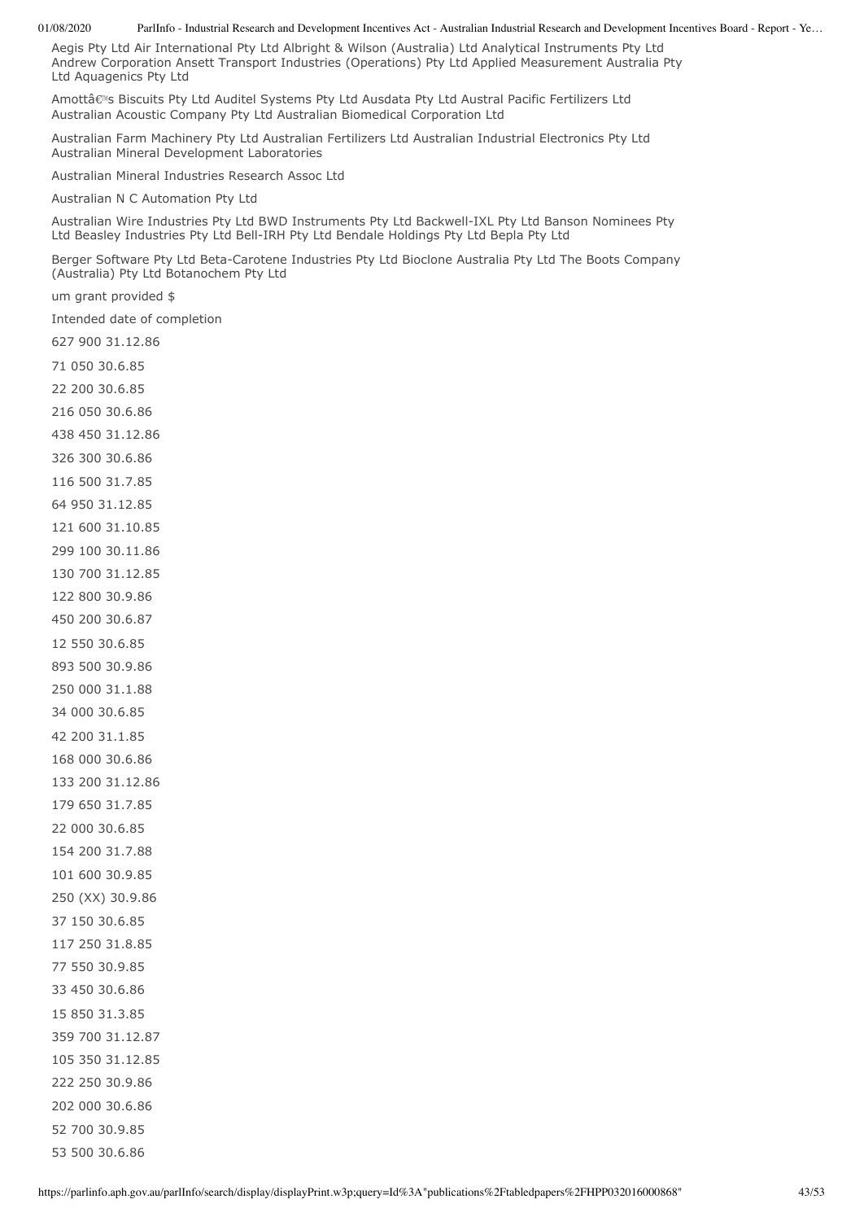Aegis Pty Ltd Air International Pty Ltd Albright & Wilson (Australia) Ltd Analytical Instruments Pty Ltd Andrew Corporation Ansett Transport Industries (Operations) Pty Ltd Applied Measurement Australia Pty Ltd Aquagenics Pty Ltd

Amottâ€™s Biscuits Pty Ltd Auditel Systems Pty Ltd Ausdata Pty Ltd Austral Pacific Fertilizers Ltd Australian Acoustic Company Pty Ltd Australian Biomedical Corporation Ltd

Australian Farm Machinery Pty Ltd Australian Fertilizers Ltd Australian Industrial Electronics Pty Ltd Australian Mineral Development Laboratories

Australian Mineral Industries Research Assoc Ltd

Australian N C Automation Pty Ltd

Australian Wire Industries Pty Ltd BWD Instruments Pty Ltd Backwell-IXL Pty Ltd Banson Nominees Pty Ltd Beasley Industries Pty Ltd Bell-IRH Pty Ltd Bendale Holdings Pty Ltd Bepla Pty Ltd

Berger Software Pty Ltd Beta-Carotene Industries Pty Ltd Bioclone Australia Pty Ltd The Boots Company (Australia) Pty Ltd Botanochem Pty Ltd

um grant provided $

Intended date of completion

627 900 31.12.86

71 050 30.6.85

22 200 30.6.85

216 050 30.6.86

438 450 31.12.86

326 300 30.6.86

116 500 31.7.85

64 950 31.12.85

121 600 31.10.85

299 100 30.11.86

130 700 31.12.85

122 800 30.9.86

450 200 30.6.87

12 550 30.6.85

893 500 30.9.86

250 000 31.1.88

34 000 30.6.85

42 200 31.1.85

168 000 30.6.86

133 200 31.12.86

179 650 31.7.85

22 000 30.6.85

154 200 31.7.88

101 600 30.9.85

250 (XX) 30.9.86

37 150 30.6.85

117 250 31.8.85

77 550 30.9.85

33 450 30.6.86

15 850 31.3.85

359 700 31.12.87

105 350 31.12.85

222 250 30.9.86

202 000 30.6.86

52 700 30.9.85

53 500 30.6.86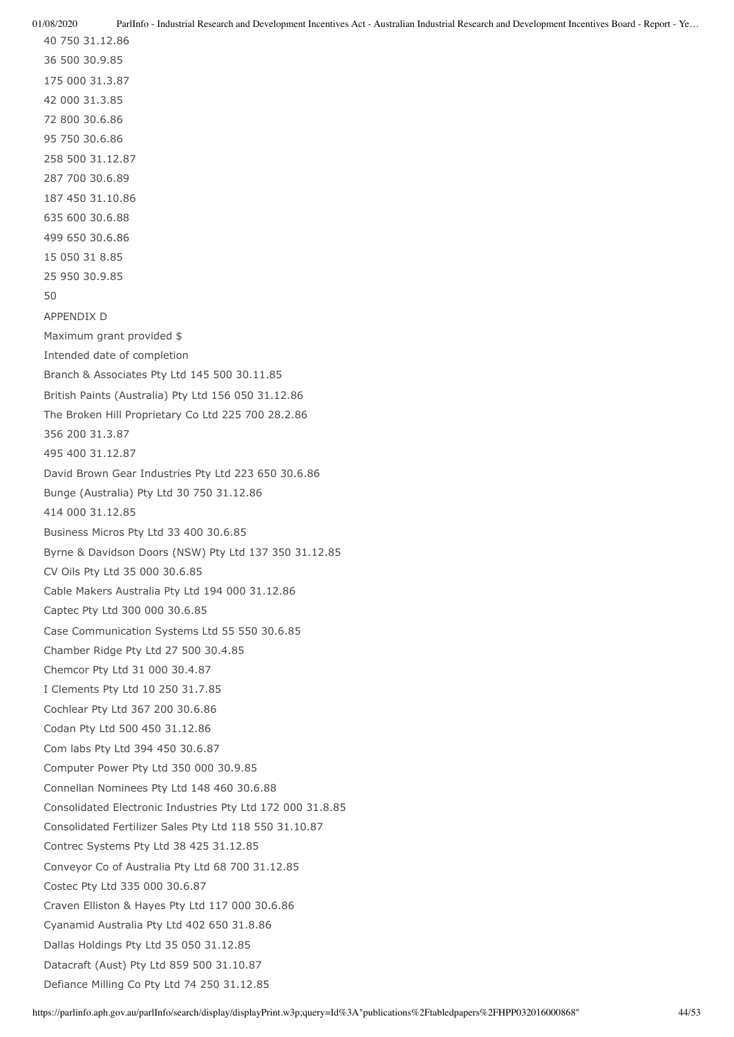40 750 31.12.86

36 500 30.9.85

175 000 31.3.87

42 000 31.3.85

72 800 30.6.86

95 750 30.6.86

258 500 31.12.87

287 700 30.6.89

187 450 31.10.86

635 600 30.6.88

499 650 30.6.86

15 050 31 8.85

25 950 30.9.85

50

APPENDIX D

| | Maximum grant provided $ | Intended date of completion |
|---|---|---|
| Branch & Associates Pty Ltd | 145 500 | 30.11.85 |
| British Paints (Australia) Pty Ltd | 156 050 | 31.12.86 |
| The Broken Hill Proprietary Co Ltd | 225 700 | 28.2.86 |
| | 356 200 | 31.3.87 |
| | 495 400 | 31.12.87 |
| David Brown Gear Industries Pty Ltd | 223 650 | 30.6.86 |
| Bunge (Australia) Pty Ltd | 30 750 | 31.12.86 |
| | 414 000 | 31.12.85 |
| Business Micros Pty Ltd | 33 400 | 30.6.85 |
| Byrne & Davidson Doors (NSW) Pty Ltd | 137 350 | 31.12.85 |
| CV Oils Pty Ltd | 35 000 | 30.6.85 |
| Cable Makers Australia Pty Ltd | 194 000 | 31.12.86 |
| Captec Pty Ltd | 300 000 | 30.6.85 |
| Case Communication Systems Ltd | 55 550 | 30.6.85 |
| Chamber Ridge Pty Ltd | 27 500 | 30.4.85 |
| Chemcor Pty Ltd | 31 000 | 30.4.87 |
| I Clements Pty Ltd | 10 250 | 31.7.85 |
| Cochlear Pty Ltd | 367 200 | 30.6.86 |
| Codan Pty Ltd | 500 450 | 31.12.86 |
| Com labs Pty Ltd | 394 450 | 30.6.87 |
| Computer Power Pty Ltd | 350 000 | 30.9.85 |
| Connellan Nominees Pty Ltd | 148 460 | 30.6.88 |
| Consolidated Electronic Industries Pty Ltd | 172 000 | 31.8.85 |
| Consolidated Fertilizer Sales Pty Ltd | 118 550 | 31.10.87 |
| Contrec Systems Pty Ltd | 38 425 | 31.12.85 |
| Conveyor Co of Australia Pty Ltd | 68 700 | 31.12.85 |
| Costec Pty Ltd | 335 000 | 30.6.87 |
| Craven Elliston & Hayes Pty Ltd | 117 000 | 30.6.86 |
| Cyanamid Australia Pty Ltd | 402 650 | 31.8.86 |
| Dallas Holdings Pty Ltd | 35 050 | 31.12.85 |
| Datacraft (Aust) Pty Ltd | 859 500 | 31.10.87 |
| Defiance Milling Co Pty Ltd | 74 250 | 31.12.85 |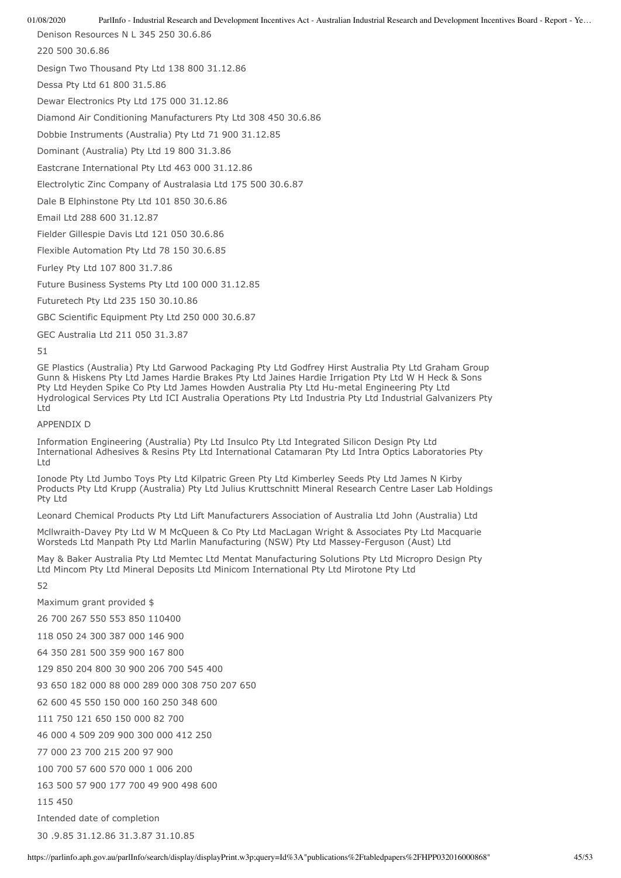Denison Resources N L 345 250 30.6.86

220 500 30.6.86

Design Two Thousand Pty Ltd 138 800 31.12.86

Dessa Pty Ltd 61 800 31.5.86

Dewar Electronics Pty Ltd 175 000 31.12.86

Diamond Air Conditioning Manufacturers Pty Ltd 308 450 30.6.86

Dobbie Instruments (Australia) Pty Ltd 71 900 31.12.85

Dominant (Australia) Pty Ltd 19 800 31.3.86

Eastcrane International Pty Ltd 463 000 31.12.86

Electrolytic Zinc Company of Australasia Ltd 175 500 30.6.87

Dale B Elphinstone Pty Ltd 101 850 30.6.86

Email Ltd 288 600 31.12.87

Fielder Gillespie Davis Ltd 121 050 30.6.86

Flexible Automation Pty Ltd 78 150 30.6.85

Furley Pty Ltd 107 800 31.7.86

Future Business Systems Pty Ltd 100 000 31.12.85

Futuretech Pty Ltd 235 150 30.10.86

GBC Scientific Equipment Pty Ltd 250 000 30.6.87

GEC Australia Ltd 211 050 31.3.87

GE Plastics (Australia) Pty Ltd Garwood Packaging Pty Ltd Godfrey Hirst Australia Pty Ltd Graham Group Gunn & Hiskens Pty Ltd James Hardie Brakes Pty Ltd Jaines Hardie Irrigation Pty Ltd W H Heck & Sons Pty Ltd Heyden Spike Co Pty Ltd James Howden Australia Pty Ltd Hu-metal Engineering Pty Ltd Hydrological Services Pty Ltd ICI Australia Operations Pty Ltd Industria Pty Ltd Industrial Galvanizers Pty Ltd

APPENDIX D

Information Engineering (Australia) Pty Ltd Insulco Pty Ltd Integrated Silicon Design Pty Ltd International Adhesives & Resins Pty Ltd International Catamaran Pty Ltd Intra Optics Laboratories Pty Ltd

Ionode Pty Ltd Jumbo Toys Pty Ltd Kilpatric Green Pty Ltd Kimberley Seeds Pty Ltd James N Kirby Products Pty Ltd Krupp (Australia) Pty Ltd Julius Kruttschnitt Mineral Research Centre Laser Lab Holdings Pty Ltd

Leonard Chemical Products Pty Ltd Lift Manufacturers Association of Australia Ltd John (Australia) Ltd

Mcllwraith-Davey Pty Ltd W M McQueen & Co Pty Ltd MacLagan Wright & Associates Pty Ltd Macquarie Worsteds Ltd Manpath Pty Ltd Marlin Manufacturing (NSW) Pty Ltd Massey-Ferguson (Aust) Ltd

May & Baker Australia Pty Ltd Memtec Ltd Mentat Manufacturing Solutions Pty Ltd Micropro Design Pty Ltd Mincom Pty Ltd Mineral Deposits Ltd Minicom International Pty Ltd Mirotone Pty Ltd

Maximum grant provided $

26 700 267 550 553 850 110400

118 050 24 300 387 000 146 900

64 350 281 500 359 900 167 800

129 850 204 800 30 900 206 700 545 400

93 650 182 000 88 000 289 000 308 750 207 650

62 600 45 550 150 000 160 250 348 600

111 750 121 650 150 000 82 700

46 000 4 509 209 900 300 000 412 250

77 000 23 700 215 200 97 900

100 700 57 600 570 000 1 006 200

163 500 57 900 177 700 49 900 498 600

115 450

Intended date of completion

30 .9.85 31.12.86 31.3.87 31.10.85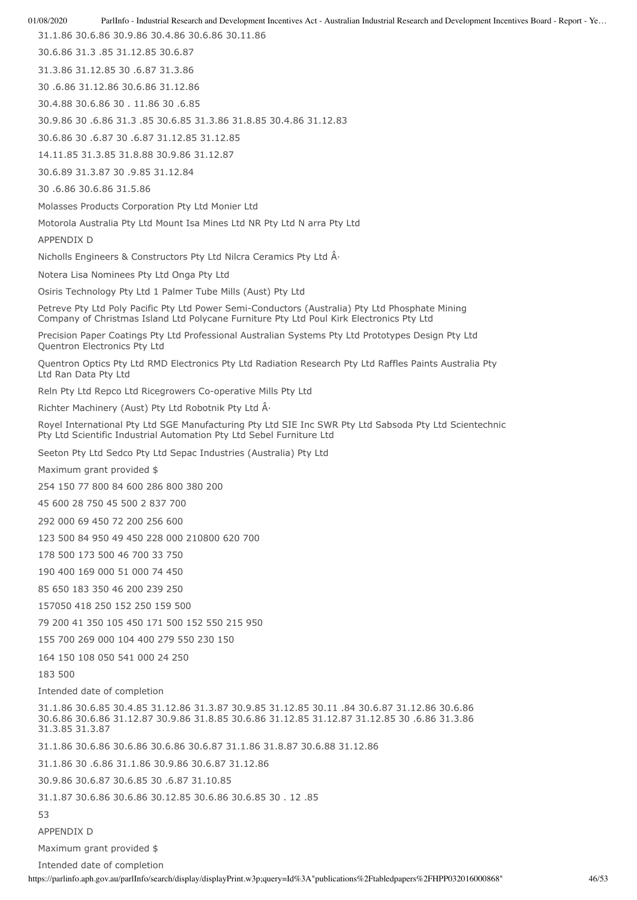31.1.86 30.6.86 30.9.86 30.4.86 30.6.86 30.11.86

30.6.86 31.3 .85 31.12.85 30.6.87

31.3.86 31.12.85 30 .6.87 31.3.86

30 .6.86 31.12.86 30.6.86 31.12.86

30.4.88 30.6.86 30 . 11.86 30 .6.85

30.9.86 30 .6.86 31.3 .85 30.6.85 31.3.86 31.8.85 30.4.86 31.12.83

30.6.86 30 .6.87 30 .6.87 31.12.85 31.12.85

14.11.85 31.3.85 31.8.88 30.9.86 31.12.87

30.6.89 31.3.87 30 .9.85 31.12.84

30 .6.86 30.6.86 31.5.86

Molasses Products Corporation Pty Ltd Monier Ltd

Motorola Australia Pty Ltd Mount Isa Mines Ltd NR Pty Ltd N arra Pty Ltd

APPENDIX D

Nicholls Engineers & Constructors Pty Ltd Nilcra Ceramics Pty Ltd Â·

Notera Lisa Nominees Pty Ltd Onga Pty Ltd

Osiris Technology Pty Ltd 1 Palmer Tube Mills (Aust) Pty Ltd

Petreve Pty Ltd Poly Pacific Pty Ltd Power Semi-Conductors (Australia) Pty Ltd Phosphate Mining Company of Christmas Island Ltd Polycane Furniture Pty Ltd Poul Kirk Electronics Pty Ltd

Precision Paper Coatings Pty Ltd Professional Australian Systems Pty Ltd Prototypes Design Pty Ltd Quentron Electronics Pty Ltd

Quentron Optics Pty Ltd RMD Electronics Pty Ltd Radiation Research Pty Ltd Raffles Paints Australia Pty Ltd Ran Data Pty Ltd

Reln Pty Ltd Repco Ltd Ricegrowers Co-operative Mills Pty Ltd

Richter Machinery (Aust) Pty Ltd Robotnik Pty Ltd Â·

Royel International Pty Ltd SGE Manufacturing Pty Ltd SIE Inc SWR Pty Ltd Sabsoda Pty Ltd Scientechnic Pty Ltd Scientific Industrial Automation Pty Ltd Sebel Furniture Ltd

Seeton Pty Ltd Sedco Pty Ltd Sepac Industries (Australia) Pty Ltd

Maximum grant provided $

254 150 77 800 84 600 286 800 380 200

45 600 28 750 45 500 2 837 700

292 000 69 450 72 200 256 600

123 500 84 950 49 450 228 000 210800 620 700

178 500 173 500 46 700 33 750

190 400 169 000 51 000 74 450

85 650 183 350 46 200 239 250

157050 418 250 152 250 159 500

79 200 41 350 105 450 171 500 152 550 215 950

155 700 269 000 104 400 279 550 230 150

164 150 108 050 541 000 24 250

183 500

Intended date of completion

31.1.86 30.6.85 30.4.85 31.12.86 31.3.87 30.9.85 31.12.85 30.11 .84 30.6.87 31.12.86 30.6.86 30.6.86 30.6.86 31.12.87 30.9.86 31.8.85 30.6.86 31.12.85 31.12.87 31.12.85 30 .6.86 31.3.86 31.3.85 31.3.87

31.1.86 30.6.86 30.6.86 30.6.86 30.6.87 31.1.86 31.8.87 30.6.88 31.12.86

31.1.86 30 .6.86 31.1.86 30.9.86 30.6.87 31.12.86

30.9.86 30.6.87 30.6.85 30 .6.87 31.10.85

31.1.87 30.6.86 30.6.86 30.12.85 30.6.86 30.6.85 30 . 12 .85

53

APPENDIX D

Maximum grant provided $

Intended date of completion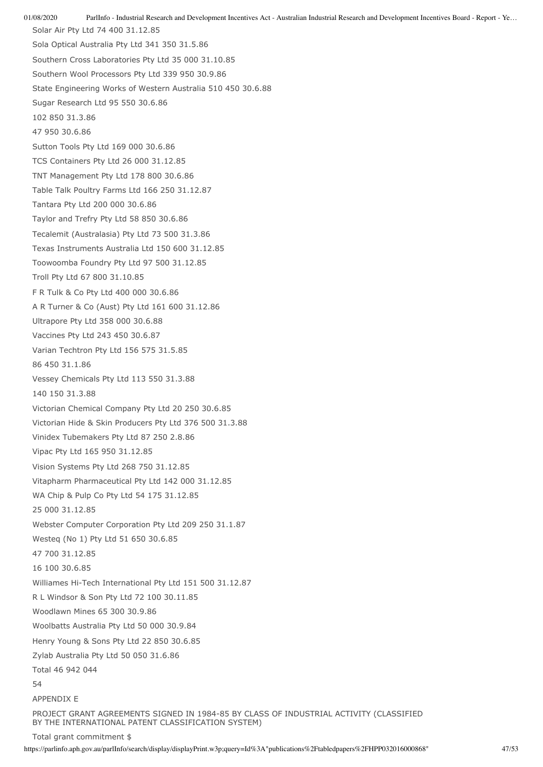Solar Air Pty Ltd 74 400 31.12.85

Sola Optical Australia Pty Ltd 341 350 31.5.86

Southern Cross Laboratories Pty Ltd 35 000 31.10.85

Southern Wool Processors Pty Ltd 339 950 30.9.86

State Engineering Works of Western Australia 510 450 30.6.88

Sugar Research Ltd 95 550 30.6.86

102 850 31.3.86

47 950 30.6.86

Sutton Tools Pty Ltd 169 000 30.6.86

TCS Containers Pty Ltd 26 000 31.12.85

TNT Management Pty Ltd 178 800 30.6.86

Table Talk Poultry Farms Ltd 166 250 31.12.87

Tantara Pty Ltd 200 000 30.6.86

Taylor and Trefry Pty Ltd 58 850 30.6.86

Tecalemit (Australasia) Pty Ltd 73 500 31.3.86

Texas Instruments Australia Ltd 150 600 31.12.85

Toowoomba Foundry Pty Ltd 97 500 31.12.85

Troll Pty Ltd 67 800 31.10.85

F R Tulk & Co Pty Ltd 400 000 30.6.86

A R Turner & Co (Aust) Pty Ltd 161 600 31.12.86

Ultrapore Pty Ltd 358 000 30.6.88

Vaccines Pty Ltd 243 450 30.6.87

Varian Techtron Pty Ltd 156 575 31.5.85

86 450 31.1.86

Vessey Chemicals Pty Ltd 113 550 31.3.88

140 150 31.3.88

Victorian Chemical Company Pty Ltd 20 250 30.6.85

Victorian Hide & Skin Producers Pty Ltd 376 500 31.3.88

Vinidex Tubemakers Pty Ltd 87 250 2.8.86

Vipac Pty Ltd 165 950 31.12.85

Vision Systems Pty Ltd 268 750 31.12.85

Vitapharm Pharmaceutical Pty Ltd 142 000 31.12.85

WA Chip & Pulp Co Pty Ltd 54 175 31.12.85

25 000 31.12.85

Webster Computer Corporation Pty Ltd 209 250 31.1.87

Westeq (No 1) Pty Ltd 51 650 30.6.85

47 700 31.12.85

16 100 30.6.85

Williames Hi-Tech International Pty Ltd 151 500 31.12.87

R L Windsor & Son Pty Ltd 72 100 30.11.85

Woodlawn Mines 65 300 30.9.86

Woolbatts Australia Pty Ltd 50 000 30.9.84

Henry Young & Sons Pty Ltd 22 850 30.6.85

Zylab Australia Pty Ltd 50 050 31.6.86

Total 46 942 044

54

APPENDIX E

PROJECT GRANT AGREEMENTS SIGNED IN 1984-85 BY CLASS OF INDUSTRIAL ACTIVITY (CLASSIFIED BY THE INTERNATIONAL PATENT CLASSIFICATION SYSTEM)

Total grant commitment $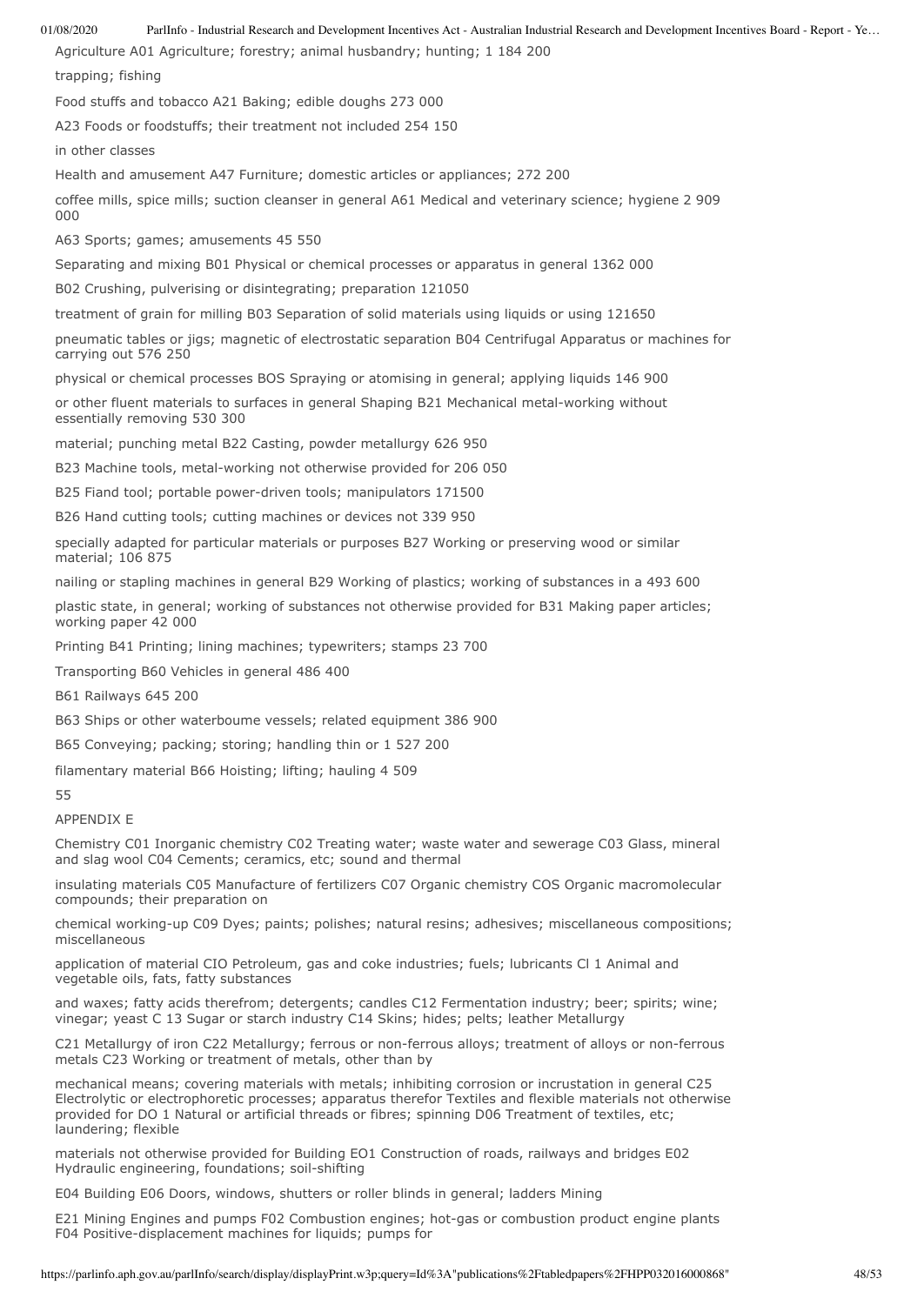Agriculture A01 Agriculture; forestry; animal husbandry; hunting; 1 184 200

trapping; fishing

Food stuffs and tobacco A21 Baking; edible doughs 273 000

A23 Foods or foodstuffs; their treatment not included 254 150

in other classes

Health and amusement A47 Furniture; domestic articles or appliances; 272 200

coffee mills, spice mills; suction cleanser in general A61 Medical and veterinary science; hygiene 2 909 000

A63 Sports; games; amusements 45 550

Separating and mixing B01 Physical or chemical processes or apparatus in general 1362 000

B02 Crushing, pulverising or disintegrating; preparation 121050

treatment of grain for milling B03 Separation of solid materials using liquids or using 121650

pneumatic tables or jigs; magnetic of electrostatic separation B04 Centrifugal Apparatus or machines for carrying out 576 250

physical or chemical processes BOS Spraying or atomising in general; applying liquids 146 900

or other fluent materials to surfaces in general Shaping B21 Mechanical metal-working without essentially removing 530 300

material; punching metal B22 Casting, powder metallurgy 626 950

B23 Machine tools, metal-working not otherwise provided for 206 050

B25 Fiand tool; portable power-driven tools; manipulators 171500

B26 Hand cutting tools; cutting machines or devices not 339 950

specially adapted for particular materials or purposes B27 Working or preserving wood or similar material; 106 875

nailing or stapling machines in general B29 Working of plastics; working of substances in a 493 600

plastic state, in general; working of substances not otherwise provided for B31 Making paper articles; working paper 42 000

Printing B41 Printing; lining machines; typewriters; stamps 23 700

Transporting B60 Vehicles in general 486 400

B61 Railways 645 200

B63 Ships or other waterboume vessels; related equipment 386 900

B65 Conveying; packing; storing; handling thin or 1 527 200

filamentary material B66 Hoisting; lifting; hauling 4 509

55

APPENDIX E

Chemistry C01 Inorganic chemistry C02 Treating water; waste water and sewerage C03 Glass, mineral and slag wool C04 Cements; ceramics, etc; sound and thermal

insulating materials C05 Manufacture of fertilizers C07 Organic chemistry COS Organic macromolecular compounds; their preparation on

chemical working-up C09 Dyes; paints; polishes; natural resins; adhesives; miscellaneous compositions; miscellaneous

application of material CIO Petroleum, gas and coke industries; fuels; lubricants Cl 1 Animal and vegetable oils, fats, fatty substances

and waxes; fatty acids therefrom; detergents; candles C12 Fermentation industry; beer; spirits; wine; vinegar; yeast C 13 Sugar or starch industry C14 Skins; hides; pelts; leather Metallurgy

C21 Metallurgy of iron C22 Metallurgy; ferrous or non-ferrous alloys; treatment of alloys or non-ferrous metals C23 Working or treatment of metals, other than by

mechanical means; covering materials with metals; inhibiting corrosion or incrustation in general C25 Electrolytic or electrophoretic processes; apparatus therefor Textiles and flexible materials not otherwise provided for DO 1 Natural or artificial threads or fibres; spinning D06 Treatment of textiles, etc; laundering; flexible

materials not otherwise provided for Building EO1 Construction of roads, railways and bridges E02 Hydraulic engineering, foundations; soil-shifting

E04 Building E06 Doors, windows, shutters or roller blinds in general; ladders Mining

E21 Mining Engines and pumps F02 Combustion engines; hot-gas or combustion product engine plants F04 Positive-displacement machines for liquids; pumps for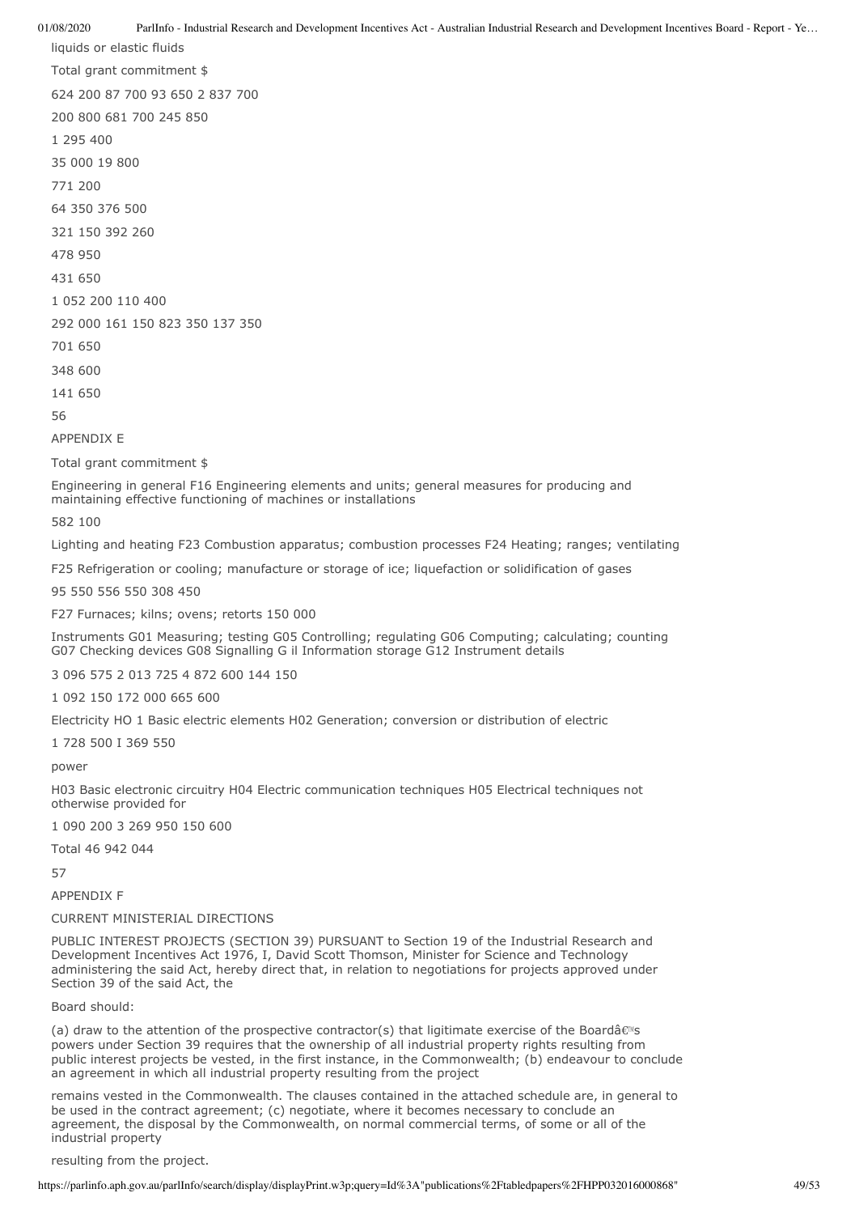liquids or elastic fluids

Total grant commitment $

624 200 87 700 93 650 2 837 700

200 800 681 700 245 850

1 295 400

35 000 19 800

771 200

64 350 376 500

321 150 392 260

478 950

431 650

1 052 200 110 400

292 000 161 150 823 350 137 350

701 650

348 600

141 650

56

APPENDIX E

Total grant commitment $

Engineering in general F16 Engineering elements and units; general measures for producing and maintaining effective functioning of machines or installations

582 100

Lighting and heating F23 Combustion apparatus; combustion processes F24 Heating; ranges; ventilating

F25 Refrigeration or cooling; manufacture or storage of ice; liquefaction or solidification of gases

95 550 556 550 308 450

F27 Furnaces; kilns; ovens; retorts 150 000

Instruments G01 Measuring; testing G05 Controlling; regulating G06 Computing; calculating; counting G07 Checking devices G08 Signalling G il Information storage G12 Instrument details

3 096 575 2 013 725 4 872 600 144 150

1 092 150 172 000 665 600

Electricity HO 1 Basic electric elements H02 Generation; conversion or distribution of electric

1 728 500 I 369 550

power

H03 Basic electronic circuitry H04 Electric communication techniques H05 Electrical techniques not otherwise provided for

1 090 200 3 269 950 150 600

Total 46 942 044

57

APPENDIX F

CURRENT MINISTERIAL DIRECTIONS

PUBLIC INTEREST PROJECTS (SECTION 39) PURSUANT to Section 19 of the Industrial Research and Development Incentives Act 1976, I, David Scott Thomson, Minister for Science and Technology administering the said Act, hereby direct that, in relation to negotiations for projects approved under Section 39 of the said Act, the

Board should:

(a) draw to the attention of the prospective contractor(s) that ligitimate exercise of the Boardâ€™s powers under Section 39 requires that the ownership of all industrial property rights resulting from public interest projects be vested, in the first instance, in the Commonwealth; (b) endeavour to conclude an agreement in which all industrial property resulting from the project

remains vested in the Commonwealth. The clauses contained in the attached schedule are, in general to be used in the contract agreement; (c) negotiate, where it becomes necessary to conclude an agreement, the disposal by the Commonwealth, on normal commercial terms, of some or all of the industrial property

resulting from the project.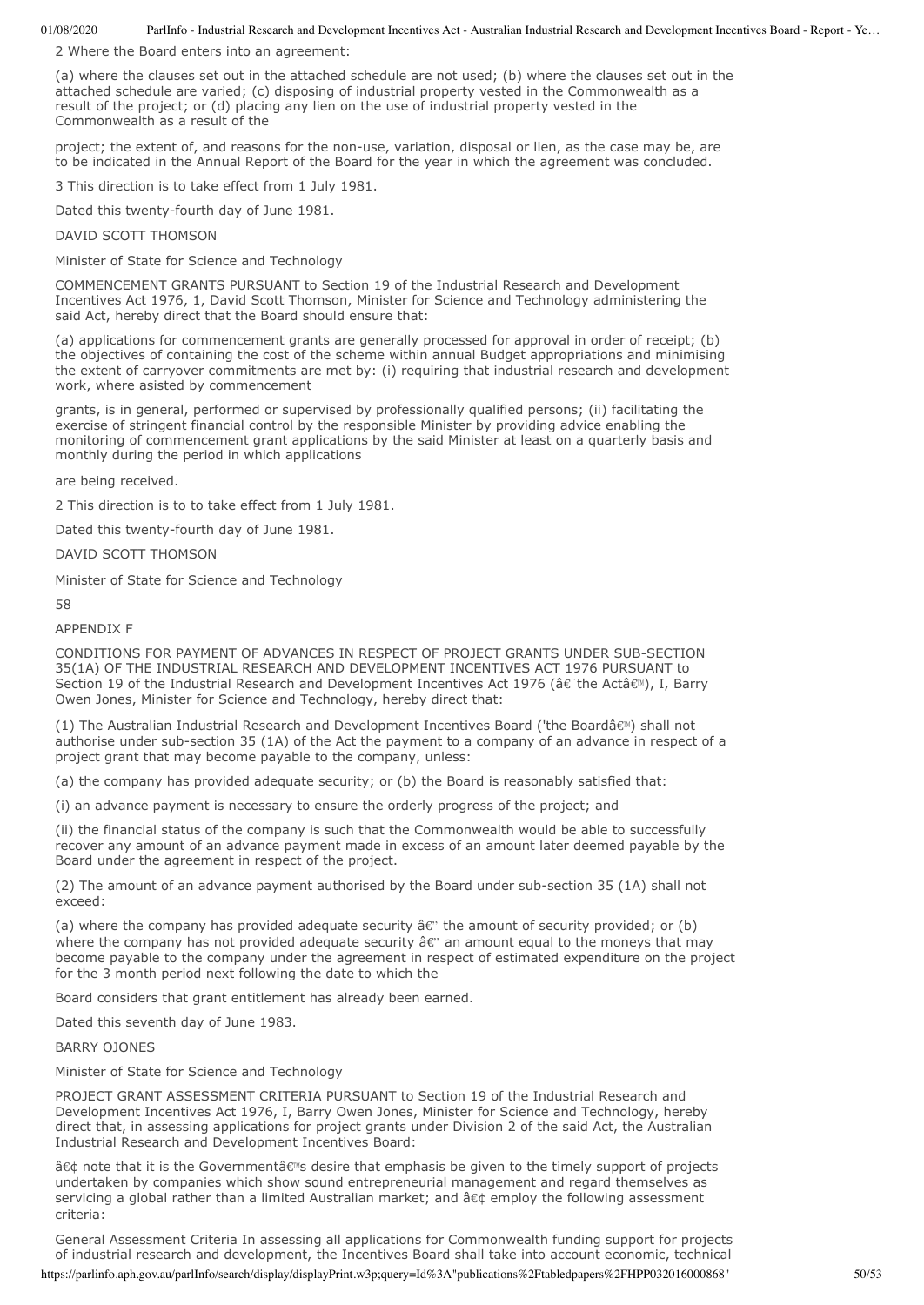2 Where the Board enters into an agreement:

(a) where the clauses set out in the attached schedule are not used; (b) where the clauses set out in the attached schedule are varied; (c) disposing of industrial property vested in the Commonwealth as a result of the project; or (d) placing any lien on the use of industrial property vested in the Commonwealth as a result of the

project; the extent of, and reasons for the non-use, variation, disposal or lien, as the case may be, are to be indicated in the Annual Report of the Board for the year in which the agreement was concluded.

3 This direction is to take effect from 1 July 1981.

Dated this twenty-fourth day of June 1981.

DAVID SCOTT THOMSON

Minister of State for Science and Technology

COMMENCEMENT GRANTS PURSUANT to Section 19 of the Industrial Research and Development Incentives Act 1976, 1, David Scott Thomson, Minister for Science and Technology administering the said Act, hereby direct that the Board should ensure that:

(a) applications for commencement grants are generally processed for approval in order of receipt; (b) the objectives of containing the cost of the scheme within annual Budget appropriations and minimising the extent of carryover commitments are met by: (i) requiring that industrial research and development work, where asisted by commencement

grants, is in general, performed or supervised by professionally qualified persons; (ii) facilitating the exercise of stringent financial control by the responsible Minister by providing advice enabling the monitoring of commencement grant applications by the said Minister at least on a quarterly basis and monthly during the period in which applications

are being received.

2 This direction is to to take effect from 1 July 1981.

Dated this twenty-fourth day of June 1981.

DAVID SCOTT THOMSON

Minister of State for Science and Technology

58

APPENDIX F

CONDITIONS FOR PAYMENT OF ADVANCES IN RESPECT OF PROJECT GRANTS UNDER SUB-SECTION 35(1A) OF THE INDUSTRIAL RESEARCH AND DEVELOPMENT INCENTIVES ACT 1976 PURSUANT to Section 19 of the Industrial Research and Development Incentives Act 1976 (â€˜the Actâ€™), I, Barry Owen Jones, Minister for Science and Technology, hereby direct that:

(1) The Australian Industrial Research and Development Incentives Board ('the Boardâ€™) shall not authorise under sub-section 35 (1A) of the Act the payment to a company of an advance in respect of a project grant that may become payable to the company, unless:

(a) the company has provided adequate security; or (b) the Board is reasonably satisfied that:

(i) an advance payment is necessary to ensure the orderly progress of the project; and

(ii) the financial status of the company is such that the Commonwealth would be able to successfully recover any amount of an advance payment made in excess of an amount later deemed payable by the Board under the agreement in respect of the project.

(2) The amount of an advance payment authorised by the Board under sub-section 35 (1A) shall not exceed:

(a) where the company has provided adequate security â€" the amount of security provided; or (b) where the company has not provided adequate security â€" an amount equal to the moneys that may become payable to the company under the agreement in respect of estimated expenditure on the project for the 3 month period next following the date to which the

Board considers that grant entitlement has already been earned.

Dated this seventh day of June 1983.

BARRY OJONES

Minister of State for Science and Technology

PROJECT GRANT ASSESSMENT CRITERIA PURSUANT to Section 19 of the Industrial Research and Development Incentives Act 1976, I, Barry Owen Jones, Minister for Science and Technology, hereby direct that, in assessing applications for project grants under Division 2 of the said Act, the Australian Industrial Research and Development Incentives Board:

â€¢ note that it is the Governmentâ€™s desire that emphasis be given to the timely support of projects undertaken by companies which show sound entrepreneurial management and regard themselves as servicing a global rather than a limited Australian market; and â€¢ employ the following assessment criteria:

General Assessment Criteria In assessing all applications for Commonwealth funding support for projects of industrial research and development, the Incentives Board shall take into account economic, technical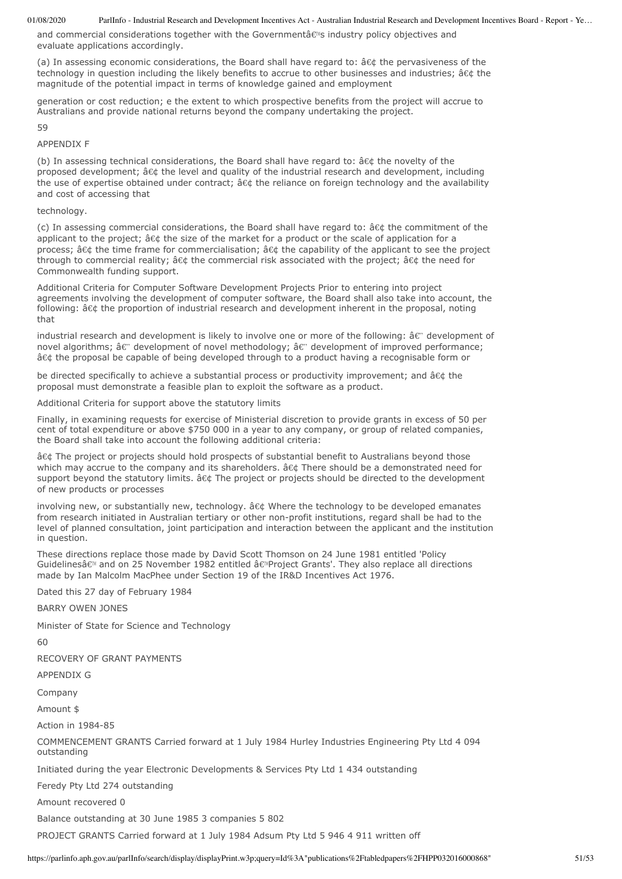and commercial considerations together with the Governmentâ€™s industry policy objectives and evaluate applications accordingly.

(a) In assessing economic considerations, the Board shall have regard to: â€¢ the pervasiveness of the technology in question including the likely benefits to accrue to other businesses and industries; â€¢ the magnitude of the potential impact in terms of knowledge gained and employment

generation or cost reduction; e the extent to which prospective benefits from the project will accrue to Australians and provide national returns beyond the company undertaking the project.

59

APPENDIX F

(b) In assessing technical considerations, the Board shall have regard to: â€¢ the novelty of the proposed development; â€¢ the level and quality of the industrial research and development, including the use of expertise obtained under contract; â€¢ the reliance on foreign technology and the availability and cost of accessing that

technology.

(c) In assessing commercial considerations, the Board shall have regard to: â€¢ the commitment of the applicant to the project; â€¢ the size of the market for a product or the scale of application for a process; â€¢ the time frame for commercialisation; â€¢ the capability of the applicant to see the project through to commercial reality; â€¢ the commercial risk associated with the project; â€¢ the need for Commonwealth funding support.

Additional Criteria for Computer Software Development Projects Prior to entering into project agreements involving the development of computer software, the Board shall also take into account, the following: â€¢ the proportion of industrial research and development inherent in the proposal, noting that

industrial research and development is likely to involve one or more of the following: â€" development of novel algorithms; â€" development of novel methodology; â€" development of improved performance; â€¢ the proposal be capable of being developed through to a product having a recognisable form or

be directed specifically to achieve a substantial process or productivity improvement; and â€¢ the proposal must demonstrate a feasible plan to exploit the software as a product.

Additional Criteria for support above the statutory limits

Finally, in examining requests for exercise of Ministerial discretion to provide grants in excess of 50 per cent of total expenditure or above $750 000 in a year to any company, or group of related companies, the Board shall take into account the following additional criteria:

â€¢ The project or projects should hold prospects of substantial benefit to Australians beyond those which may accrue to the company and its shareholders. â€¢ There should be a demonstrated need for support beyond the statutory limits. â€¢ The project or projects should be directed to the development of new products or processes

involving new, or substantially new, technology. â€¢ Where the technology to be developed emanates from research initiated in Australian tertiary or other non-profit institutions, regard shall be had to the level of planned consultation, joint participation and interaction between the applicant and the institution in question.

These directions replace those made by David Scott Thomson on 24 June 1981 entitled 'Policy Guidelinesâ€™ and on 25 November 1982 entitled â€™Project Grants'. They also replace all directions made by Ian Malcolm MacPhee under Section 19 of the IR&D Incentives Act 1976.

Dated this 27 day of February 1984

BARRY OWEN JONES

Minister of State for Science and Technology

60

RECOVERY OF GRANT PAYMENTS

APPENDIX G

Company

Amount $

Action in 1984-85

COMMENCEMENT GRANTS Carried forward at 1 July 1984 Hurley Industries Engineering Pty Ltd 4 094 outstanding

Initiated during the year Electronic Developments & Services Pty Ltd 1 434 outstanding

Feredy Pty Ltd 274 outstanding

Amount recovered 0

Balance outstanding at 30 June 1985 3 companies 5 802

PROJECT GRANTS Carried forward at 1 July 1984 Adsum Pty Ltd 5 946 4 911 written off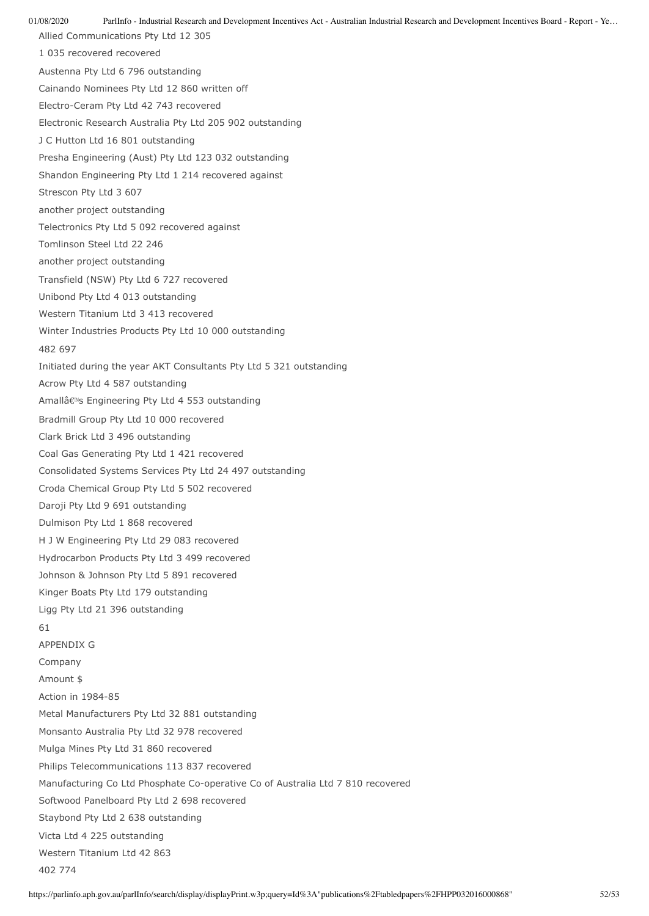Allied Communications Pty Ltd 12 305

1 035 recovered recovered

Austenna Pty Ltd 6 796 outstanding

Cainando Nominees Pty Ltd 12 860 written off

Electro-Ceram Pty Ltd 42 743 recovered

Electronic Research Australia Pty Ltd 205 902 outstanding

J C Hutton Ltd 16 801 outstanding

Presha Engineering (Aust) Pty Ltd 123 032 outstanding

Shandon Engineering Pty Ltd 1 214 recovered against

Strescon Pty Ltd 3 607

another project outstanding

Telectronics Pty Ltd 5 092 recovered against

Tomlinson Steel Ltd 22 246

another project outstanding

Transfield (NSW) Pty Ltd 6 727 recovered

Unibond Pty Ltd 4 013 outstanding

Western Titanium Ltd 3 413 recovered

Winter Industries Products Pty Ltd 10 000 outstanding

482 697

Initiated during the year AKT Consultants Pty Ltd 5 321 outstanding

Acrow Pty Ltd 4 587 outstanding

Amallâ€™s Engineering Pty Ltd 4 553 outstanding

Bradmill Group Pty Ltd 10 000 recovered

Clark Brick Ltd 3 496 outstanding

Coal Gas Generating Pty Ltd 1 421 recovered

Consolidated Systems Services Pty Ltd 24 497 outstanding

Croda Chemical Group Pty Ltd 5 502 recovered

Daroji Pty Ltd 9 691 outstanding

Dulmison Pty Ltd 1 868 recovered

H J W Engineering Pty Ltd 29 083 recovered

Hydrocarbon Products Pty Ltd 3 499 recovered

Johnson & Johnson Pty Ltd 5 891 recovered

Kinger Boats Pty Ltd 179 outstanding

Ligg Pty Ltd 21 396 outstanding

61

APPENDIX G

Company

Amount $

Action in 1984-85

Metal Manufacturers Pty Ltd 32 881 outstanding

Monsanto Australia Pty Ltd 32 978 recovered

Mulga Mines Pty Ltd 31 860 recovered

Philips Telecommunications 113 837 recovered

Manufacturing Co Ltd Phosphate Co-operative Co of Australia Ltd 7 810 recovered

Softwood Panelboard Pty Ltd 2 698 recovered

Staybond Pty Ltd 2 638 outstanding

Victa Ltd 4 225 outstanding

Western Titanium Ltd 42 863

402 774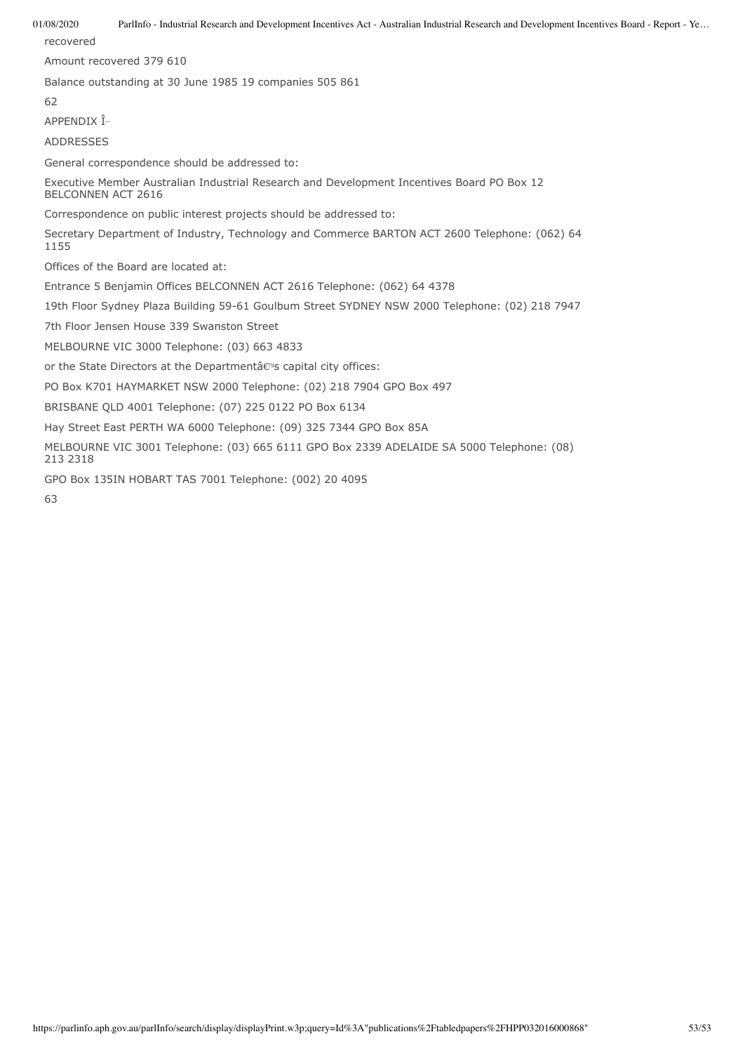recovered

Amount recovered 379 610

Balance outstanding at 30 June 1985 19 companies 505 861

APPENDIX Î–

ADDRESSES

General correspondence should be addressed to:

Executive Member Australian Industrial Research and Development Incentives Board PO Box 12 BELCONNEN ACT 2616

Correspondence on public interest projects should be addressed to:

Secretary Department of Industry, Technology and Commerce BARTON ACT 2600 Telephone: (062) 64 1155

Offices of the Board are located at:

Entrance 5 Benjamin Offices BELCONNEN ACT 2616 Telephone: (062) 64 4378

19th Floor Sydney Plaza Building 59-61 Goulbum Street SYDNEY NSW 2000 Telephone: (02) 218 7947

7th Floor Jensen House 339 Swanston Street

MELBOURNE VIC 3000 Telephone: (03) 663 4833

or the State Directors at the Departmentâ€™s capital city offices:

PO Box K701 HAYMARKET NSW 2000 Telephone: (02) 218 7904 GPO Box 497

BRISBANE QLD 4001 Telephone: (07) 225 0122 PO Box 6134

Hay Street East PERTH WA 6000 Telephone: (09) 325 7344 GPO Box 85A

MELBOURNE VIC 3001 Telephone: (03) 665 6111 GPO Box 2339 ADELAIDE SA 5000 Telephone: (08) 213 2318

GPO Box 135IN HOBART TAS 7001 Telephone: (002) 20 4095